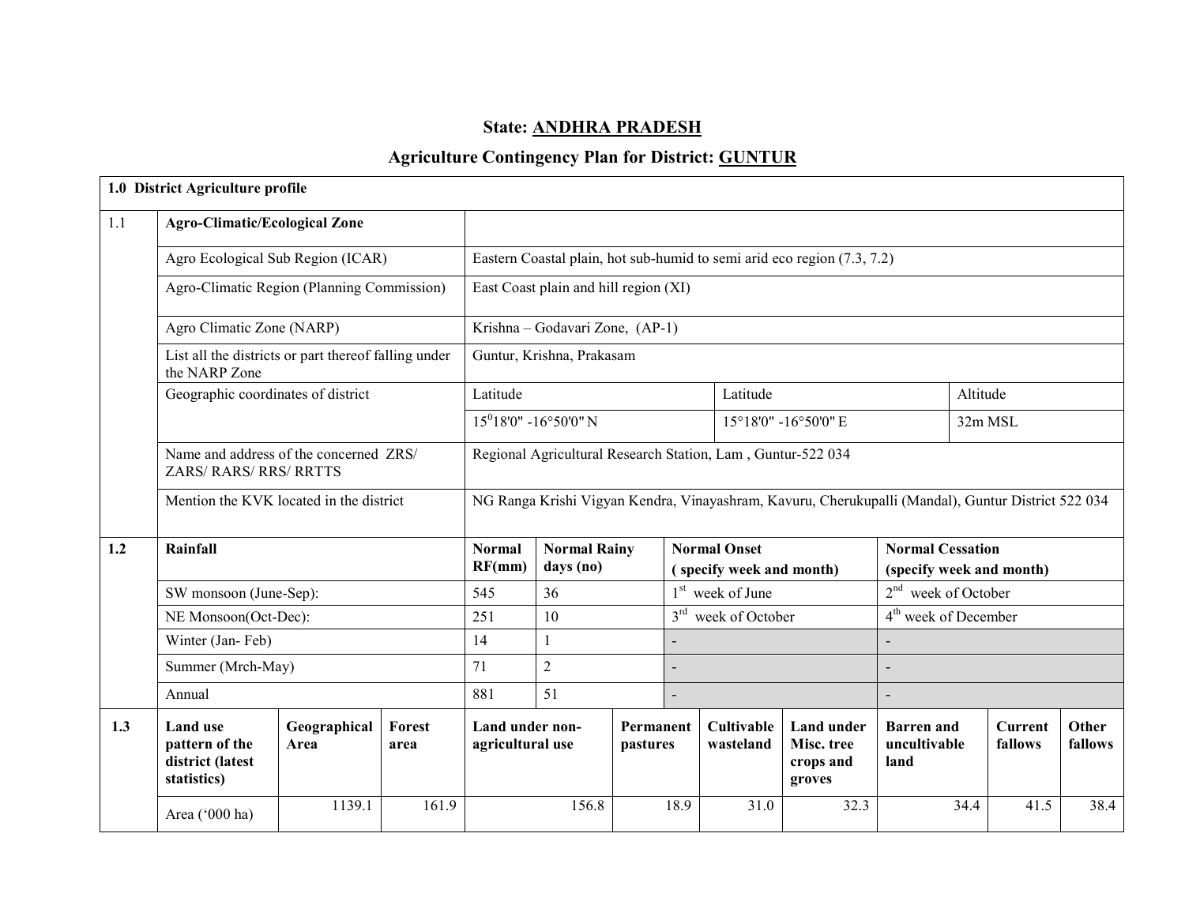# State: ANDHRA PRADESH

## Agriculture Contingency Plan for District: GUNTUR

| **1.0 District Agriculture profile** | | | | | | | | | | |
|---|---|---|---|---|---|---|---|---|---|---|
| 1.1 | **Agro-Climatic/Ecological Zone** | | | | | | | | | |
| | Agro Ecological Sub Region (ICAR) | | Eastern Coastal plain, hot sub-humid to semi arid eco region (7.3, 7.2) | | | | | | | |
| | Agro-Climatic Region (Planning Commission) | | East Coast plain and hill region (XI) | | | | | | | |
| | Agro Climatic Zone (NARP) | | Krishna – Godavari Zone, (AP-1) | | | | | | | |
| | List all the districts or part thereof falling under the NARP Zone | | Guntur, Krishna, Prakasam | | | | | | | |
| | Geographic coordinates of district | | Latitude | | | Latitude | | | Altitude | |
| | | | 15°18'0" -16°50'0" N | | | 15°18'0" -16°50'0" E | | | 32m MSL | |
| | Name and address of the concerned ZRS/ ZARS/ RARS/ RRS/ RRTTS | | Regional Agricultural Research Station, Lam , Guntur-522 034 | | | | | | | |
| | Mention the KVK located in the district | | NG Ranga Krishi Vigyan Kendra, Vinayashram, Kavuru, Cherukupalli (Mandal), Guntur District 522 034 | | | | | | | |
| **1.2** | **Rainfall** | | **Normal RF(mm)** | **Normal Rainy days (no)** | | **Normal Onset (specify week and month)** | | **Normal Cessation (specify week and month)** | | |
| | SW monsoon (June-Sep): | | 545 | 36 | | 1st week of June | | 2nd week of October | | |
| | NE Monsoon(Oct-Dec): | | 251 | 10 | | 3rd week of October | | 4th week of December | | |
| | Winter (Jan- Feb) | | 14 | 1 | | - | | - | | |
| | Summer (Mrch-May) | | 71 | 2 | | - | | - | | |
| | Annual | | 881 | 51 | | - | | - | | |
| **1.3** | **Land use pattern of the district (latest statistics)** | **Geographical Area** | **Forest area** | **Land under non-agricultural use** | **Permanent pastures** | **Cultivable wasteland** | **Land under Misc. tree crops and groves** | **Barren and uncultivable land** | **Current fallows** | **Other fallows** |
| | Area ('000 ha) | 1139.1 | 161.9 | 156.8 | 18.9 | 31.0 | 32.3 | 34.4 | 41.5 | 38.4 |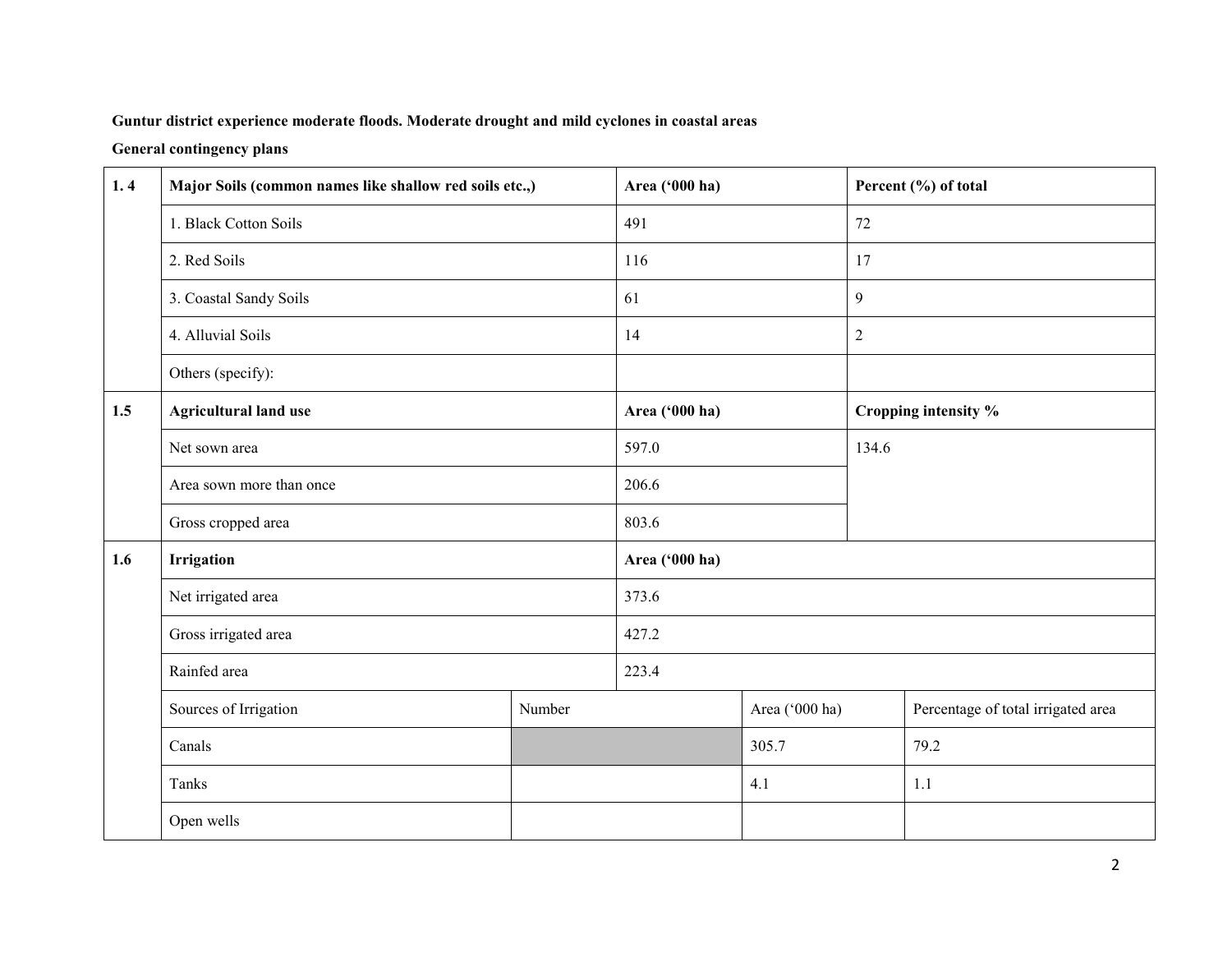**Guntur district experience moderate floods. Moderate drought and mild cyclones in coastal areas**

**General contingency plans**

| | | | | |
|---|---|---|---|---|
| **1. 4** | **Major Soils (common names like shallow red soils etc.,)** | | **Area ('000 ha)** | **Percent (%) of total** |
| | 1. Black Cotton Soils | | 491 | 72 |
| | 2. Red Soils | | 116 | 17 |
| | 3. Coastal Sandy Soils | | 61 | 9 |
| | 4. Alluvial Soils | | 14 | 2 |
| | Others (specify): | | | |
| **1.5** | **Agricultural land use** | | **Area ('000 ha)** | **Cropping intensity %** |
| | Net sown area | | 597.0 | 134.6 |
| | Area sown more than once | | 206.6 | |
| | Gross cropped area | | 803.6 | |
| **1.6** | **Irrigation** | | **Area ('000 ha)** | |
| | Net irrigated area | | 373.6 | |
| | Gross irrigated area | | 427.2 | |
| | Rainfed area | | 223.4 | |
| | Sources of Irrigation | Number | Area ('000 ha) | Percentage of total irrigated area |
| | Canals | | 305.7 | 79.2 |
| | Tanks | | 4.1 | 1.1 |
| | Open wells | | | |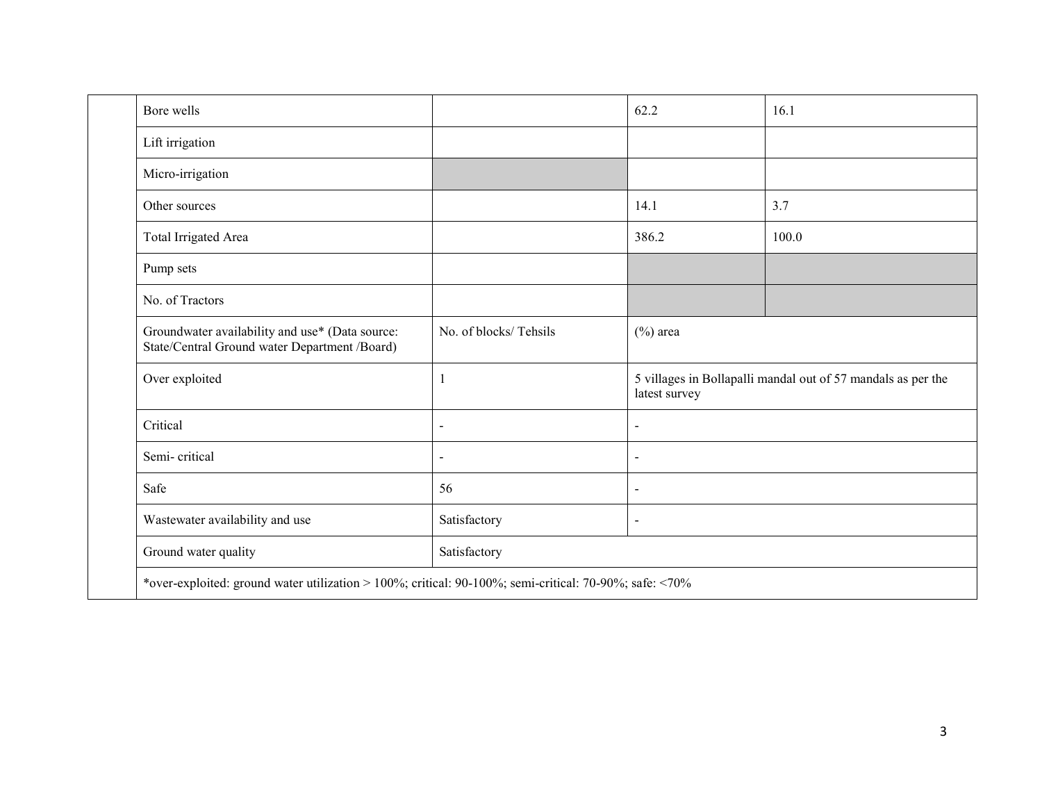| | | | | |
|---|---|---|---|---|
| | Bore wells | | 62.2 | 16.1 |
| | Lift irrigation | | | |
| | Micro-irrigation | | | |
| | Other sources | | 14.1 | 3.7 |
| | Total Irrigated Area | | 386.2 | 100.0 |
| | Pump sets | | | |
| | No. of Tractors | | | |
| | Groundwater availability and use* (Data source: State/Central Ground water Department /Board) | No. of blocks/ Tehsils | (%) area | |
| | Over exploited | 1 | 5 villages in Bollapalli mandal out of 57 mandals as per the latest survey | |
| | Critical | - | - | |
| | Semi- critical | - | - | |
| | Safe | 56 | - | |
| | Wastewater availability and use | Satisfactory | - | |
| | Ground water quality | Satisfactory | | |
| | *over-exploited: ground water utilization > 100%; critical: 90-100%; semi-critical: 70-90%; safe: <70% | | | |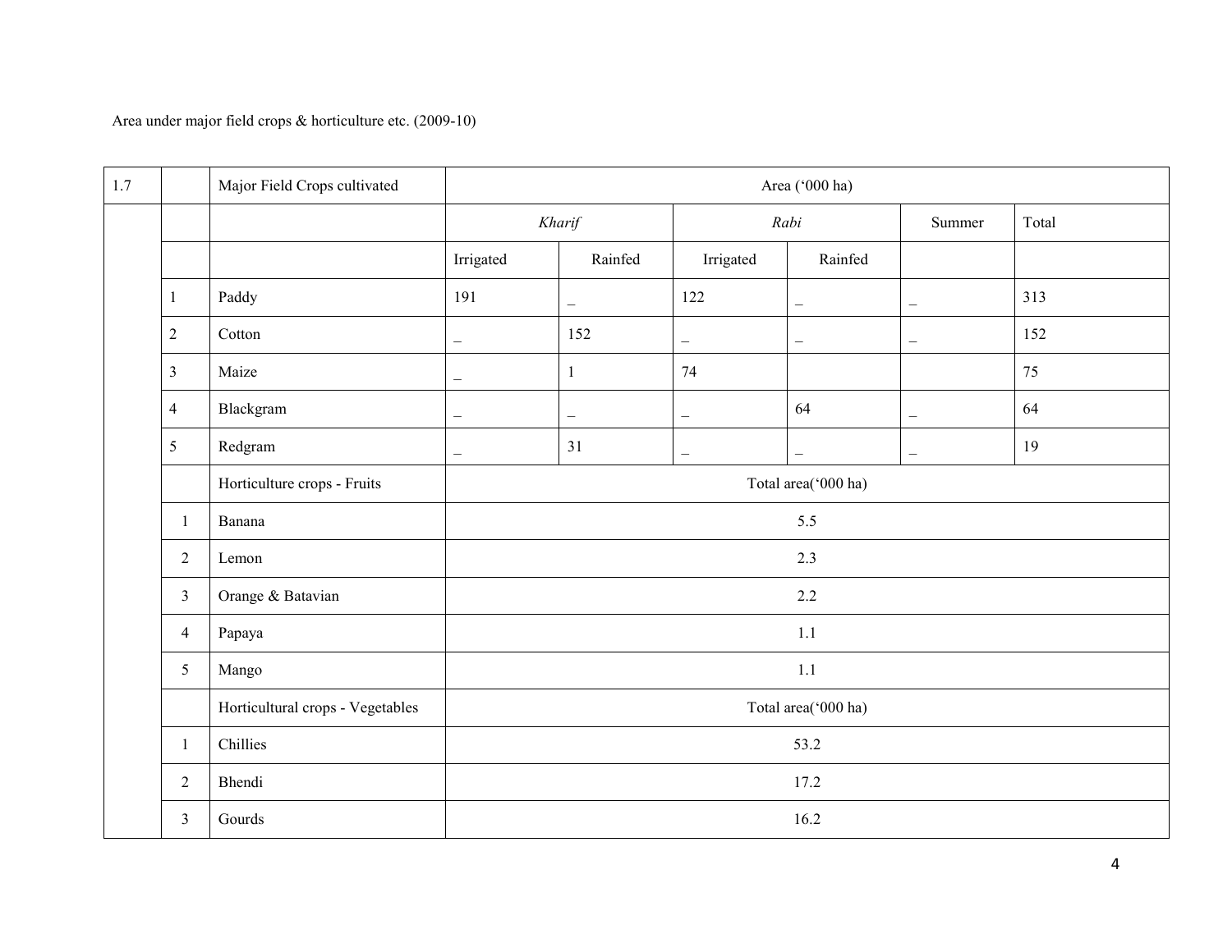Area under major field crops & horticulture etc. (2009-10)

| 1.7 | | Major Field Crops cultivated | Area ('000 ha) | | | | | |
|---|---|---|---|---|---|---|---|---|
| | | | *Kharif* | | *Rabi* | | Summer | Total |
| | | | Irrigated | Rainfed | Irrigated | Rainfed | | |
| | 1 | Paddy | 191 | _ | 122 | _ | _ | 313 |
| | 2 | Cotton | _ | 152 | _ | _ | _ | 152 |
| | 3 | Maize | _ | 1 | 74 | | | 75 |
| | 4 | Blackgram | _ | _ | _ | 64 | _ | 64 |
| | 5 | Redgram | _ | 31 | _ | _ | _ | 19 |
| | | Horticulture crops - Fruits | Total area('000 ha) | | | | | |
| | 1 | Banana | 5.5 | | | | | |
| | 2 | Lemon | 2.3 | | | | | |
| | 3 | Orange & Batavian | 2.2 | | | | | |
| | 4 | Papaya | 1.1 | | | | | |
| | 5 | Mango | 1.1 | | | | | |
| | | Horticultural crops - Vegetables | Total area('000 ha) | | | | | |
| | 1 | Chillies | 53.2 | | | | | |
| | 2 | Bhendi | 17.2 | | | | | |
| | 3 | Gourds | 16.2 | | | | | |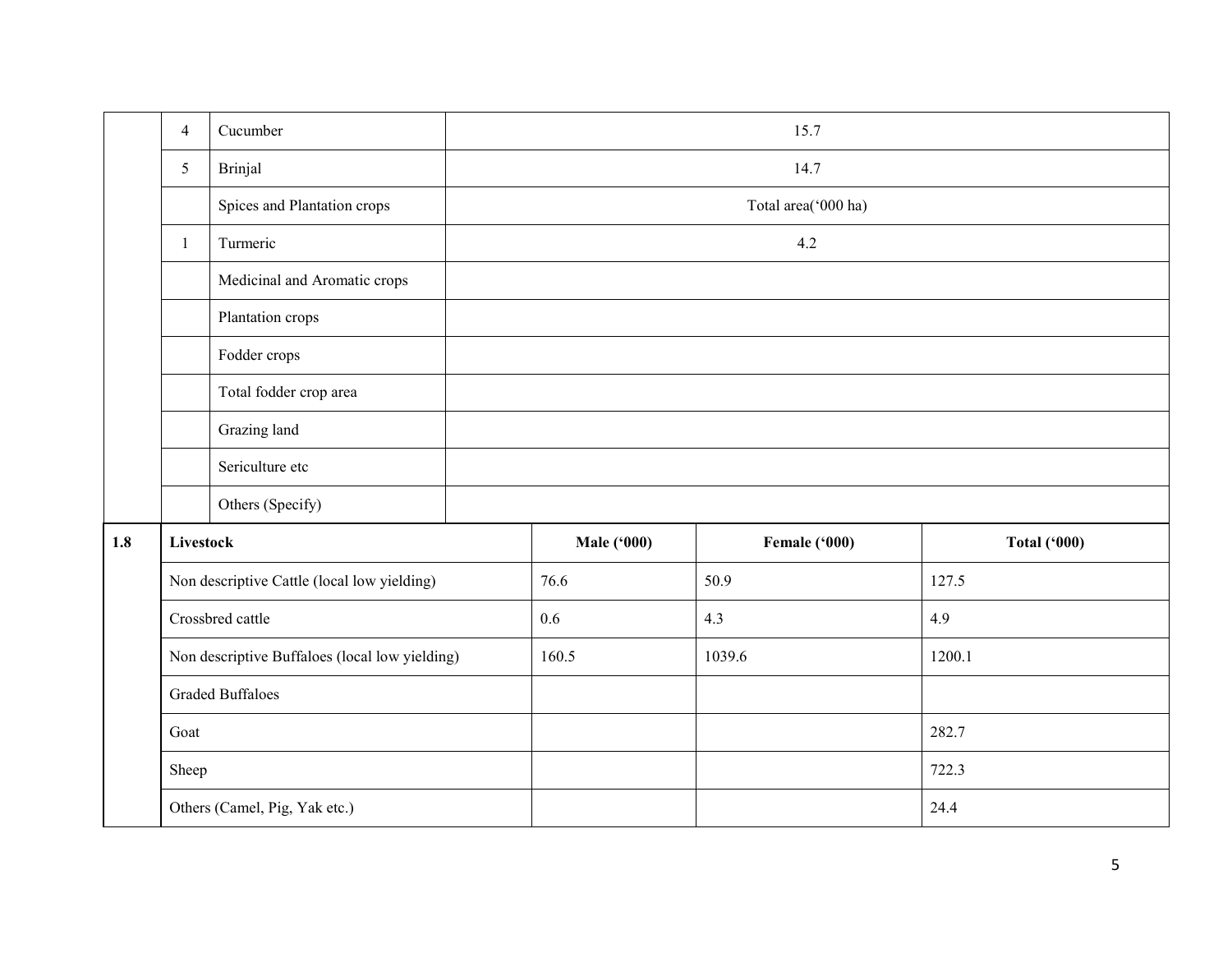|  |  |  |  |
|---|---|---|---|
|  | 4 | Cucumber | 15.7 |
|  | 5 | Brinjal | 14.7 |
|  |  | Spices and Plantation crops | Total area('000 ha) |
|  | 1 | Turmeric | 4.2 |
|  |  | Medicinal and Aromatic crops |  |
|  |  | Plantation crops |  |
|  |  | Fodder crops |  |
|  |  | Total fodder crop area |  |
|  |  | Grazing land |  |
|  |  | Sericulture etc |  |
|  |  | Others (Specify) |  |

| 1.8 | Livestock | Male ('000) | Female ('000) | Total ('000) |
|---|---|---|---|---|
|  | Non descriptive Cattle (local low yielding) | 76.6 | 50.9 | 127.5 |
|  | Crossbred cattle | 0.6 | 4.3 | 4.9 |
|  | Non descriptive Buffaloes (local low yielding) | 160.5 | 1039.6 | 1200.1 |
|  | Graded Buffaloes |  |  |  |
|  | Goat |  |  | 282.7 |
|  | Sheep |  |  | 722.3 |
|  | Others (Camel, Pig, Yak etc.) |  |  | 24.4 |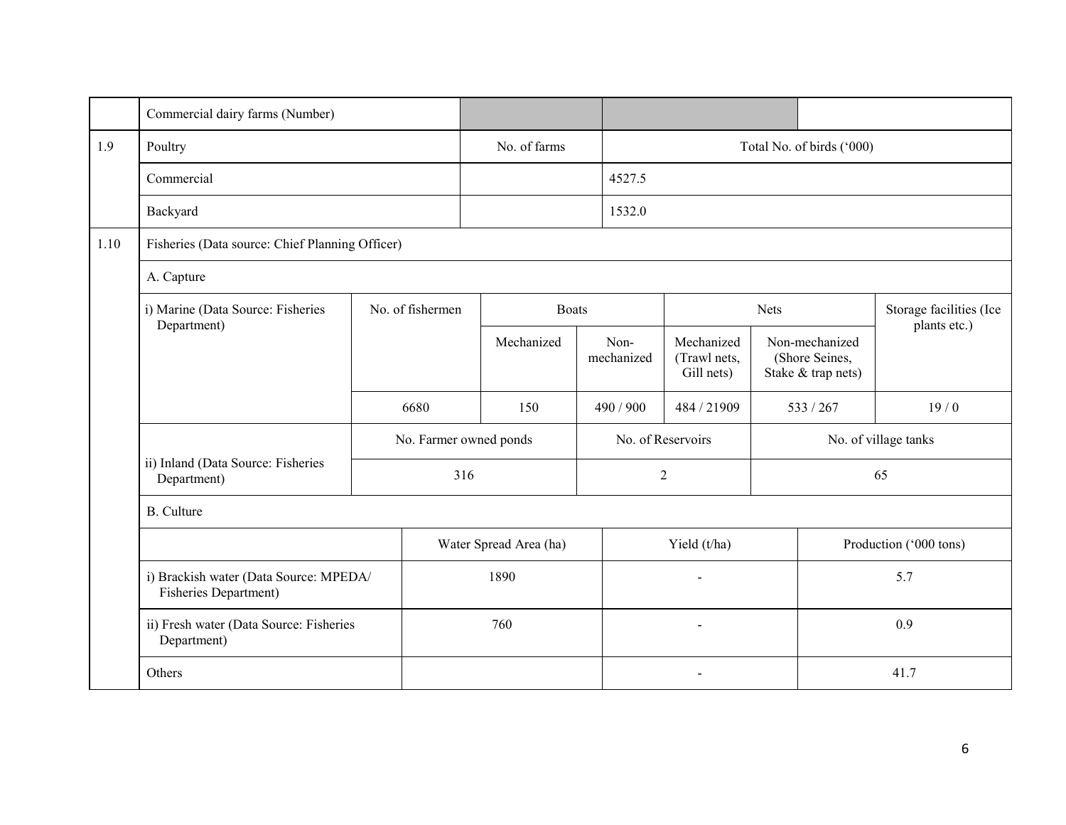| | | | | |
|---|---|---|---|---|
| | Commercial dairy farms (Number) | | | |
| 1.9 | Poultry | No. of farms | Total No. of birds ('000) | |
| | Commercial | | 4527.5 | |
| | Backyard | | 1532.0 | |

| | | | | | | | |
|---|---|---|---|---|---|---|---|
| 1.10 | Fisheries (Data source: Chief Planning Officer) | | | | | | |
| | A. Capture | | | | | | |
| | i) Marine (Data Source: Fisheries Department) | No. of fishermen | Boats | | Nets | | Storage facilities (Ice plants etc.) |
| | | | Mechanized | Non-mechanized | Mechanized (Trawl nets, Gill nets) | Non-mechanized (Shore Seines, Stake & trap nets) | |
| | | 6680 | 150 | 490 / 900 | 484 / 21909 | 533 / 267 | 19 / 0 |

| | | | | |
|---|---|---|---|---|
| | | No. Farmer owned ponds | No. of Reservoirs | No. of village tanks |
| | ii) Inland (Data Source: Fisheries Department) | 316 | 2 | 65 |
| | B. Culture | | | |
| | | Water Spread Area (ha) | Yield (t/ha) | Production ('000 tons) |
| | i) Brackish water (Data Source: MPEDA/ Fisheries Department) | 1890 | - | 5.7 |
| | ii) Fresh water (Data Source: Fisheries Department) | 760 | - | 0.9 |
| | Others | | - | 41.7 |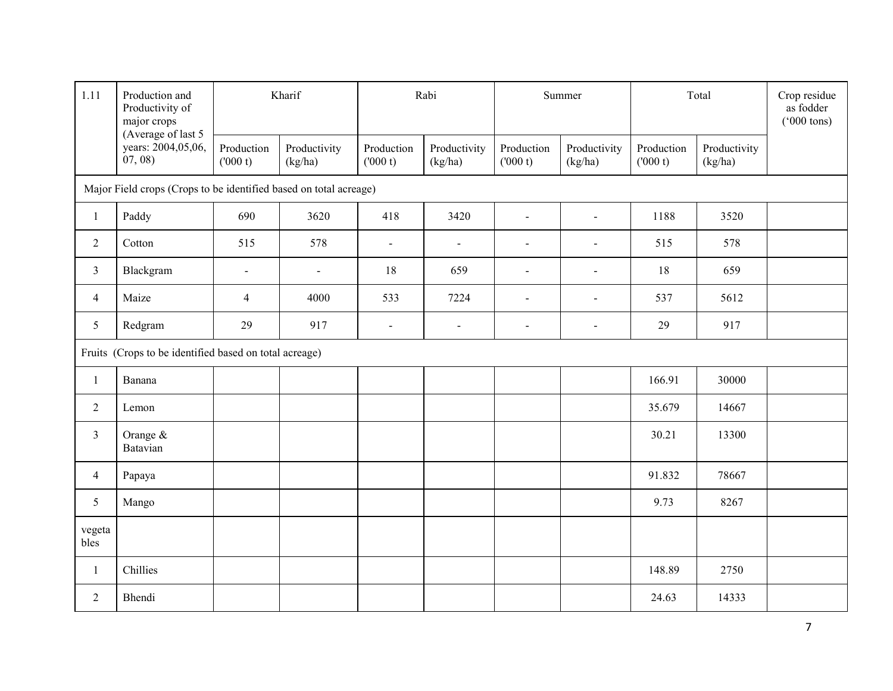| 1.11 | Production and Productivity of major crops (Average of last 5 years: 2004,05,06, 07, 08) | Kharif | | Rabi | | Summer | | Total | | Crop residue as fodder ('000 tons) |
|---|---|---|---|---|---|---|---|---|---|---|
| | | Production ('000 t) | Productivity (kg/ha) | Production ('000 t) | Productivity (kg/ha) | Production ('000 t) | Productivity (kg/ha) | Production ('000 t) | Productivity (kg/ha) | |
| Major Field crops (Crops to be identified based on total acreage) | | | | | | | | | | |
| 1 | Paddy | 690 | 3620 | 418 | 3420 | - | - | 1188 | 3520 | |
| 2 | Cotton | 515 | 578 | - | - | - | - | 515 | 578 | |
| 3 | Blackgram | - | - | 18 | 659 | - | - | 18 | 659 | |
| 4 | Maize | 4 | 4000 | 533 | 7224 | - | - | 537 | 5612 | |
| 5 | Redgram | 29 | 917 | - | - | - | - | 29 | 917 | |
| Fruits (Crops to be identified based on total acreage) | | | | | | | | | | |
| 1 | Banana | | | | | | | 166.91 | 30000 | |
| 2 | Lemon | | | | | | | 35.679 | 14667 | |
| 3 | Orange & Batavian | | | | | | | 30.21 | 13300 | |
| 4 | Papaya | | | | | | | 91.832 | 78667 | |
| 5 | Mango | | | | | | | 9.73 | 8267 | |
| vegetables | | | | | | | | | | |
| 1 | Chillies | | | | | | | 148.89 | 2750 | |
| 2 | Bhendi | | | | | | | 24.63 | 14333 | |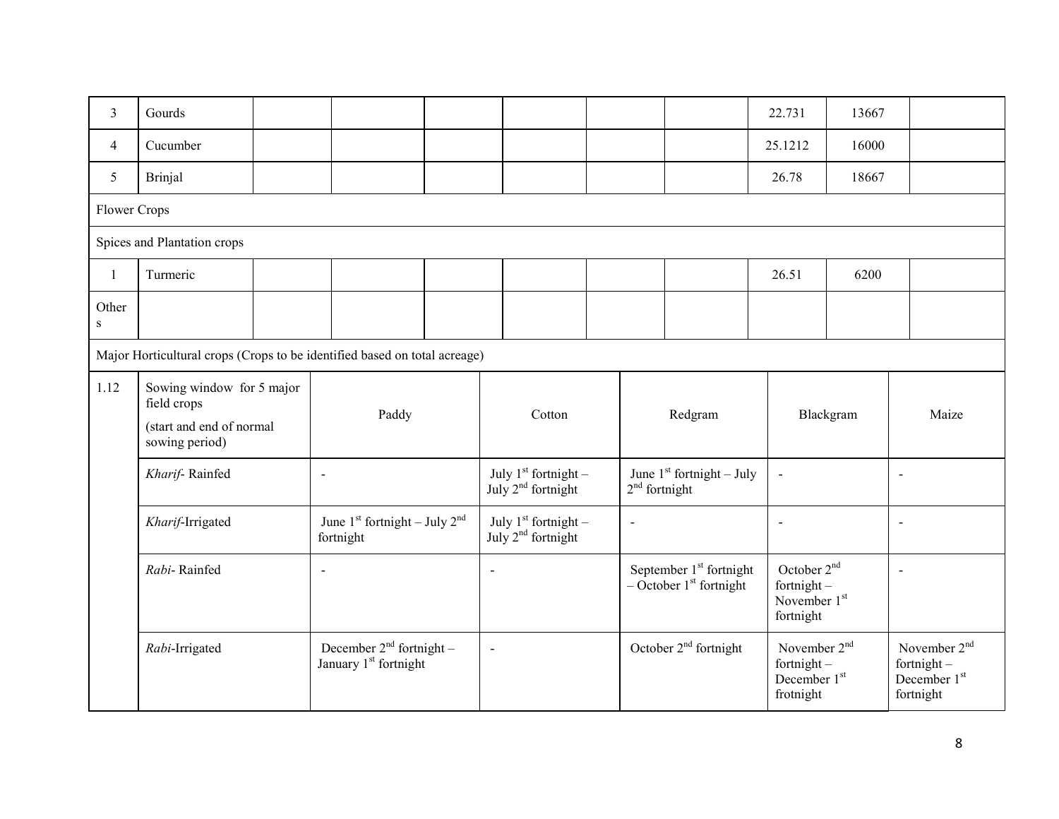| 3 | Gourds | | | | | | | 22.731 | 13667 | |
|---|---|---|---|---|---|---|---|---|---|---|
| 4 | Cucumber | | | | | | | 25.1212 | 16000 | |
| 5 | Brinjal | | | | | | | 26.78 | 18667 | |
| Flower Crops | | | | | | | | | | |
| Spices and Plantation crops | | | | | | | | | | |
| 1 | Turmeric | | | | | | | 26.51 | 6200 | |
| Others | | | | | | | | | | |
| Major Horticultural crops (Crops to be identified based on total acreage) | | | | | | | | | | |

| 1.12 | Sowing window for 5 major field crops (start and end of normal sowing period) | Paddy | Cotton | Redgram | Blackgram | Maize |
|---|---|---|---|---|---|---|
| | *Kharif*- Rainfed | - | July 1st fortnight – July 2nd fortnight | June 1st fortnight – July 2nd fortnight | - | - |
| | *Kharif*-Irrigated | June 1st fortnight – July 2nd fortnight | July 1st fortnight – July 2nd fortnight | - | - | - |
| | *Rabi*- Rainfed | - | - | September 1st fortnight – October 1st fortnight | October 2nd fortnight – November 1st fortnight | - |
| | *Rabi*-Irrigated | December 2nd fortnight – January 1st fortnight | - | October 2nd fortnight | November 2nd fortnight – December 1st frotnight | November 2nd fortnight – December 1st fortnight |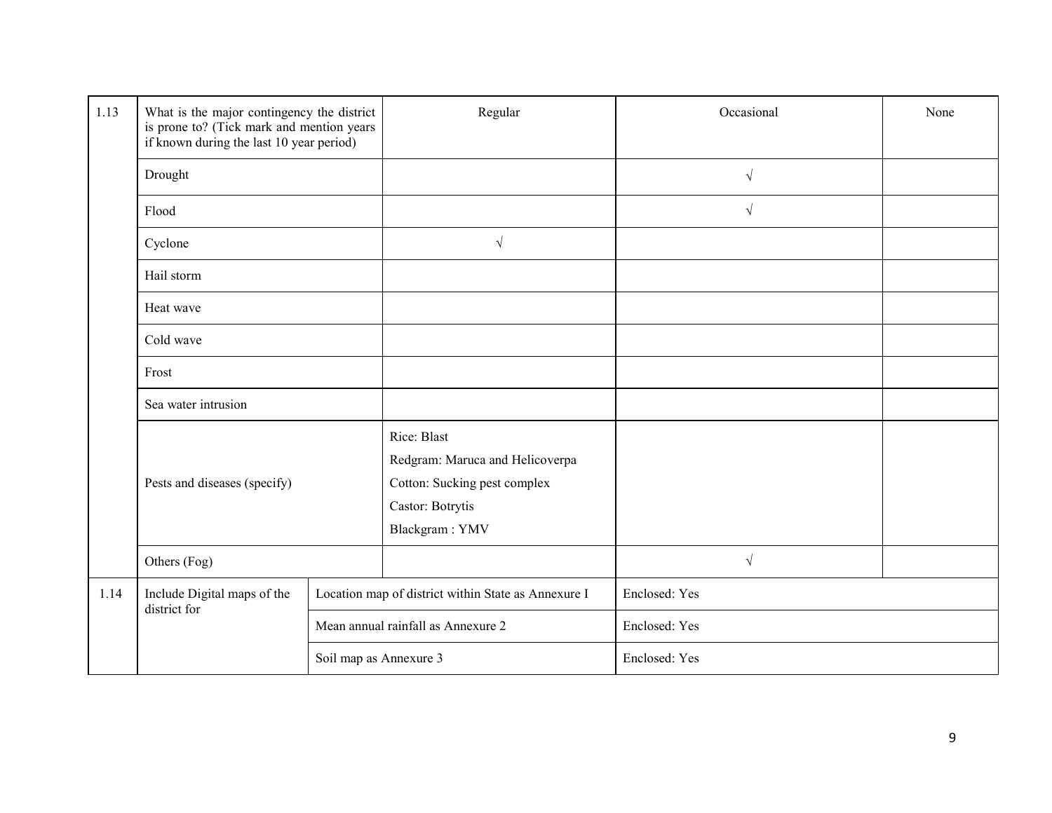| 1.13 | What is the major contingency the district is prone to? (Tick mark and mention years if known during the last 10 year period) | Regular | Occasional | None |
|---|---|---|---|---|
| | Drought | | √ | |
| | Flood | | √ | |
| | Cyclone | √ | | |
| | Hail storm | | | |
| | Heat wave | | | |
| | Cold wave | | | |
| | Frost | | | |
| | Sea water intrusion | | | |
| | Pests and diseases (specify) | Rice: Blast<br>Redgram: Maruca and Helicoverpa<br>Cotton: Sucking pest complex<br>Castor: Botrytis<br>Blackgram : YMV | | |
| | Others (Fog) | | √ | |

| 1.14 | Include Digital maps of the district for | Location map of district within State as Annexure I | Enclosed: Yes |
|---|---|---|---|
| | | Mean annual rainfall as Annexure 2 | Enclosed: Yes |
| | | Soil map as Annexure 3 | Enclosed: Yes |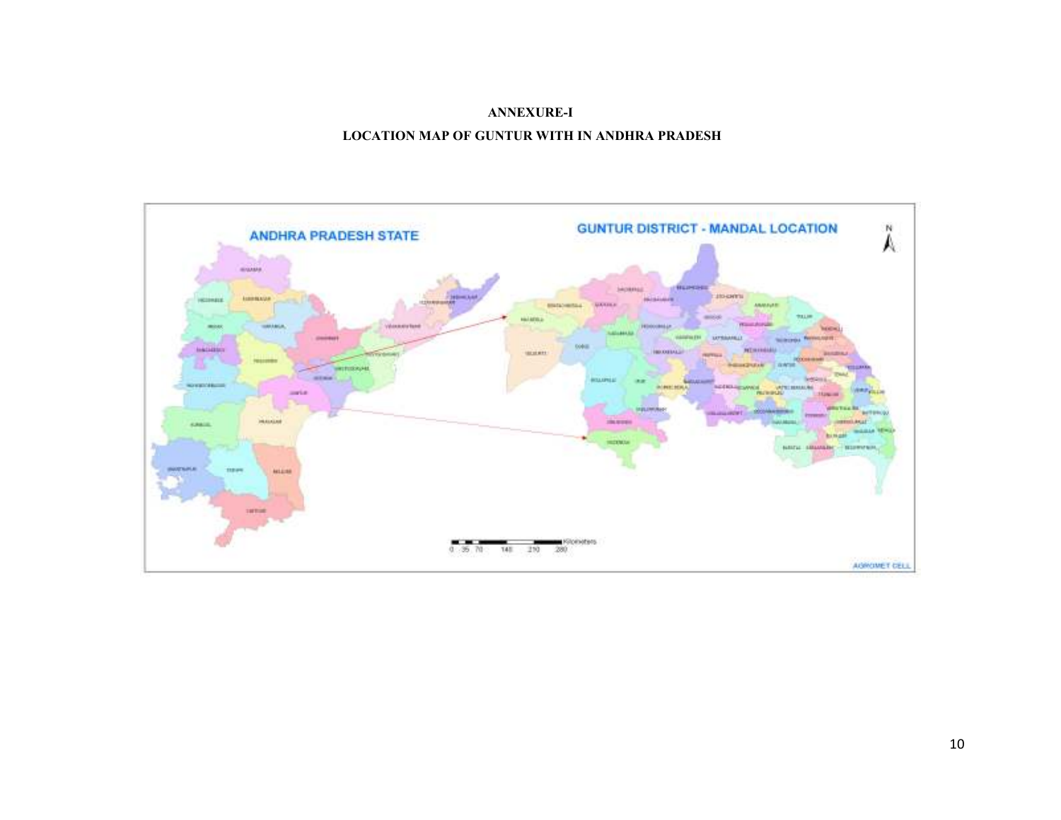# ANNEXURE-I

## LOCATION MAP OF GUNTUR WITH IN ANDHRA PRADESH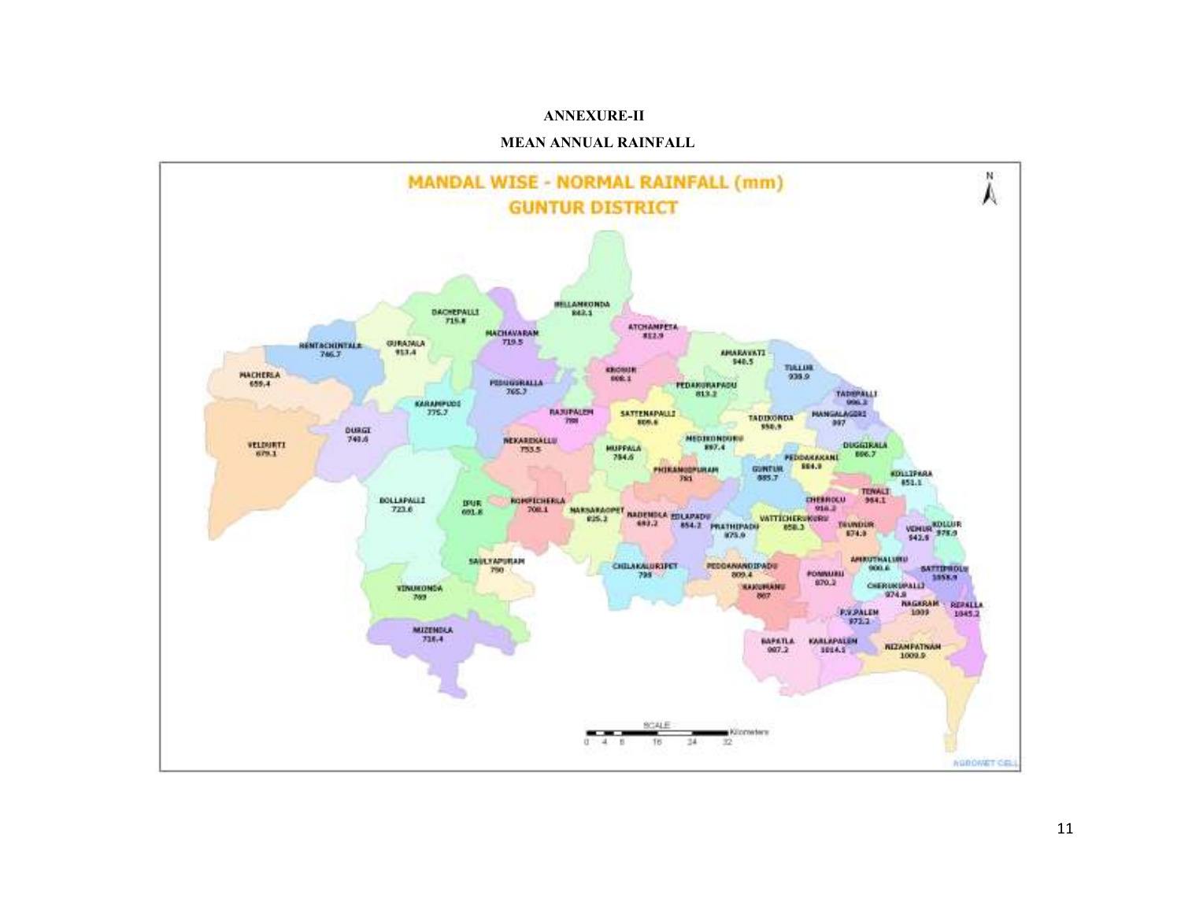**ANNEXURE-II**

**MEAN ANNUAL RAINFALL**

MANDAL WISE - NORMAL RAINFALL (mm)

GUNTUR DISTRICT

| Mandal | Normal Rainfall (mm) |
|---|---|
| DACHEPALLI | 719.8 |
| BELLAMKONDA | 863.1 |
| RENTACHINTALA | 746.7 |
| GURAJALA | 913.4 |
| MACHAVARAM | 719.5 |
| ATCHAMPETA | 812.9 |
| MACHERLA | 659.4 |
| AMARAVATI | 940.5 |
| KROSUR | 808.1 |
| TULLUR | 939.9 |
| PIDUGURALLA | 765.7 |
| PEDAKURAPADU | 813.2 |
| TADEPALLI | 906.2 |
| KARAMPUDI | 775.7 |
| RAJUPALEM | 788 |
| SATTENAPALLI | 809.6 |
| TADIKONDA | 950.9 |
| MANGALAGIRI | 897 |
| DURGI | 740.6 |
| VELDURTI | 679.1 |
| NEKARIKALLU | 753.5 |
| MEDIKONDURU | 897.4 |
| MUPPALA | 784.6 |
| DUGGIRALA | 896.7 |
| PEDDAKAKANI | 884.9 |
| PHIRANGIPURAM | 781 |
| GUNTUR | 885.7 |
| KOLLIPARA | 851.1 |
| TENALI | 984.1 |
| BOLLAPALLI | 723.6 |
| IPUR | 691.8 |
| ROMPICHERLA | 708.1 |
| CHEBROLU | 916.2 |
| NARSARAOPET | 825.2 |
| NADENDLA | 693.2 |
| EDLAPADU | 854.2 |
| PRATHIPADU | 875.9 |
| VATTICHERUKURU | 858.3 |
| TSUNDUR | 874.9 |
| VEMUR | 942.9 |
| KOLLUR | 978.9 |
| SAVALYAPURAM | 790 |
| AMRUTHALURU | 900.6 |
| CHILAKALURIPET | 799 |
| PEDDANANDIPADU | 809.4 |
| BATTIPROLU | 1058.9 |
| PONNURU | 870.2 |
| VINUKONDA | 769 |
| KAKUMANU | 867 |
| CHERUKUPALLI | 974.8 |
| NAGARAM | 1009 |
| REPALLA | 1045.2 |
| P.V.PALEM | 972.1 |
| NIZAMPATNAM | 1009.9 |
| BAPATLA | 987.2 |
| KARLAPALEM | 1014.1 |
| MUZENDLA | 716.4 |

SCALE: 0 4 8 16 24 32 Kilometers

AGROMET CELL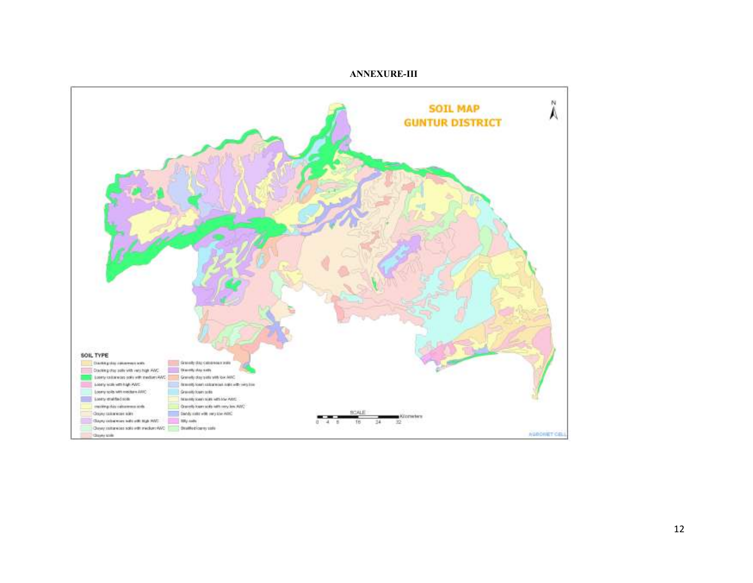**ANNEXURE-III**

SOIL MAP
GUNTUR DISTRICT

SOIL TYPE

- Cracking clay calcareous soils
- Cracking clay soils with very high AWC
- Loamy calcareous soils with medium AWC
- Loamy soils with high AWC
- Loamy soils with medium AWC
- Loamy stratified soils
- cracking clay calcareous soils
- Clayey calcareous soils
- Clayey calcareous soils with high AWC
- Clayey calcareous soils with medium AWC
- Clayey soils
- Gravelly clay calcareous soils
- Gravelly clay soils
- Gravelly clay soils with low AWC
- Gravelly loam calcareous soils with very low
- Gravelly loam soils
- Gravelly loam soils with low AWC
- Gravelly loam soils with very low AWC
- Sandy soils with very low AWC
- Silty soils
- Stratified loamy soils

SCALE
0 4 8 16 24 32 Kilometers

AGROMET CELL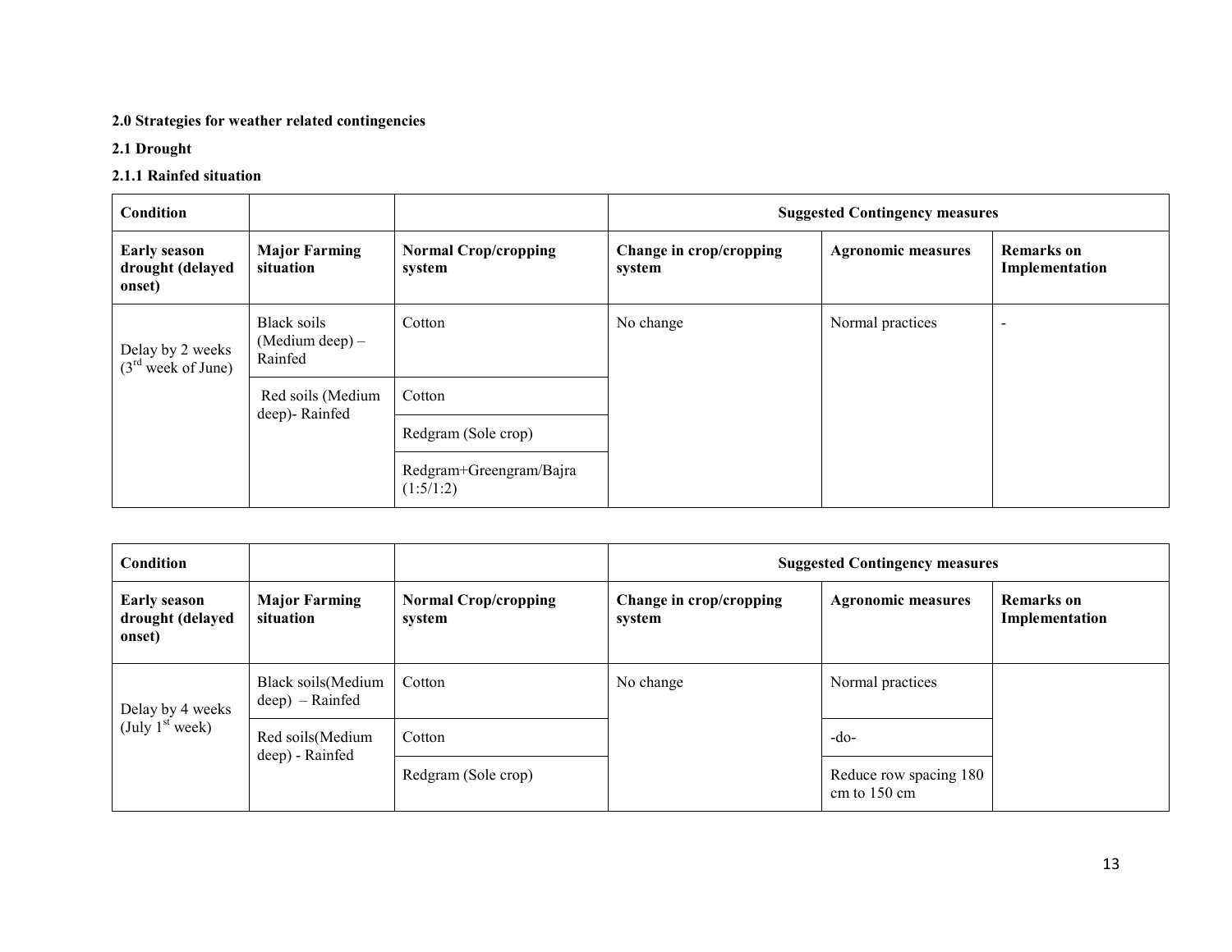**2.0 Strategies for weather related contingencies**

**2.1 Drought**

**2.1.1 Rainfed situation**

| Condition | | | Suggested Contingency measures | | |
|---|---|---|---|---|---|
| **Early season drought (delayed onset)** | **Major Farming situation** | **Normal Crop/cropping system** | **Change in crop/cropping system** | **Agronomic measures** | **Remarks on Implementation** |
| Delay by 2 weeks (3rd week of June) | Black soils (Medium deep) – Rainfed | Cotton | No change | Normal practices | - |
| | Red soils (Medium deep)- Rainfed | Cotton | | | |
| | | Redgram (Sole crop) | | | |
| | | Redgram+Greengram/Bajra (1:5/1:2) | | | |

| Condition | | | Suggested Contingency measures | | |
|---|---|---|---|---|---|
| **Early season drought (delayed onset)** | **Major Farming situation** | **Normal Crop/cropping system** | **Change in crop/cropping system** | **Agronomic measures** | **Remarks on Implementation** |
| Delay by 4 weeks (July 1st week) | Black soils(Medium deep) – Rainfed | Cotton | No change | Normal practices | |
| | Red soils(Medium deep) - Rainfed | Cotton | | -do- | |
| | | Redgram (Sole crop) | | Reduce row spacing 180 cm to 150 cm | |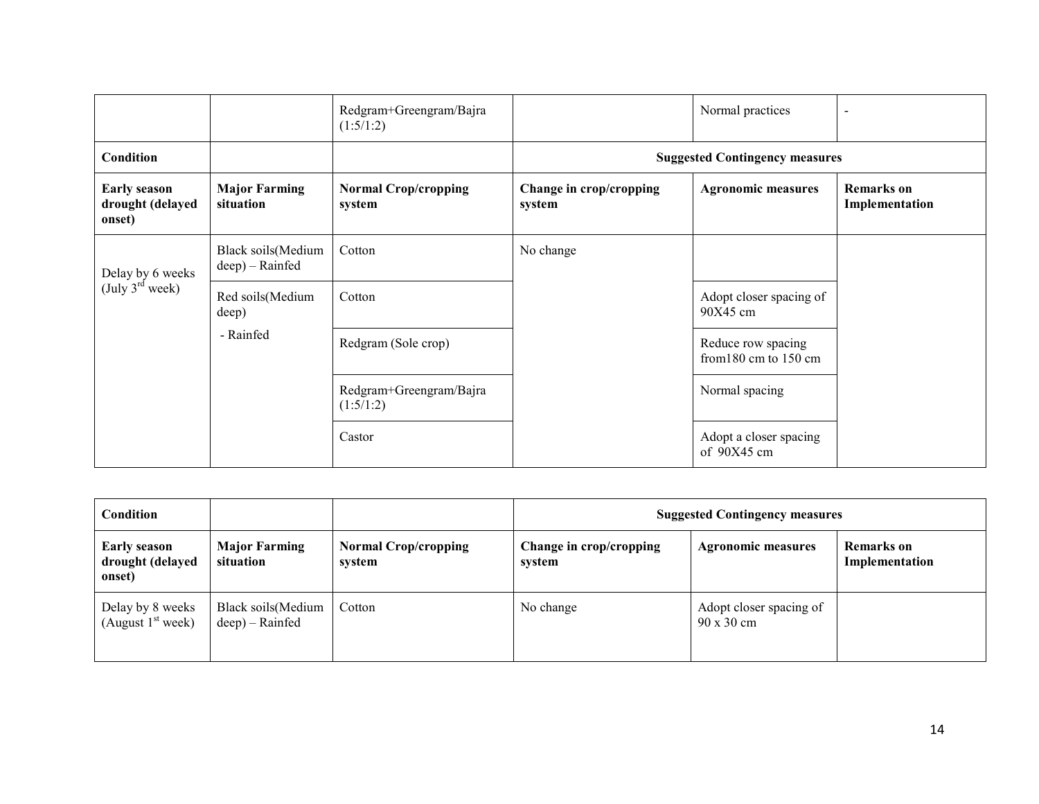| | | Redgram+Greengram/Bajra (1:5/1:2) | | Normal practices | - |
|---|---|---|---|---|---|
| **Condition** | | | **Suggested Contingency measures** | | |
| **Early season drought (delayed onset)** | **Major Farming situation** | **Normal Crop/cropping system** | **Change in crop/cropping system** | **Agronomic measures** | **Remarks on Implementation** |
| Delay by 6 weeks (July 3rd week) | Black soils(Medium deep) – Rainfed | Cotton | No change | | |
| | Red soils(Medium deep) - Rainfed | Cotton | | Adopt closer spacing of 90X45 cm | |
| | | Redgram (Sole crop) | | Reduce row spacing from180 cm to 150 cm | |
| | | Redgram+Greengram/Bajra (1:5/1:2) | | Normal spacing | |
| | | Castor | | Adopt a closer spacing of 90X45 cm | |

| **Condition** | | | **Suggested Contingency measures** | | |
|---|---|---|---|---|---|
| **Early season drought (delayed onset)** | **Major Farming situation** | **Normal Crop/cropping system** | **Change in crop/cropping system** | **Agronomic measures** | **Remarks on Implementation** |
| Delay by 8 weeks (August 1st week) | Black soils(Medium deep) – Rainfed | Cotton | No change | Adopt closer spacing of 90 x 30 cm | |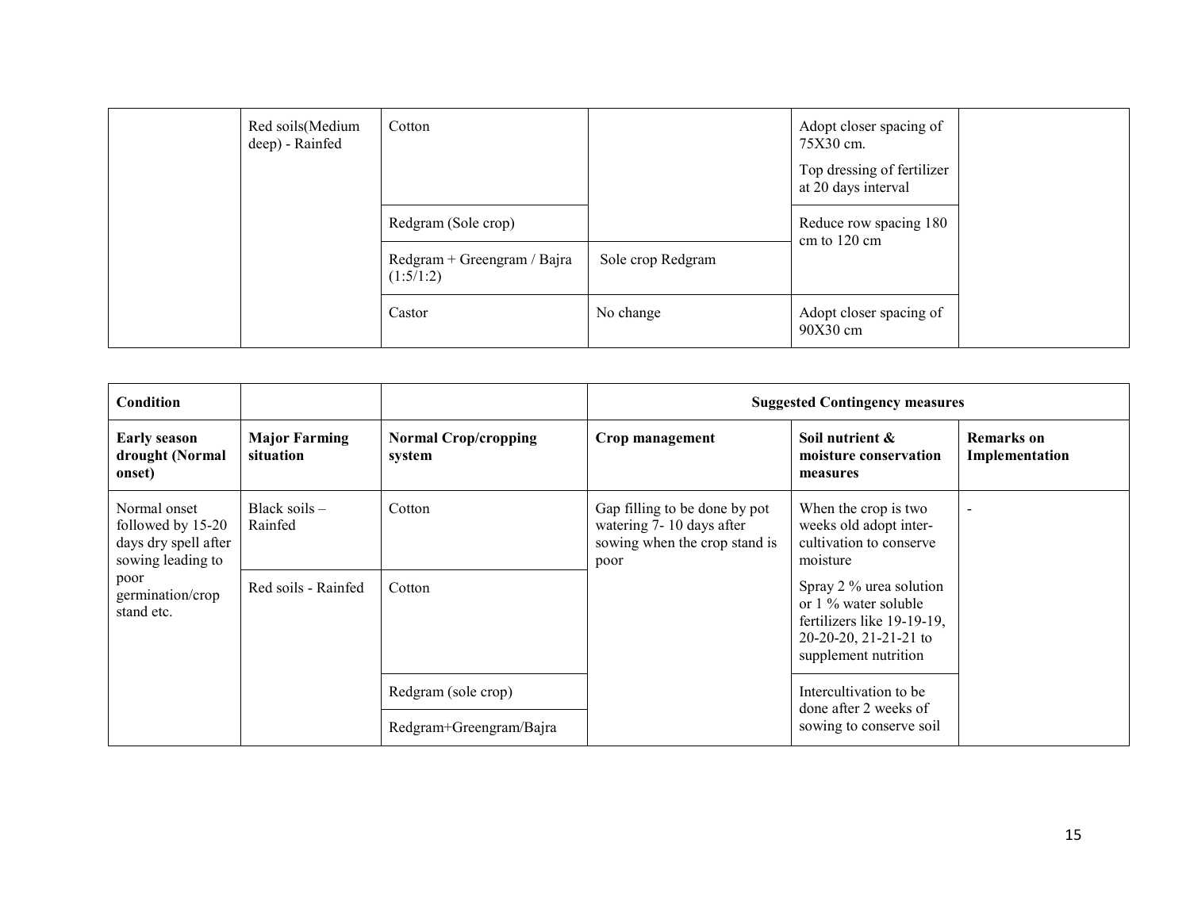| | Red soils(Medium deep) - Rainfed | Cotton | | Adopt closer spacing of 75X30 cm.<br>Top dressing of fertilizer at 20 days interval | |
|---|---|---|---|---|---|
| | | Redgram (Sole crop) | | Reduce row spacing 180 cm to 120 cm | |
| | | Redgram + Greengram / Bajra (1:5/1:2) | Sole crop Redgram | | |
| | | Castor | No change | Adopt closer spacing of 90X30 cm | |

| **Condition** | | | **Suggested Contingency measures** | | |
|---|---|---|---|---|---|
| **Early season drought (Normal onset)** | **Major Farming situation** | **Normal Crop/cropping system** | **Crop management** | **Soil nutrient & moisture conservation measures** | **Remarks on Implementation** |
| Normal onset followed by 15-20 days dry spell after sowing leading to poor germination/crop stand etc. | Black soils – Rainfed | Cotton | Gap filling to be done by pot watering 7- 10 days after sowing when the crop stand is poor | When the crop is two weeks old adopt inter-cultivation to conserve moisture | - |
| | Red soils - Rainfed | Cotton | | Spray 2 % urea solution or 1 % water soluble fertilizers like 19-19-19, 20-20-20, 21-21-21 to supplement nutrition | |
| | | Redgram (sole crop) | | Intercultivation to be done after 2 weeks of sowing to conserve soil | |
| | | Redgram+Greengram/Bajra | | | |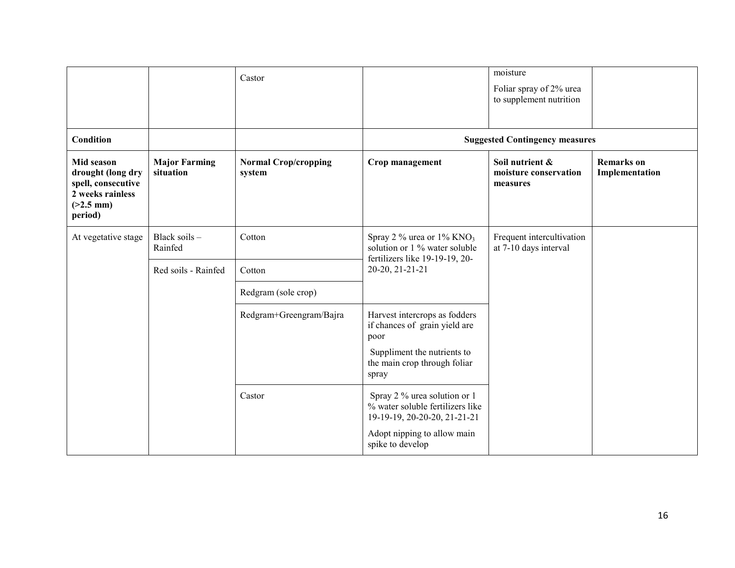| | | Castor | | moisture<br>Foliar spray of 2% urea to supplement nutrition | |
|---|---|---|---|---|---|
| **Condition** | | | **Suggested Contingency measures** | | |
| **Mid season drought (long dry spell, consecutive 2 weeks rainless (>2.5 mm) period)** | **Major Farming situation** | **Normal Crop/cropping system** | **Crop management** | **Soil nutrient & moisture conservation measures** | **Remarks on Implementation** |
| At vegetative stage | Black soils – Rainfed | Cotton | Spray 2 % urea or 1% $KNO_3$ solution or 1 % water soluble fertilizers like 19-19-19, 20-20-20, 21-21-21 | Frequent intercultivation at 7-10 days interval | |
| | Red soils - Rainfed | Cotton | | | |
| | | Redgram (sole crop) | | | |
| | | Redgram+Greengram/Bajra | Harvest intercrops as fodders if chances of grain yield are poor<br>Suppliment the nutrients to the main crop through foliar spray | | |
| | | Castor | Spray 2 % urea solution or 1 % water soluble fertilizers like 19-19-19, 20-20-20, 21-21-21<br>Adopt nipping to allow main spike to develop | | |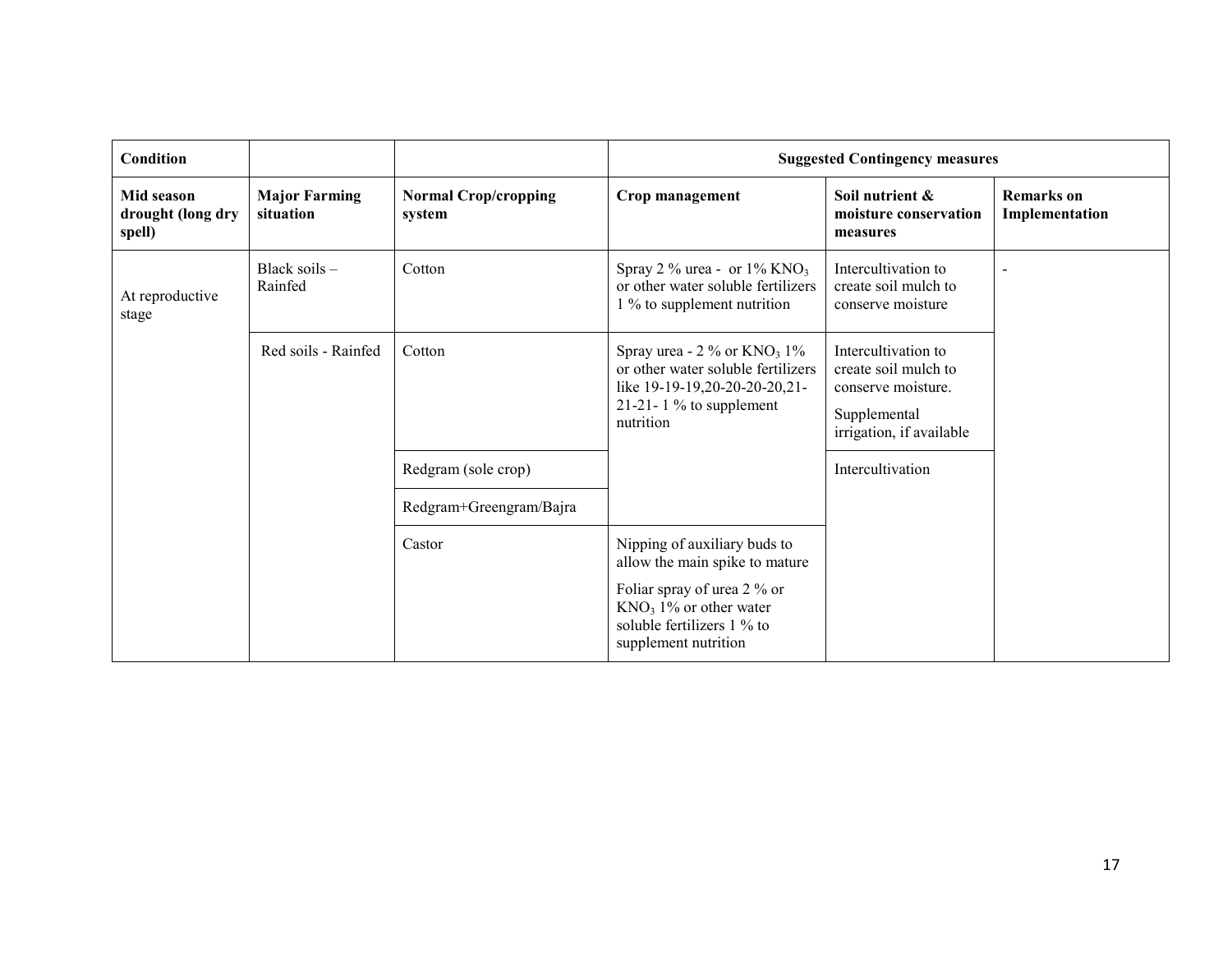| Condition | | | Suggested Contingency measures | | |
|---|---|---|---|---|---|
| **Mid season drought (long dry spell)** | **Major Farming situation** | **Normal Crop/cropping system** | **Crop management** | **Soil nutrient & moisture conservation measures** | **Remarks on Implementation** |
| At reproductive stage | Black soils – Rainfed | Cotton | Spray 2 % urea - or 1% $KNO_3$ or other water soluble fertilizers 1 % to supplement nutrition | Intercultivation to create soil mulch to conserve moisture | - |
| | Red soils - Rainfed | Cotton | Spray urea - 2 % or $KNO_3$ 1% or other water soluble fertilizers like 19-19-19,20-20-20,21-21-21- 1 % to supplement nutrition | Intercultivation to create soil mulch to conserve moisture. Supplemental irrigation, if available | |
| | | Redgram (sole crop) | | Intercultivation | |
| | | Redgram+Greengram/Bajra | | | |
| | | Castor | Nipping of auxiliary buds to allow the main spike to mature. Foliar spray of urea 2 % or $KNO_3$ 1% or other water soluble fertilizers 1 % to supplement nutrition | | |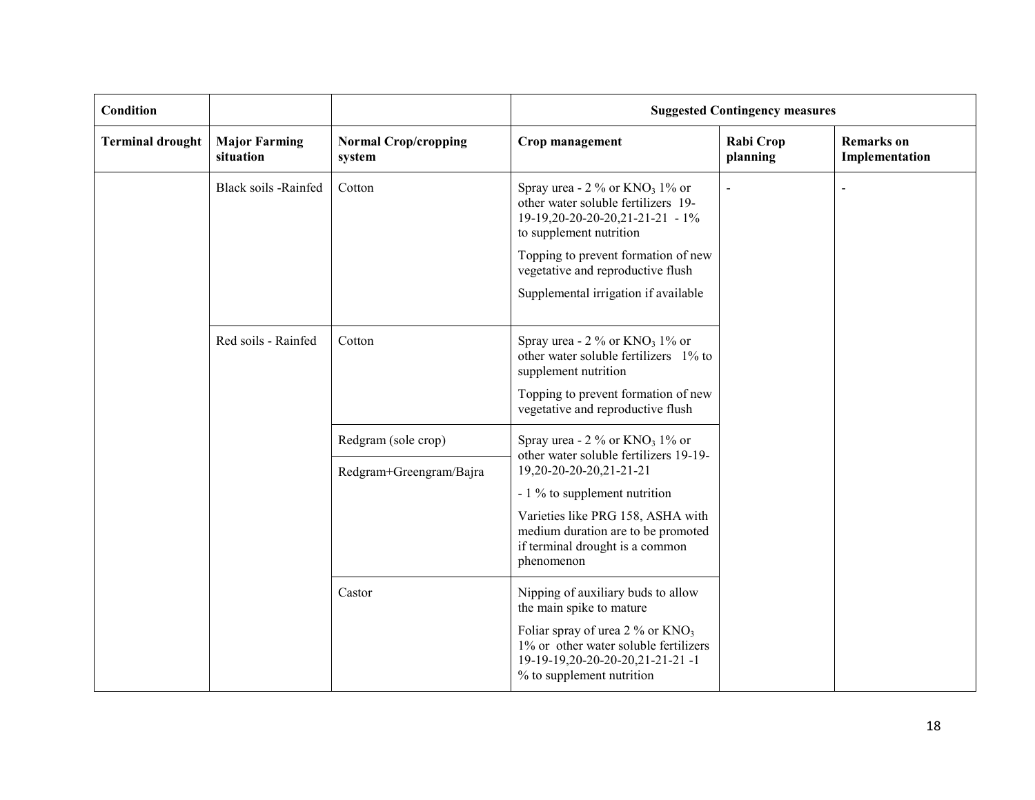| Condition | | | Suggested Contingency measures | | |
|---|---|---|---|---|---|
| **Terminal drought** | **Major Farming situation** | **Normal Crop/cropping system** | **Crop management** | **Rabi Crop planning** | **Remarks on Implementation** |
| | Black soils -Rainfed | Cotton | Spray urea - 2 % or $KNO_3$ 1% or other water soluble fertilizers 19-19-19,20-20-20-20,21-21-21 - 1% to supplement nutrition<br><br>Topping to prevent formation of new vegetative and reproductive flush<br><br>Supplemental irrigation if available | - | - |
| | Red soils - Rainfed | Cotton | Spray urea - 2 % or $KNO_3$ 1% or other water soluble fertilizers 1% to supplement nutrition<br><br>Topping to prevent formation of new vegetative and reproductive flush | | |
| | | Redgram (sole crop) | Spray urea - 2 % or $KNO_3$ 1% or other water soluble fertilizers 19-19-19,20-20-20-20,21-21-21<br><br>- 1 % to supplement nutrition<br><br>Varieties like PRG 158, ASHA with medium duration are to be promoted if terminal drought is a common phenomenon | | |
| | | Redgram+Greengram/Bajra | | | |
| | | Castor | Nipping of auxiliary buds to allow the main spike to mature<br><br>Foliar spray of urea 2 % or $KNO_3$ 1% or other water soluble fertilizers 19-19-19,20-20-20-20,21-21-21 -1 % to supplement nutrition | | |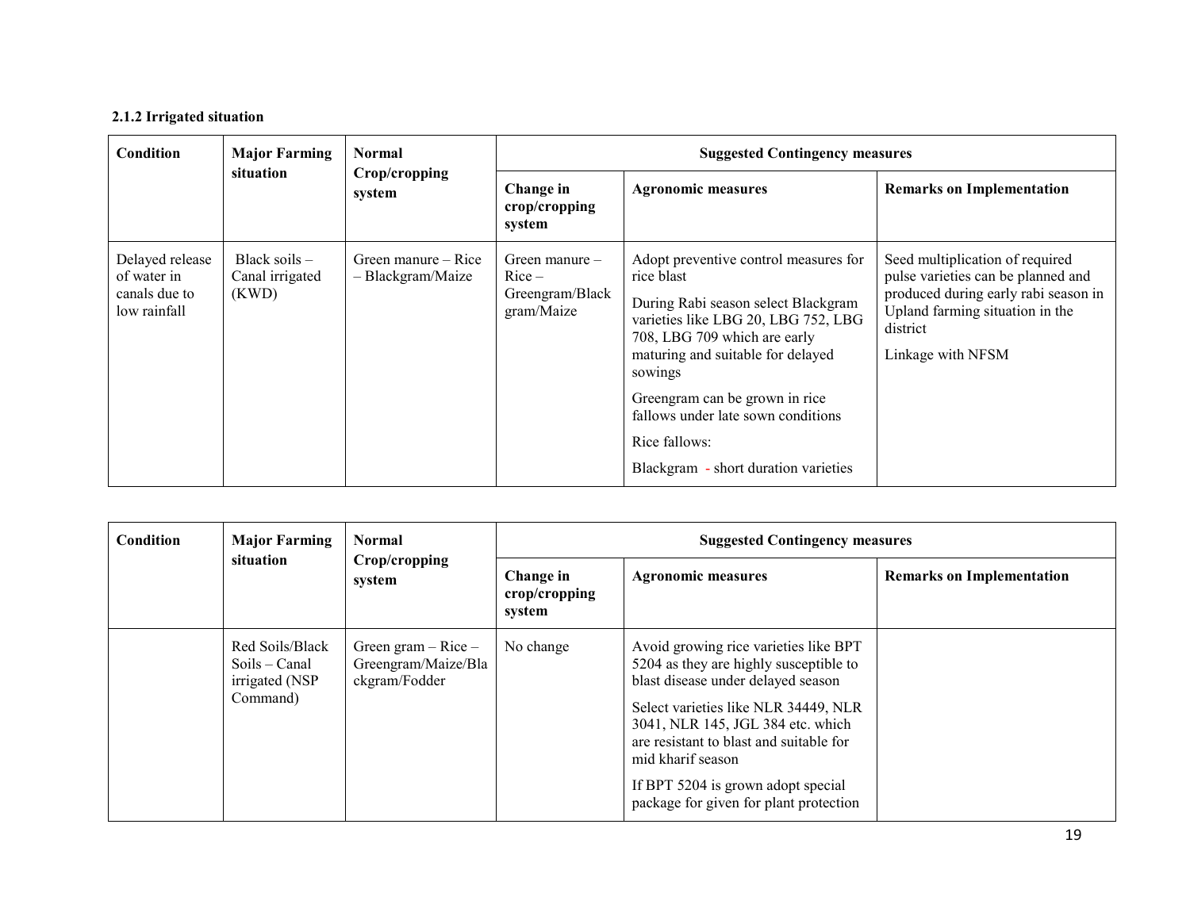#### 2.1.2 Irrigated situation

| Condition | Major Farming situation | Normal Crop/cropping system | Suggested Contingency measures | | |
|---|---|---|---|---|---|
| | | | Change in crop/cropping system | Agronomic measures | Remarks on Implementation |
| Delayed release of water in canals due to low rainfall | Black soils – Canal irrigated (KWD) | Green manure – Rice – Blackgram/Maize | Green manure – Rice – Greengram/Black gram/Maize | Adopt preventive control measures for rice blast<br><br>During Rabi season select Blackgram varieties like LBG 20, LBG 752, LBG 708, LBG 709 which are early maturing and suitable for delayed sowings<br><br>Greengram can be grown in rice fallows under late sown conditions<br><br>Rice fallows:<br><br>Blackgram - short duration varieties | Seed multiplication of required pulse varieties can be planned and produced during early rabi season in Upland farming situation in the district<br><br>Linkage with NFSM |

| Condition | Major Farming situation | Normal Crop/cropping system | Suggested Contingency measures | | |
|---|---|---|---|---|---|
| | | | Change in crop/cropping system | Agronomic measures | Remarks on Implementation |
| | Red Soils/Black Soils – Canal irrigated (NSP Command) | Green gram – Rice – Greengram/Maize/Blackgram/Fodder | No change | Avoid growing rice varieties like BPT 5204 as they are highly susceptible to blast disease under delayed season<br><br>Select varieties like NLR 34449, NLR 3041, NLR 145, JGL 384 etc. which are resistant to blast and suitable for mid kharif season<br><br>If BPT 5204 is grown adopt special package for given for plant protection | |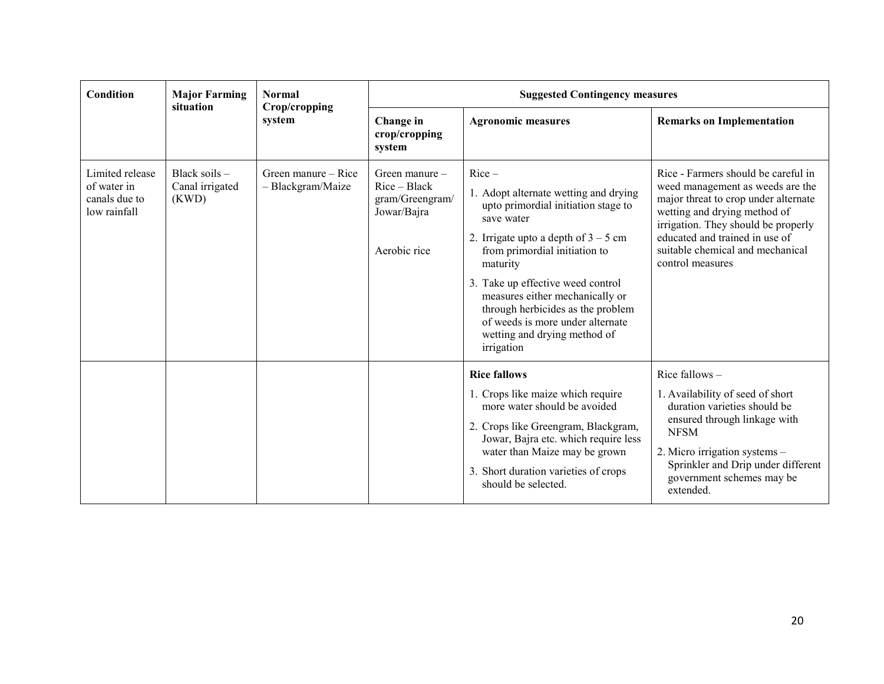| Condition | Major Farming situation | Normal Crop/cropping system | Suggested Contingency measures | | |
|---|---|---|---|---|---|
| | | | Change in crop/cropping system | Agronomic measures | Remarks on Implementation |
| Limited release of water in canals due to low rainfall | Black soils – Canal irrigated (KWD) | Green manure – Rice – Blackgram/Maize | Green manure – Rice – Black gram/Greengram/ Jowar/Bajra<br><br>Aerobic rice | Rice –<br>1. Adopt alternate wetting and drying upto primordial initiation stage to save water<br>2. Irrigate upto a depth of 3 – 5 cm from primordial initiation to maturity<br>3. Take up effective weed control measures either mechanically or through herbicides as the problem of weeds is more under alternate wetting and drying method of irrigation | Rice - Farmers should be careful in weed management as weeds are the major threat to crop under alternate wetting and drying method of irrigation. They should be properly educated and trained in use of suitable chemical and mechanical control measures |
| | | | | **Rice fallows**<br>1. Crops like maize which require more water should be avoided<br>2. Crops like Greengram, Blackgram, Jowar, Bajra etc. which require less water than Maize may be grown<br>3. Short duration varieties of crops should be selected. | Rice fallows –<br>1. Availability of seed of short duration varieties should be ensured through linkage with NFSM<br>2. Micro irrigation systems – Sprinkler and Drip under different government schemes may be extended. |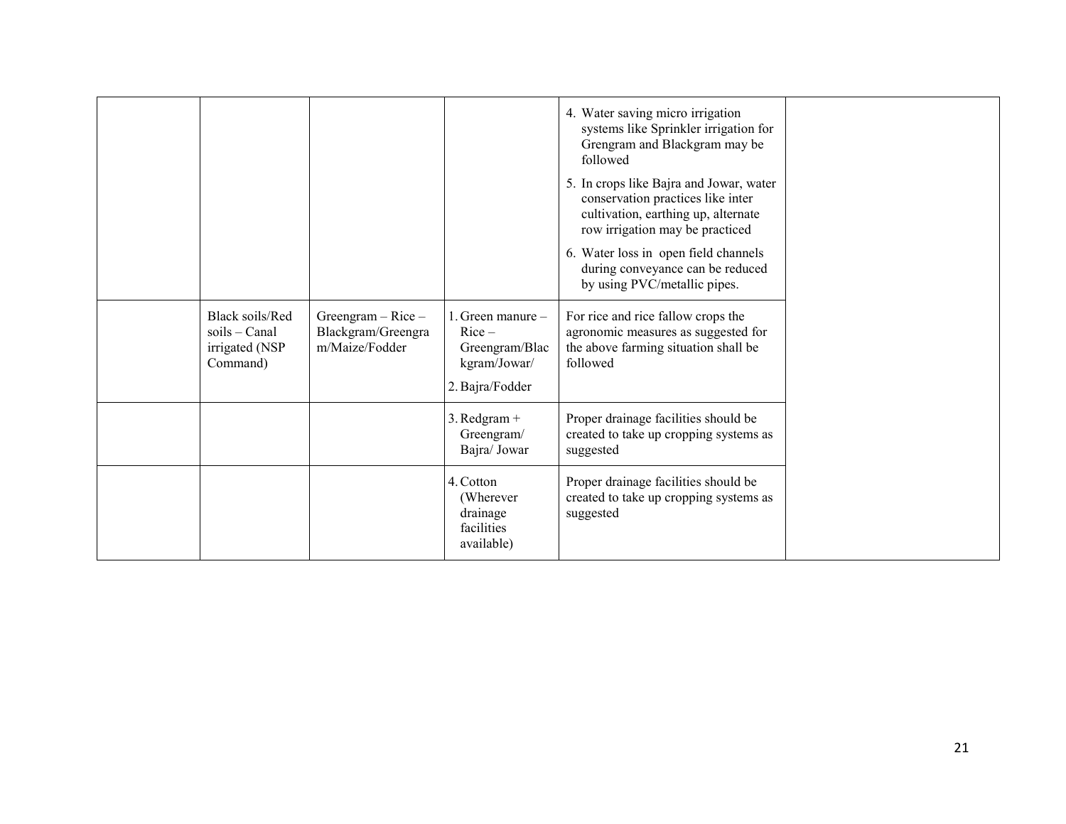|  |  |  |  |  |  |
|---|---|---|---|---|---|
|  |  |  |  | 4. Water saving micro irrigation systems like Sprinkler irrigation for Grengram and Blackgram may be followed<br>5. In crops like Bajra and Jowar, water conservation practices like inter cultivation, earthing up, alternate row irrigation may be practiced<br>6. Water loss in open field channels during conveyance can be reduced by using PVC/metallic pipes. |  |
|  | Black soils/Red soils – Canal irrigated (NSP Command) | Greengram – Rice – Blackgram/Greengram/Maize/Fodder | 1. Green manure – Rice – Greengram/Blackgram/Jowar/<br>2. Bajra/Fodder | For rice and rice fallow crops the agronomic measures as suggested for the above farming situation shall be followed |  |
|  |  |  | 3. Redgram + Greengram/ Bajra/ Jowar | Proper drainage facilities should be created to take up cropping systems as suggested |  |
|  |  |  | 4. Cotton (Wherever drainage facilities available) | Proper drainage facilities should be created to take up cropping systems as suggested |  |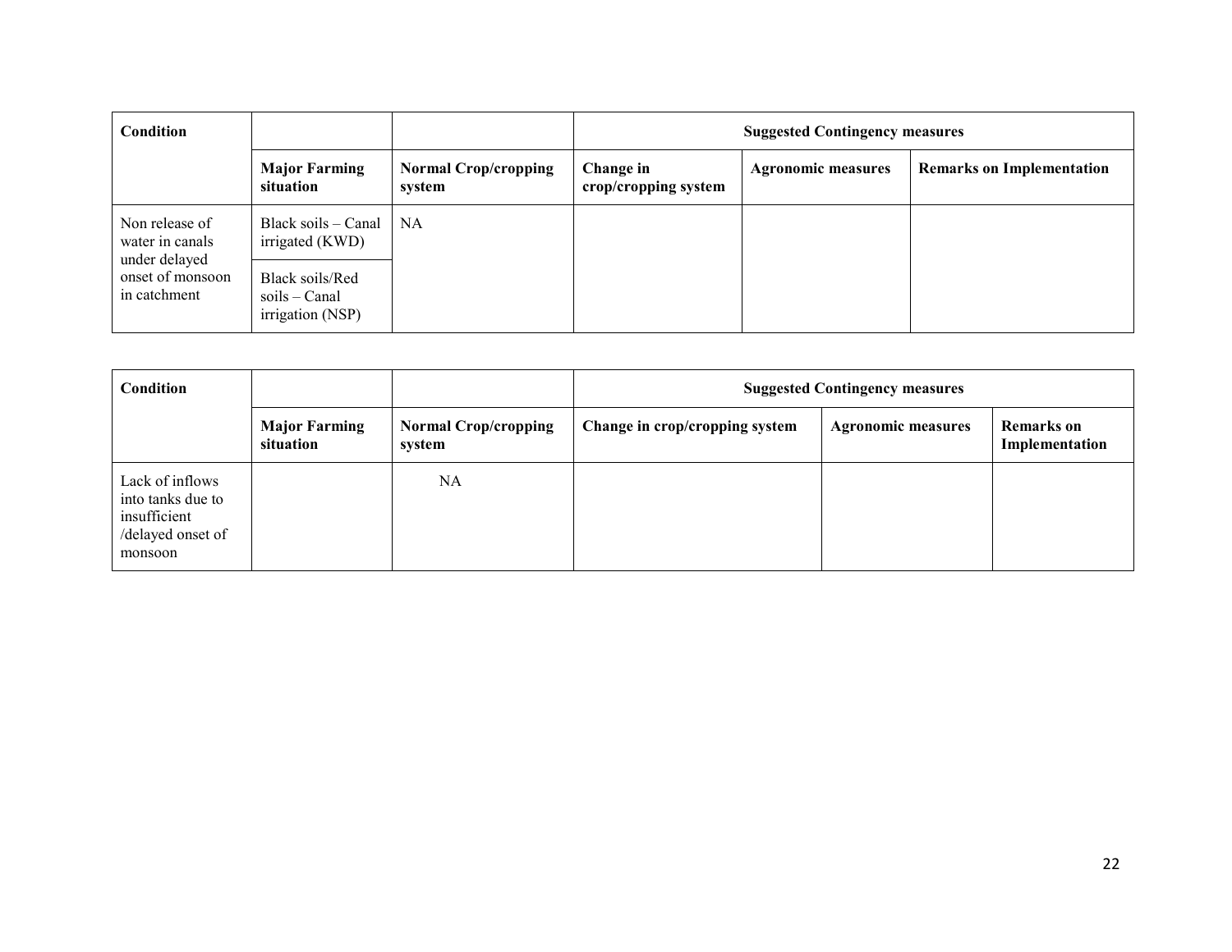| Condition | | | Suggested Contingency measures | | |
|---|---|---|---|---|---|
| | Major Farming situation | Normal Crop/cropping system | Change in crop/cropping system | Agronomic measures | Remarks on Implementation |
| Non release of water in canals under delayed onset of monsoon in catchment | Black soils – Canal irrigated (KWD) | NA | | | |
| | Black soils/Red soils – Canal irrigation (NSP) | | | | |

| Condition | | | Suggested Contingency measures | | |
|---|---|---|---|---|---|
| | Major Farming situation | Normal Crop/cropping system | Change in crop/cropping system | Agronomic measures | Remarks on Implementation |
| Lack of inflows into tanks due to insufficient /delayed onset of monsoon | | NA | | | |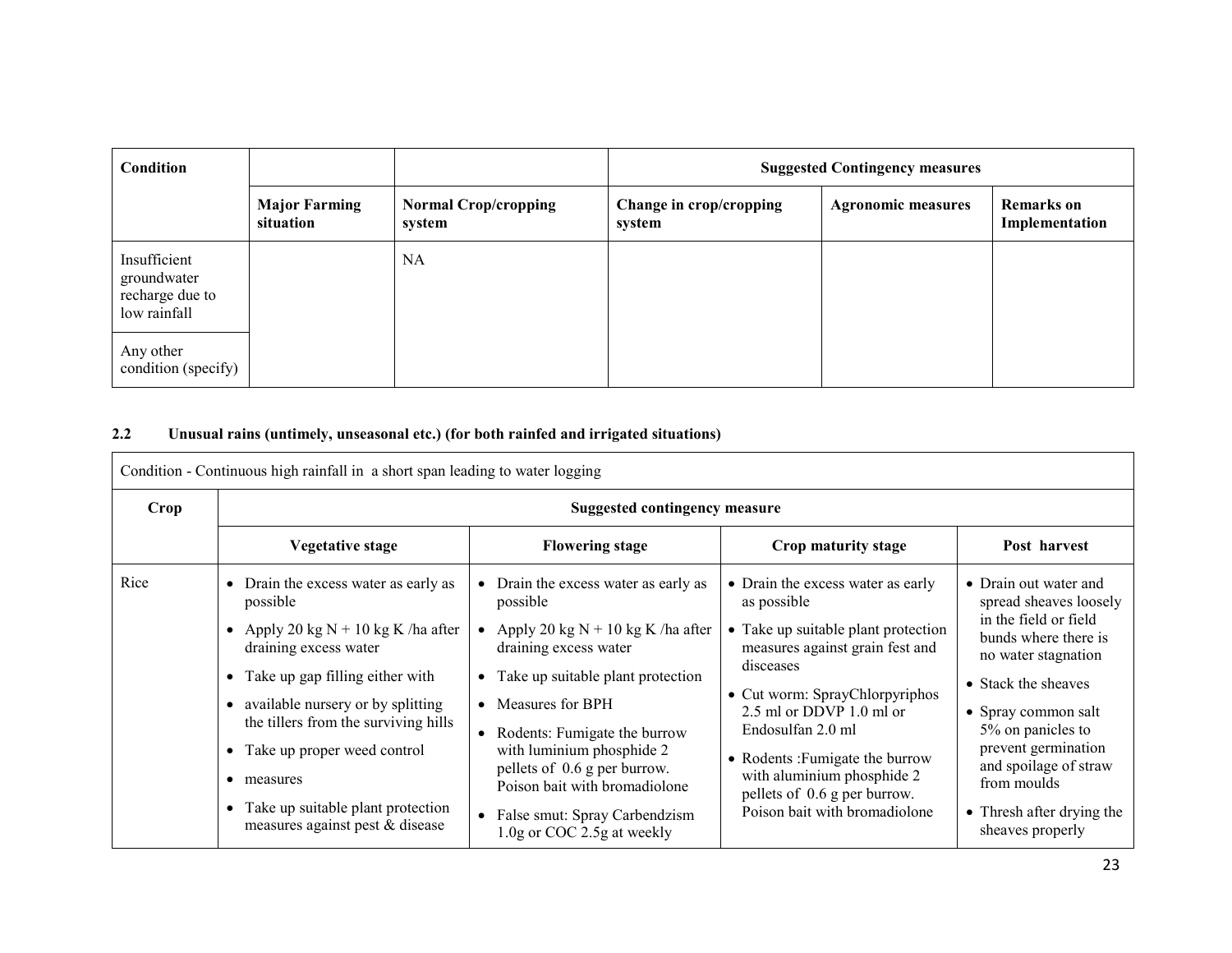| Condition | | | Suggested Contingency measures | | |
|---|---|---|---|---|---|
| | Major Farming situation | Normal Crop/cropping system | Change in crop/cropping system | Agronomic measures | Remarks on Implementation |
| Insufficient groundwater recharge due to low rainfall | | NA | | | |
| Any other condition (specify) | | | | | |

**2.2 Unusual rains (untimely, unseasonal etc.) (for both rainfed and irrigated situations)**

| Condition - Continuous high rainfall in a short span leading to water logging | | | | |
|---|---|---|---|---|
| Crop | Suggested contingency measure | | | |
| | Vegetative stage | Flowering stage | Crop maturity stage | Post harvest |
| Rice | • Drain the excess water as early as possible<br>• Apply 20 kg N + 10 kg K /ha after draining excess water<br>• Take up gap filling either with<br>• available nursery or by splitting the tillers from the surviving hills<br>• Take up proper weed control<br>• measures<br>• Take up suitable plant protection measures against pest & disease | • Drain the excess water as early as possible<br>• Apply 20 kg N + 10 kg K /ha after draining excess water<br>• Take up suitable plant protection<br>• Measures for BPH<br>• Rodents: Fumigate the burrow with luminium phosphide 2 pellets of 0.6 g per burrow. Poison bait with bromadiolone<br>• False smut: Spray Carbendzism 1.0g or COC 2.5g at weekly | • Drain the excess water as early as possible<br>• Take up suitable plant protection measures against grain fest and disceases<br>• Cut worm: SprayChlorpyriphos 2.5 ml or DDVP 1.0 ml or Endosulfan 2.0 ml<br>• Rodents :Fumigate the burrow with aluminium phosphide 2 pellets of 0.6 g per burrow. Poison bait with bromadiolone | • Drain out water and spread sheaves loosely in the field or field bunds where there is no water stagnation<br>• Stack the sheaves<br>• Spray common salt 5% on panicles to prevent germination and spoilage of straw from moulds<br>• Thresh after drying the sheaves properly |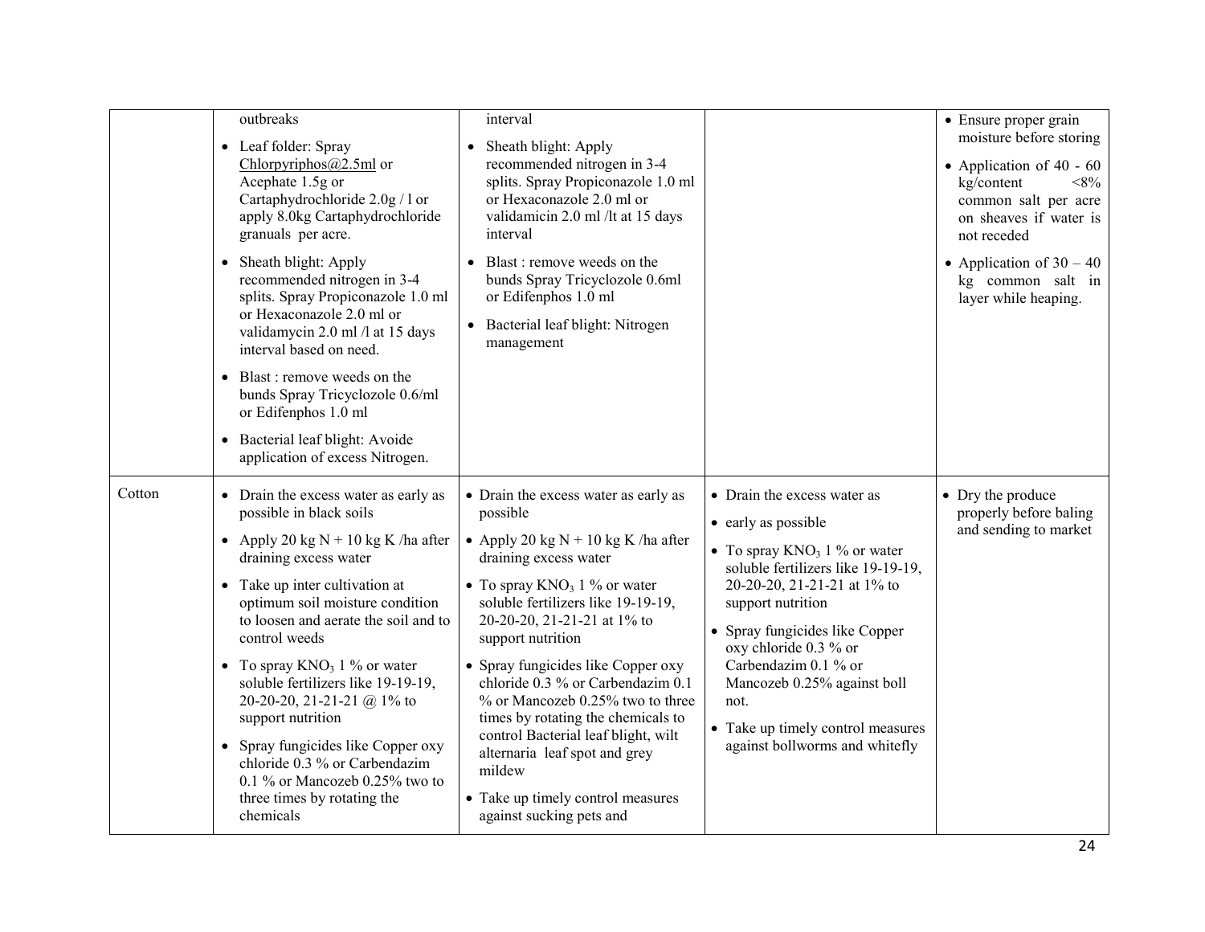| | | | | |
|---|---|---|---|---|
| | outbreaks<br>• Leaf folder: Spray Chlorpyriphos@2.5ml or Acephate 1.5g or Cartaphydrochloride 2.0g / l or apply 8.0kg Cartaphydrochloride granuals per acre.<br>• Sheath blight: Apply recommended nitrogen in 3-4 splits. Spray Propiconazole 1.0 ml or Hexaconazole 2.0 ml or validamycin 2.0 ml /l at 15 days interval based on need.<br>• Blast : remove weeds on the bunds Spray Tricyclozole 0.6/ml or Edifenphos 1.0 ml<br>• Bacterial leaf blight: Avoide application of excess Nitrogen. | interval<br>• Sheath blight: Apply recommended nitrogen in 3-4 splits. Spray Propiconazole 1.0 ml or Hexaconazole 2.0 ml or validamicin 2.0 ml /lt at 15 days interval<br>• Blast : remove weeds on the bunds Spray Tricyclozole 0.6ml or Edifenphos 1.0 ml<br>• Bacterial leaf blight: Nitrogen management | | • Ensure proper grain moisture before storing<br>• Application of 40 - 60 kg/content <8% common salt per acre on sheaves if water is not receded<br>• Application of 30 – 40 kg common salt in layer while heaping. |
| Cotton | • Drain the excess water as early as possible in black soils<br>• Apply 20 kg N + 10 kg K /ha after draining excess water<br>• Take up inter cultivation at optimum soil moisture condition to loosen and aerate the soil and to control weeds<br>• To spray $KNO_3$ 1 % or water soluble fertilizers like 19-19-19, 20-20-20, 21-21-21 @ 1% to support nutrition<br>• Spray fungicides like Copper oxy chloride 0.3 % or Carbendazim 0.1 % or Mancozeb 0.25% two to three times by rotating the chemicals | • Drain the excess water as early as possible<br>• Apply 20 kg N + 10 kg K /ha after draining excess water<br>• To spray $KNO_3$ 1 % or water soluble fertilizers like 19-19-19, 20-20-20, 21-21-21 at 1% to support nutrition<br>• Spray fungicides like Copper oxy chloride 0.3 % or Carbendazim 0.1 % or Mancozeb 0.25% two to three times by rotating the chemicals to control Bacterial leaf blight, wilt alternaria leaf spot and grey mildew<br>• Take up timely control measures against sucking pets and | • Drain the excess water as<br>• early as possible<br>• To spray $KNO_3$ 1 % or water soluble fertilizers like 19-19-19, 20-20-20, 21-21-21 at 1% to support nutrition<br>• Spray fungicides like Copper oxy chloride 0.3 % or Carbendazim 0.1 % or Mancozeb 0.25% against boll not.<br>• Take up timely control measures against bollworms and whitefly | • Dry the produce properly before baling and sending to market |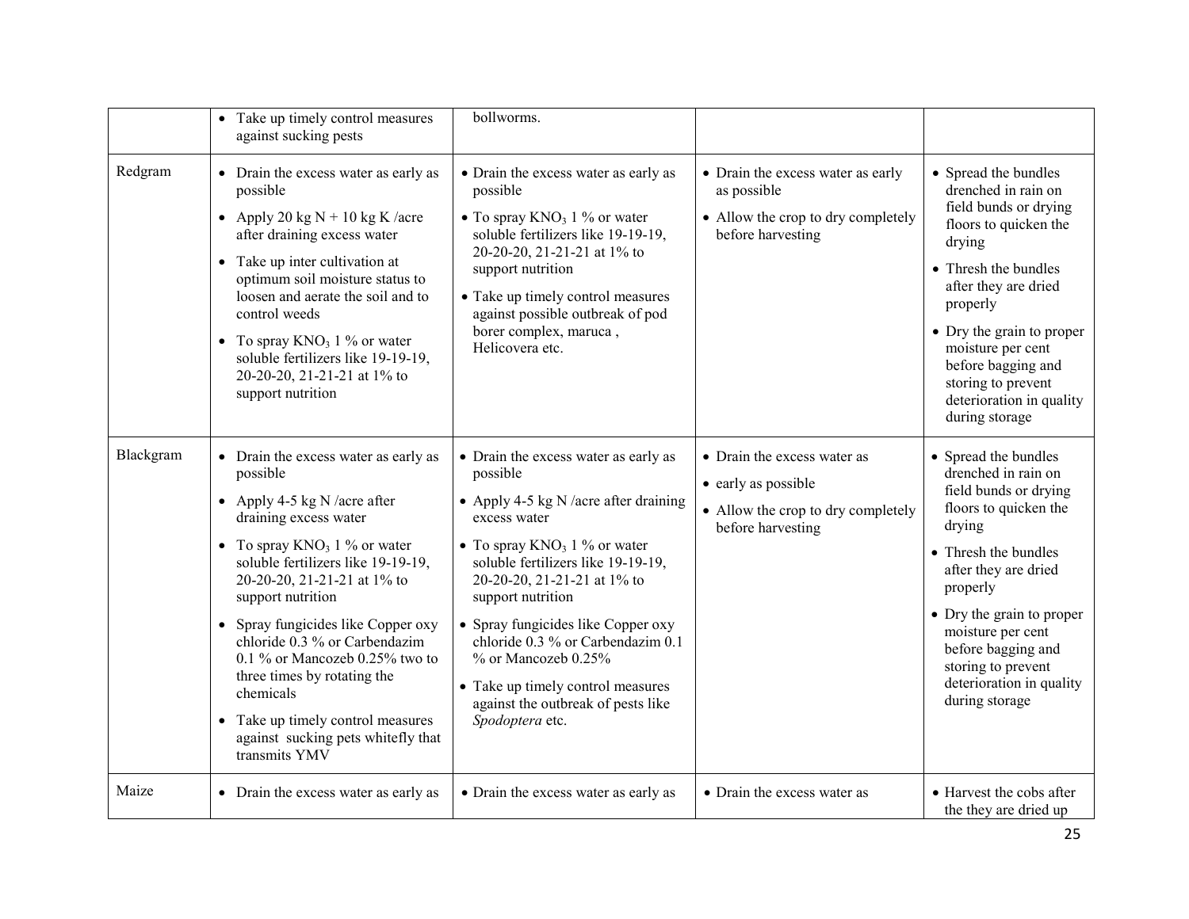| | | | | |
|---|---|---|---|---|
| | • Take up timely control measures against sucking pests | bollworms. | | |
| Redgram | • Drain the excess water as early as possible<br>• Apply 20 kg N + 10 kg K /acre after draining excess water<br>• Take up inter cultivation at optimum soil moisture status to loosen and aerate the soil and to control weeds<br>• To spray $KNO_3$ 1 % or water soluble fertilizers like 19-19-19, 20-20-20, 21-21-21 at 1% to support nutrition | • Drain the excess water as early as possible<br>• To spray $KNO_3$ 1 % or water soluble fertilizers like 19-19-19, 20-20-20, 21-21-21 at 1% to support nutrition<br>• Take up timely control measures against possible outbreak of pod borer complex, maruca , Helicovera etc. | • Drain the excess water as early as possible<br>• Allow the crop to dry completely before harvesting | • Spread the bundles drenched in rain on field bunds or drying floors to quicken the drying<br>• Thresh the bundles after they are dried properly<br>• Dry the grain to proper moisture per cent before bagging and storing to prevent deterioration in quality during storage |
| Blackgram | • Drain the excess water as early as possible<br>• Apply 4-5 kg N /acre after draining excess water<br>• To spray $KNO_3$ 1 % or water soluble fertilizers like 19-19-19, 20-20-20, 21-21-21 at 1% to support nutrition<br>• Spray fungicides like Copper oxy chloride 0.3 % or Carbendazim 0.1 % or Mancozeb 0.25% two to three times by rotating the chemicals<br>• Take up timely control measures against sucking pets whitefly that transmits YMV | • Drain the excess water as early as possible<br>• Apply 4-5 kg N /acre after draining excess water<br>• To spray $KNO_3$ 1 % or water soluble fertilizers like 19-19-19, 20-20-20, 21-21-21 at 1% to support nutrition<br>• Spray fungicides like Copper oxy chloride 0.3 % or Carbendazim 0.1 % or Mancozeb 0.25%<br>• Take up timely control measures against the outbreak of pests like *Spodoptera* etc. | • Drain the excess water as<br>• early as possible<br>• Allow the crop to dry completely before harvesting | • Spread the bundles drenched in rain on field bunds or drying floors to quicken the drying<br>• Thresh the bundles after they are dried properly<br>• Dry the grain to proper moisture per cent before bagging and storing to prevent deterioration in quality during storage |
| Maize | • Drain the excess water as early as | • Drain the excess water as early as | • Drain the excess water as | • Harvest the cobs after the they are dried up |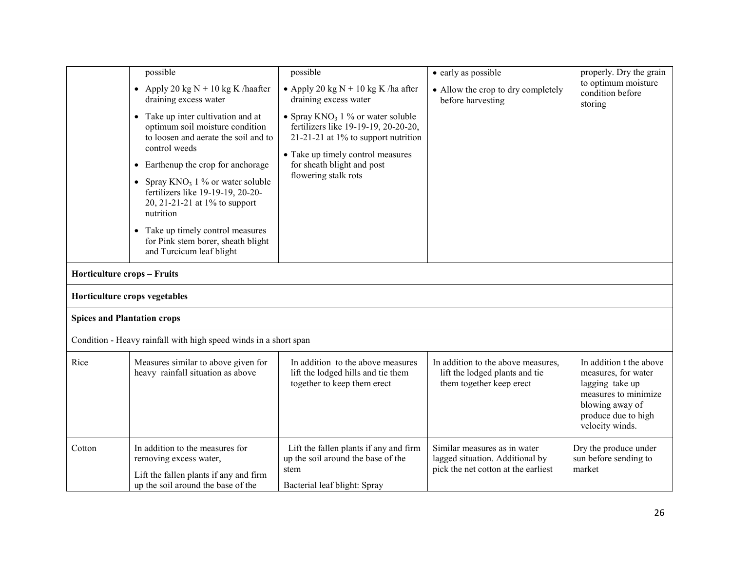| | | | | |
|---|---|---|---|---|
| | possible<br>• Apply 20 kg N + 10 kg K /haafter draining excess water<br>• Take up inter cultivation and at optimum soil moisture condition to loosen and aerate the soil and to control weeds<br>• Earthenup the crop for anchorage<br>• Spray $KNO_3$ 1 % or water soluble fertilizers like 19-19-19, 20-20-20, 21-21-21 at 1% to support nutrition<br>• Take up timely control measures for Pink stem borer, sheath blight and Turcicum leaf blight | possible<br>• Apply 20 kg N + 10 kg K /ha after draining excess water<br>• Spray $KNO_3$ 1 % or water soluble fertilizers like 19-19-19, 20-20-20, 21-21-21 at 1% to support nutrition<br>• Take up timely control measures for sheath blight and post flowering stalk rots | • early as possible<br>• Allow the crop to dry completely before harvesting | properly. Dry the grain to optimum moisture condition before storing |
| **Horticulture crops – Fruits** | | | | |
| **Horticulture crops vegetables** | | | | |
| **Spices and Plantation crops** | | | | |
| Condition - Heavy rainfall with high speed winds in a short span | | | | |
| Rice | Measures similar to above given for heavy rainfall situation as above | In addition to the above measures lift the lodged hills and tie them together to keep them erect | In addition to the above measures, lift the lodged plants and tie them together keep erect | In addition t the above measures, for water lagging take up measures to minimize blowing away of produce due to high velocity winds. |
| Cotton | In addition to the measures for removing excess water,<br>Lift the fallen plants if any and firm up the soil around the base of the | Lift the fallen plants if any and firm up the soil around the base of the stem<br>Bacterial leaf blight: Spray | Similar measures as in water lagged situation. Additional by pick the net cotton at the earliest | Dry the produce under sun before sending to market |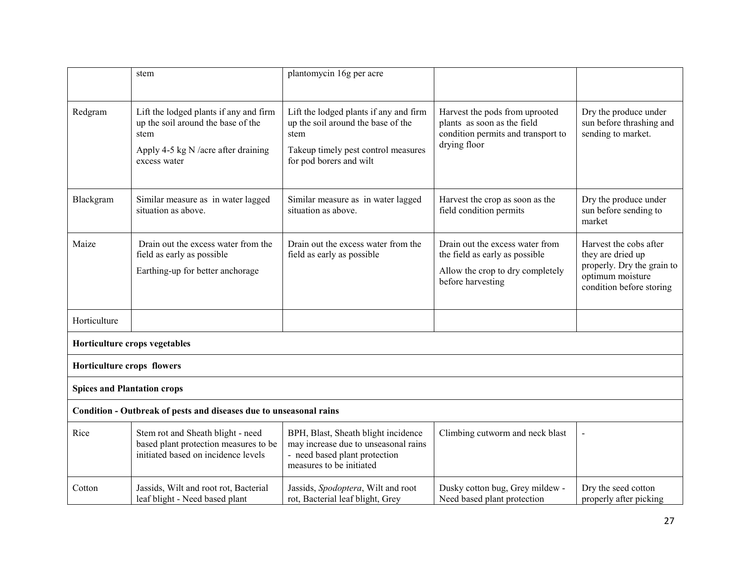|  |  |  |  |  |
|---|---|---|---|---|
|  | stem | plantomycin 16g per acre |  |  |
| Redgram | Lift the lodged plants if any and firm up the soil around the base of the stem<br>Apply 4-5 kg N /acre after draining excess water | Lift the lodged plants if any and firm up the soil around the base of the stem<br>Takeup timely pest control measures for pod borers and wilt | Harvest the pods from uprooted plants as soon as the field condition permits and transport to drying floor | Dry the produce under sun before thrashing and sending to market. |
| Blackgram | Similar measure as in water lagged situation as above. | Similar measure as in water lagged situation as above. | Harvest the crop as soon as the field condition permits | Dry the produce under sun before sending to market |
| Maize | Drain out the excess water from the field as early as possible<br>Earthing-up for better anchorage | Drain out the excess water from the field as early as possible | Drain out the excess water from the field as early as possible<br>Allow the crop to dry completely before harvesting | Harvest the cobs after they are dried up properly. Dry the grain to optimum moisture condition before storing |
| Horticulture |  |  |  |  |
| **Horticulture crops vegetables** |  |  |  |  |
| **Horticulture crops flowers** |  |  |  |  |
| **Spices and Plantation crops** |  |  |  |  |
| **Condition - Outbreak of pests and diseases due to unseasonal rains** |  |  |  |  |
| Rice | Stem rot and Sheath blight - need based plant protection measures to be initiated based on incidence levels | BPH, Blast, Sheath blight incidence may increase due to unseasonal rains - need based plant protection measures to be initiated | Climbing cutworm and neck blast | - |
| Cotton | Jassids, Wilt and root rot, Bacterial leaf blight - Need based plant | Jassids, *Spodoptera*, Wilt and root rot, Bacterial leaf blight, Grey | Dusky cotton bug, Grey mildew - Need based plant protection | Dry the seed cotton properly after picking |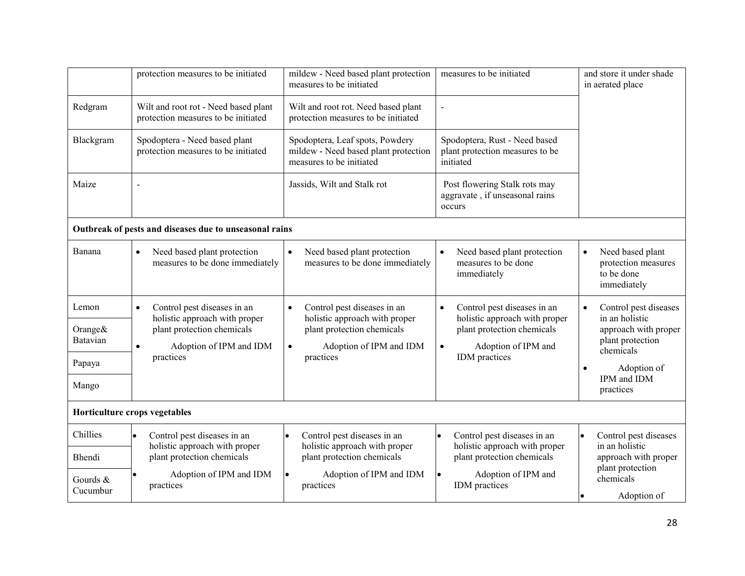| | | | | |
|---|---|---|---|---|
| | protection measures to be initiated | mildew - Need based plant protection measures to be initiated | measures to be initiated | and store it under shade in aerated place |
| Redgram | Wilt and root rot - Need based plant protection measures to be initiated | Wilt and root rot. Need based plant protection measures to be initiated | - | |
| Blackgram | Spodoptera - Need based plant protection measures to be initiated | Spodoptera, Leaf spots, Powdery mildew - Need based plant protection measures to be initiated | Spodoptera, Rust - Need based plant protection measures to be initiated | |
| Maize | - | Jassids, Wilt and Stalk rot | Post flowering Stalk rots may aggravate , if unseasonal rains occurs | |
| **Outbreak of pests and diseases due to unseasonal rains** | | | | |
| Banana | • Need based plant protection measures to be done immediately | • Need based plant protection measures to be done immediately | • Need based plant protection measures to be done immediately | • Need based plant protection measures to be done immediately |
| Lemon | • Control pest diseases in an holistic approach with proper plant protection chemicals • Adoption of IPM and IDM practices | • Control pest diseases in an holistic approach with proper plant protection chemicals • Adoption of IPM and IDM practices | • Control pest diseases in an holistic approach with proper plant protection chemicals • Adoption of IPM and IDM practices | • Control pest diseases in an holistic approach with proper plant protection chemicals • Adoption of IPM and IDM practices |
| Orange& Batavian | | | | |
| Papaya | | | | |
| Mango | | | | |
| **Horticulture crops vegetables** | | | | |
| Chillies | • Control pest diseases in an holistic approach with proper plant protection chemicals • Adoption of IPM and IDM practices | • Control pest diseases in an holistic approach with proper plant protection chemicals • Adoption of IPM and IDM practices | • Control pest diseases in an holistic approach with proper plant protection chemicals • Adoption of IPM and IDM practices | • Control pest diseases in an holistic approach with proper plant protection chemicals • Adoption of |
| Bhendi | | | | |
| Gourds & Cucumbur | | | | |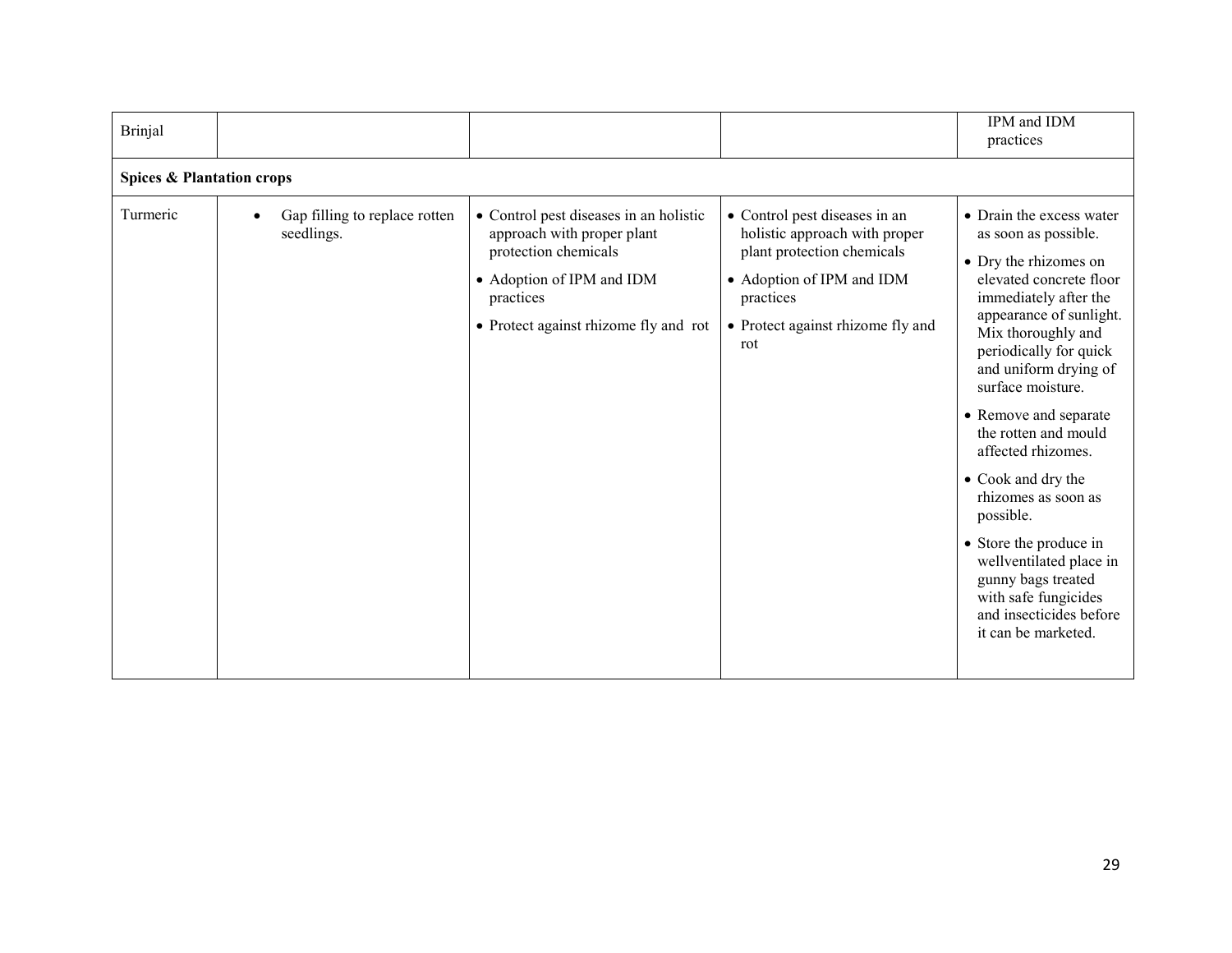| Brinjal | | | | IPM and IDM practices |
|---|---|---|---|---|
| **Spices & Plantation crops** | | | | |
| Turmeric | • Gap filling to replace rotten seedlings. | • Control pest diseases in an holistic approach with proper plant protection chemicals<br>• Adoption of IPM and IDM practices<br>• Protect against rhizome fly and rot | • Control pest diseases in an holistic approach with proper plant protection chemicals<br>• Adoption of IPM and IDM practices<br>• Protect against rhizome fly and rot | • Drain the excess water as soon as possible.<br>• Dry the rhizomes on elevated concrete floor immediately after the appearance of sunlight. Mix thoroughly and periodically for quick and uniform drying of surface moisture.<br>• Remove and separate the rotten and mould affected rhizomes.<br>• Cook and dry the rhizomes as soon as possible.<br>• Store the produce in wellventilated place in gunny bags treated with safe fungicides and insecticides before it can be marketed. |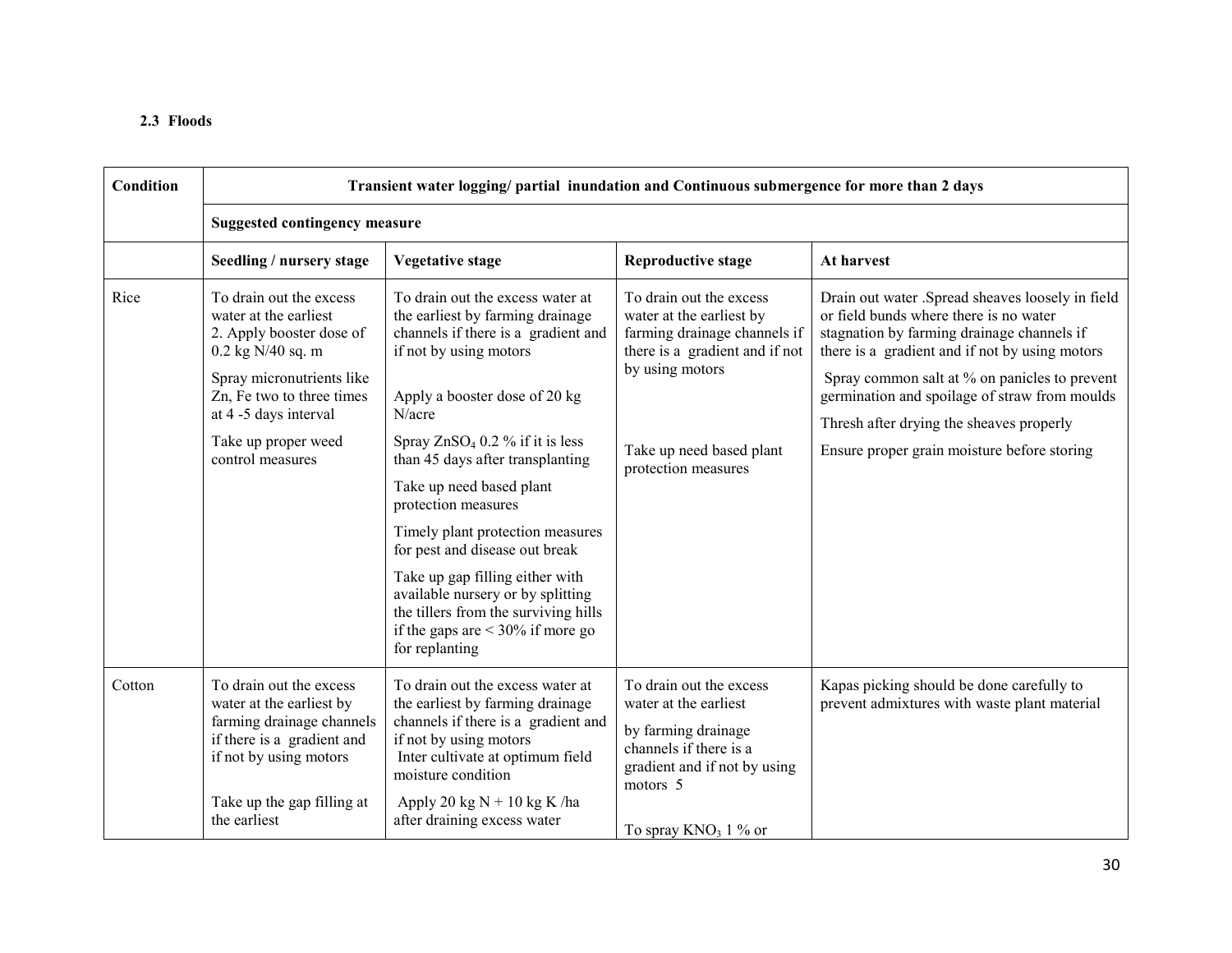**2.3 Floods**

| Condition | Transient water logging/ partial inundation and Continuous submergence for more than 2 days | | | |
|---|---|---|---|---|
| | **Suggested contingency measure** | | | |
| | **Seedling / nursery stage** | **Vegetative stage** | **Reproductive stage** | **At harvest** |
| Rice | To drain out the excess water at the earliest<br>2. Apply booster dose of 0.2 kg N/40 sq. m<br>Spray micronutrients like Zn, Fe two to three times at 4 -5 days interval<br>Take up proper weed control measures | To drain out the excess water at the earliest by farming drainage channels if there is a gradient and if not by using motors<br>Apply a booster dose of 20 kg N/acre<br>Spray $ZnSO_4$ 0.2 % if it is less than 45 days after transplanting<br>Take up need based plant protection measures<br>Timely plant protection measures for pest and disease out break<br>Take up gap filling either with available nursery or by splitting the tillers from the surviving hills if the gaps are < 30% if more go for replanting | To drain out the excess water at the earliest by farming drainage channels if there is a gradient and if not by using motors<br>Take up need based plant protection measures | Drain out water .Spread sheaves loosely in field or field bunds where there is no water stagnation by farming drainage channels if there is a gradient and if not by using motors<br>Spray common salt at % on panicles to prevent germination and spoilage of straw from moulds<br>Thresh after drying the sheaves properly<br>Ensure proper grain moisture before storing |
| Cotton | To drain out the excess water at the earliest by farming drainage channels if there is a gradient and if not by using motors<br>Take up the gap filling at the earliest | To drain out the excess water at the earliest by farming drainage channels if there is a gradient and if not by using motors<br>Inter cultivate at optimum field moisture condition<br>Apply 20 kg N + 10 kg K /ha after draining excess water | To drain out the excess water at the earliest<br>by farming drainage channels if there is a gradient and if not by using motors 5<br>To spray $KNO_3$ 1 % or | Kapas picking should be done carefully to prevent admixtures with waste plant material |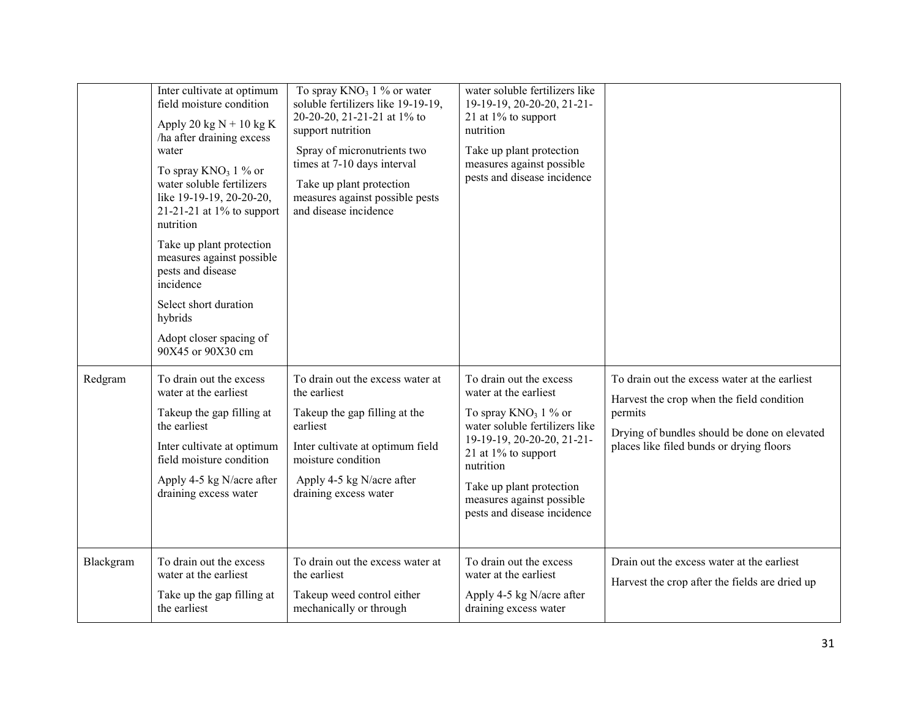| | | | | |
|---|---|---|---|---|
| | Inter cultivate at optimum field moisture condition<br>Apply 20 kg N + 10 kg K /ha after draining excess water<br>To spray $KNO_3$ 1 % or water soluble fertilizers like 19-19-19, 20-20-20, 21-21-21 at 1% to support nutrition<br>Take up plant protection measures against possible pests and disease incidence<br>Select short duration hybrids<br>Adopt closer spacing of 90X45 or 90X30 cm | To spray $KNO_3$ 1 % or water soluble fertilizers like 19-19-19, 20-20-20, 21-21-21 at 1% to support nutrition<br>Spray of micronutrients two times at 7-10 days interval<br>Take up plant protection measures against possible pests and disease incidence | water soluble fertilizers like 19-19-19, 20-20-20, 21-21-21 at 1% to support nutrition<br>Take up plant protection measures against possible pests and disease incidence | |
| Redgram | To drain out the excess water at the earliest<br>Takeup the gap filling at the earliest<br>Inter cultivate at optimum field moisture condition<br>Apply 4-5 kg N/acre after draining excess water | To drain out the excess water at the earliest<br>Takeup the gap filling at the earliest<br>Inter cultivate at optimum field moisture condition<br>Apply 4-5 kg N/acre after draining excess water | To drain out the excess water at the earliest<br>To spray $KNO_3$ 1 % or water soluble fertilizers like 19-19-19, 20-20-20, 21-21-21 at 1% to support nutrition<br>Take up plant protection measures against possible pests and disease incidence | To drain out the excess water at the earliest<br>Harvest the crop when the field condition permits<br>Drying of bundles should be done on elevated places like filed bunds or drying floors |
| Blackgram | To drain out the excess water at the earliest<br>Take up the gap filling at the earliest | To drain out the excess water at the earliest<br>Takeup weed control either mechanically or through | To drain out the excess water at the earliest<br>Apply 4-5 kg N/acre after draining excess water | Drain out the excess water at the earliest<br>Harvest the crop after the fields are dried up |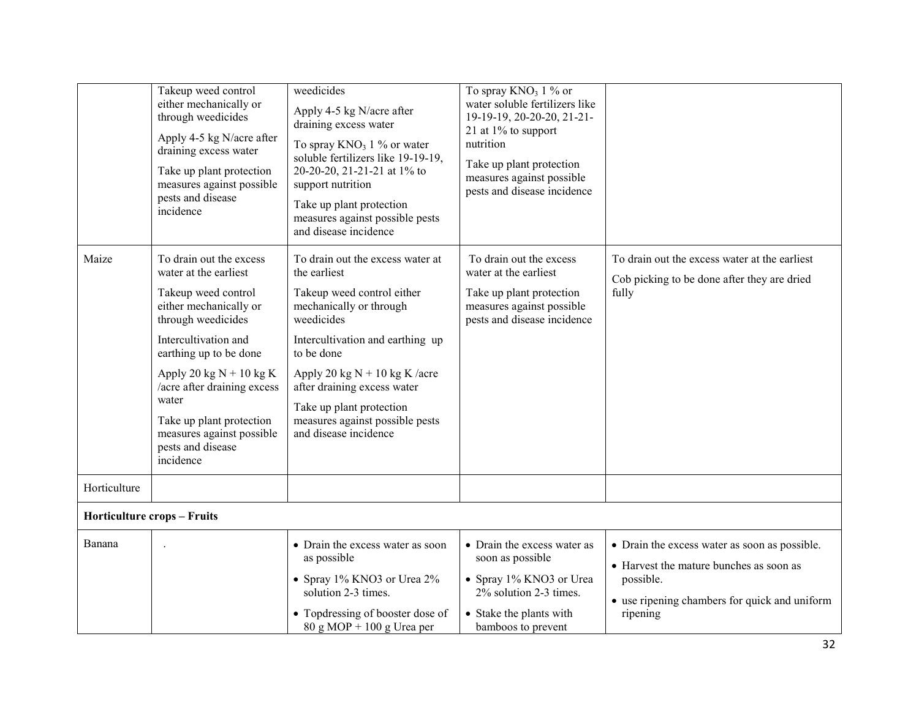| | | | | |
|---|---|---|---|---|
| | Takeup weed control either mechanically or through weedicides<br>Apply 4-5 kg N/acre after draining excess water<br>Take up plant protection measures against possible pests and disease incidence | weedicides<br>Apply 4-5 kg N/acre after draining excess water<br>To spray $KNO_3$ 1 % or water soluble fertilizers like 19-19-19, 20-20-20, 21-21-21 at 1% to support nutrition<br>Take up plant protection measures against possible pests and disease incidence | To spray $KNO_3$ 1 % or water soluble fertilizers like 19-19-19, 20-20-20, 21-21-21 at 1% to support nutrition<br>Take up plant protection measures against possible pests and disease incidence | |
| Maize | To drain out the excess water at the earliest<br>Takeup weed control either mechanically or through weedicides<br>Intercultivation and earthing up to be done<br>Apply 20 kg N + 10 kg K /acre after draining excess water<br>Take up plant protection measures against possible pests and disease incidence | To drain out the excess water at the earliest<br>Takeup weed control either mechanically or through weedicides<br>Intercultivation and earthing up to be done<br>Apply 20 kg N + 10 kg K /acre after draining excess water<br>Take up plant protection measures against possible pests and disease incidence | To drain out the excess water at the earliest<br>Take up plant protection measures against possible pests and disease incidence | To drain out the excess water at the earliest<br>Cob picking to be done after they are dried fully |
| Horticulture | | | | |
| **Horticulture crops – Fruits** | | | | |
| Banana | . | • Drain the excess water as soon as possible<br>• Spray 1% KNO3 or Urea 2% solution 2-3 times.<br>• Topdressing of booster dose of 80 g MOP + 100 g Urea per | • Drain the excess water as soon as possible<br>• Spray 1% KNO3 or Urea 2% solution 2-3 times.<br>• Stake the plants with bamboos to prevent | • Drain the excess water as soon as possible.<br>• Harvest the mature bunches as soon as possible.<br>• use ripening chambers for quick and uniform ripening |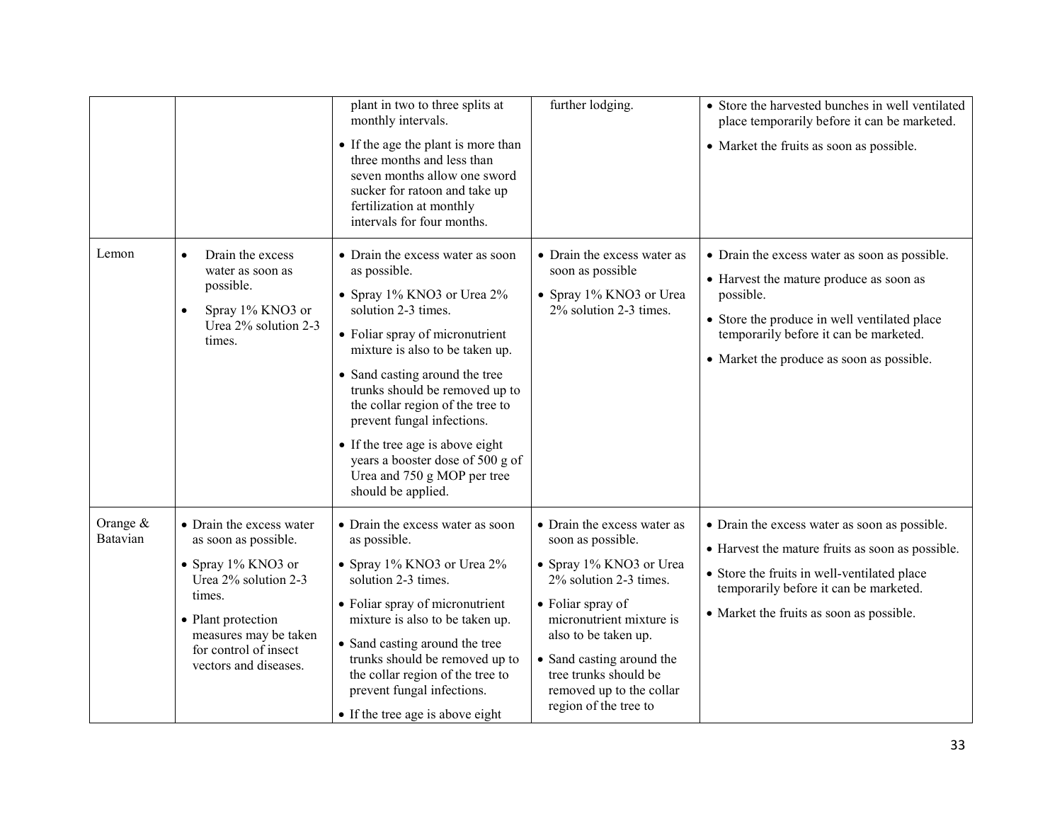| | | | | |
|---|---|---|---|---|
| | | plant in two to three splits at monthly intervals.<br>• If the age the plant is more than three months and less than seven months allow one sword sucker for ratoon and take up fertilization at monthly intervals for four months. | further lodging. | • Store the harvested bunches in well ventilated place temporarily before it can be marketed.<br>• Market the fruits as soon as possible. |
| Lemon | • Drain the excess water as soon as possible.<br>• Spray 1% KNO3 or Urea 2% solution 2-3 times. | • Drain the excess water as soon as possible.<br>• Spray 1% KNO3 or Urea 2% solution 2-3 times.<br>• Foliar spray of micronutrient mixture is also to be taken up.<br>• Sand casting around the tree trunks should be removed up to the collar region of the tree to prevent fungal infections.<br>• If the tree age is above eight years a booster dose of 500 g of Urea and 750 g MOP per tree should be applied. | • Drain the excess water as soon as possible<br>• Spray 1% KNO3 or Urea 2% solution 2-3 times. | • Drain the excess water as soon as possible.<br>• Harvest the mature produce as soon as possible.<br>• Store the produce in well ventilated place temporarily before it can be marketed.<br>• Market the produce as soon as possible. |
| Orange & Batavian | • Drain the excess water as soon as possible.<br>• Spray 1% KNO3 or Urea 2% solution 2-3 times.<br>• Plant protection measures may be taken for control of insect vectors and diseases. | • Drain the excess water as soon as possible.<br>• Spray 1% KNO3 or Urea 2% solution 2-3 times.<br>• Foliar spray of micronutrient mixture is also to be taken up.<br>• Sand casting around the tree trunks should be removed up to the collar region of the tree to prevent fungal infections.<br>• If the tree age is above eight | • Drain the excess water as soon as possible.<br>• Spray 1% KNO3 or Urea 2% solution 2-3 times.<br>• Foliar spray of micronutrient mixture is also to be taken up.<br>• Sand casting around the tree trunks should be removed up to the collar region of the tree to | • Drain the excess water as soon as possible.<br>• Harvest the mature fruits as soon as possible.<br>• Store the fruits in well-ventilated place temporarily before it can be marketed.<br>• Market the fruits as soon as possible. |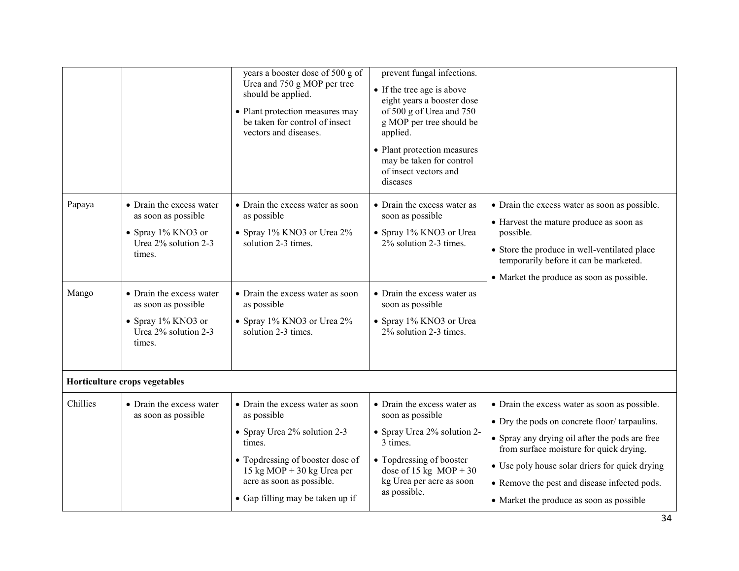| | | | | |
|---|---|---|---|---|
| | | years a booster dose of 500 g of Urea and 750 g MOP per tree should be applied.<br>• Plant protection measures may be taken for control of insect vectors and diseases. | prevent fungal infections.<br>• If the tree age is above eight years a booster dose of 500 g of Urea and 750 g MOP per tree should be applied.<br>• Plant protection measures may be taken for control of insect vectors and diseases | |
| Papaya | • Drain the excess water as soon as possible<br>• Spray 1% KNO3 or Urea 2% solution 2-3 times. | • Drain the excess water as soon as possible<br>• Spray 1% KNO3 or Urea 2% solution 2-3 times. | • Drain the excess water as soon as possible<br>• Spray 1% KNO3 or Urea 2% solution 2-3 times. | • Drain the excess water as soon as possible.<br>• Harvest the mature produce as soon as possible.<br>• Store the produce in well-ventilated place temporarily before it can be marketed.<br>• Market the produce as soon as possible. |
| Mango | • Drain the excess water as soon as possible<br>• Spray 1% KNO3 or Urea 2% solution 2-3 times. | • Drain the excess water as soon as possible<br>• Spray 1% KNO3 or Urea 2% solution 2-3 times. | • Drain the excess water as soon as possible<br>• Spray 1% KNO3 or Urea 2% solution 2-3 times. | |
| **Horticulture crops vegetables** | | | | |
| Chillies | • Drain the excess water as soon as possible | • Drain the excess water as soon as possible<br>• Spray Urea 2% solution 2-3 times.<br>• Topdressing of booster dose of 15 kg MOP + 30 kg Urea per acre as soon as possible.<br>• Gap filling may be taken up if | • Drain the excess water as soon as possible<br>• Spray Urea 2% solution 2-3 times.<br>• Topdressing of booster dose of 15 kg MOP + 30 kg Urea per acre as soon as possible. | • Drain the excess water as soon as possible.<br>• Dry the pods on concrete floor/ tarpaulins.<br>• Spray any drying oil after the pods are free from surface moisture for quick drying.<br>• Use poly house solar driers for quick drying<br>• Remove the pest and disease infected pods.<br>• Market the produce as soon as possible |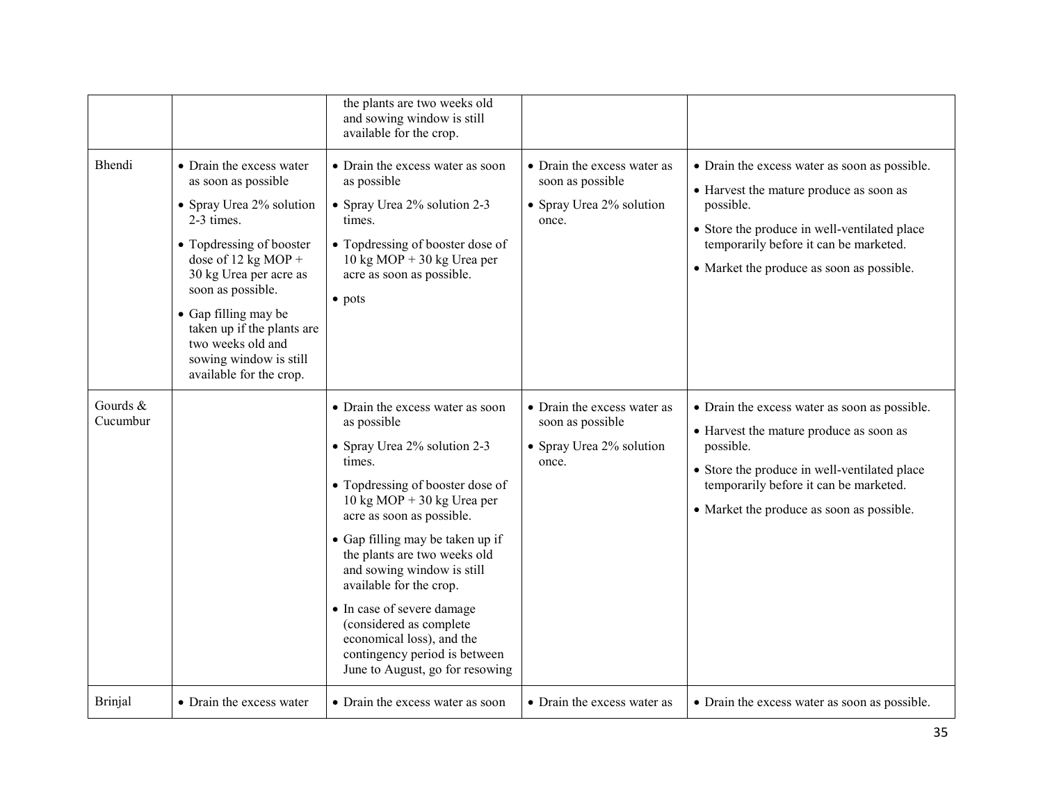| | | | | |
|---|---|---|---|---|
| | | the plants are two weeks old and sowing window is still available for the crop. | | |
| Bhendi | • Drain the excess water as soon as possible<br>• Spray Urea 2% solution 2-3 times.<br>• Topdressing of booster dose of 12 kg MOP + 30 kg Urea per acre as soon as possible.<br>• Gap filling may be taken up if the plants are two weeks old and sowing window is still available for the crop. | • Drain the excess water as soon as possible<br>• Spray Urea 2% solution 2-3 times.<br>• Topdressing of booster dose of 10 kg MOP + 30 kg Urea per acre as soon as possible.<br>• pots | • Drain the excess water as soon as possible<br>• Spray Urea 2% solution once. | • Drain the excess water as soon as possible.<br>• Harvest the mature produce as soon as possible.<br>• Store the produce in well-ventilated place temporarily before it can be marketed.<br>• Market the produce as soon as possible. |
| Gourds & Cucumbur | | • Drain the excess water as soon as possible<br>• Spray Urea 2% solution 2-3 times.<br>• Topdressing of booster dose of 10 kg MOP + 30 kg Urea per acre as soon as possible.<br>• Gap filling may be taken up if the plants are two weeks old and sowing window is still available for the crop.<br>• In case of severe damage (considered as complete economical loss), and the contingency period is between June to August, go for resowing | • Drain the excess water as soon as possible<br>• Spray Urea 2% solution once. | • Drain the excess water as soon as possible.<br>• Harvest the mature produce as soon as possible.<br>• Store the produce in well-ventilated place temporarily before it can be marketed.<br>• Market the produce as soon as possible. |
| Brinjal | • Drain the excess water | • Drain the excess water as soon | • Drain the excess water as | • Drain the excess water as soon as possible. |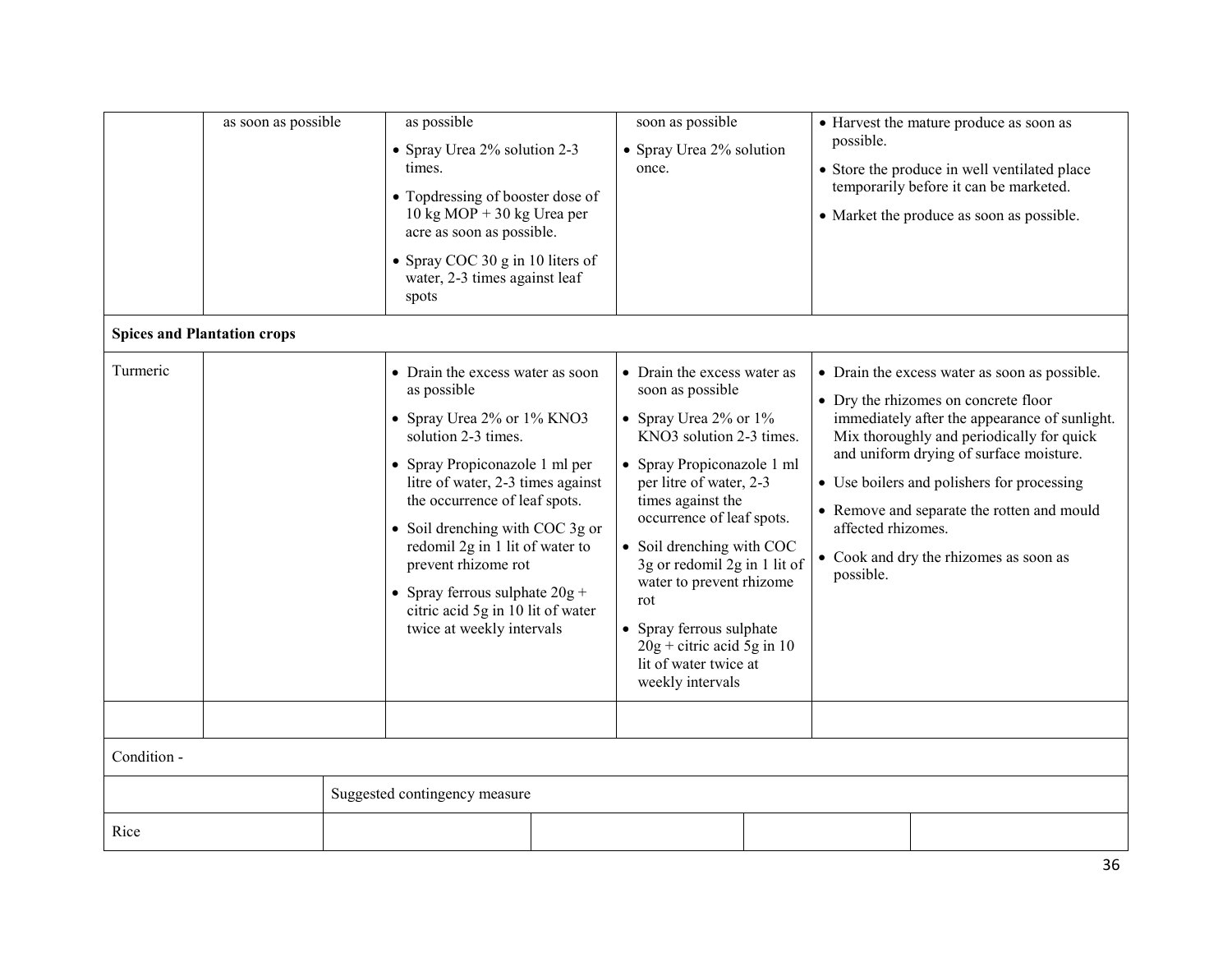| | | | | |
|---|---|---|---|---|
| | as soon as possible | as possible<br>• Spray Urea 2% solution 2-3 times.<br>• Topdressing of booster dose of 10 kg MOP + 30 kg Urea per acre as soon as possible.<br>• Spray COC 30 g in 10 liters of water, 2-3 times against leaf spots | soon as possible<br>• Spray Urea 2% solution once. | • Harvest the mature produce as soon as possible.<br>• Store the produce in well ventilated place temporarily before it can be marketed.<br>• Market the produce as soon as possible. |
| **Spices and Plantation crops** | | | | |
| Turmeric | | • Drain the excess water as soon as possible<br>• Spray Urea 2% or 1% KNO3 solution 2-3 times.<br>• Spray Propiconazole 1 ml per litre of water, 2-3 times against the occurrence of leaf spots.<br>• Soil drenching with COC 3g or redomil 2g in 1 lit of water to prevent rhizome rot<br>• Spray ferrous sulphate 20g + citric acid 5g in 10 lit of water twice at weekly intervals | • Drain the excess water as soon as possible<br>• Spray Urea 2% or 1% KNO3 solution 2-3 times.<br>• Spray Propiconazole 1 ml per litre of water, 2-3 times against the occurrence of leaf spots.<br>• Soil drenching with COC 3g or redomil 2g in 1 lit of water to prevent rhizome rot<br>• Spray ferrous sulphate 20g + citric acid 5g in 10 lit of water twice at weekly intervals | • Drain the excess water as soon as possible.<br>• Dry the rhizomes on concrete floor immediately after the appearance of sunlight. Mix thoroughly and periodically for quick and uniform drying of surface moisture.<br>• Use boilers and polishers for processing<br>• Remove and separate the rotten and mould affected rhizomes.<br>• Cook and dry the rhizomes as soon as possible. |
| | | | | |

Condition -

| | Suggested contingency measure | | | |
|---|---|---|---|---|
| Rice | | | | |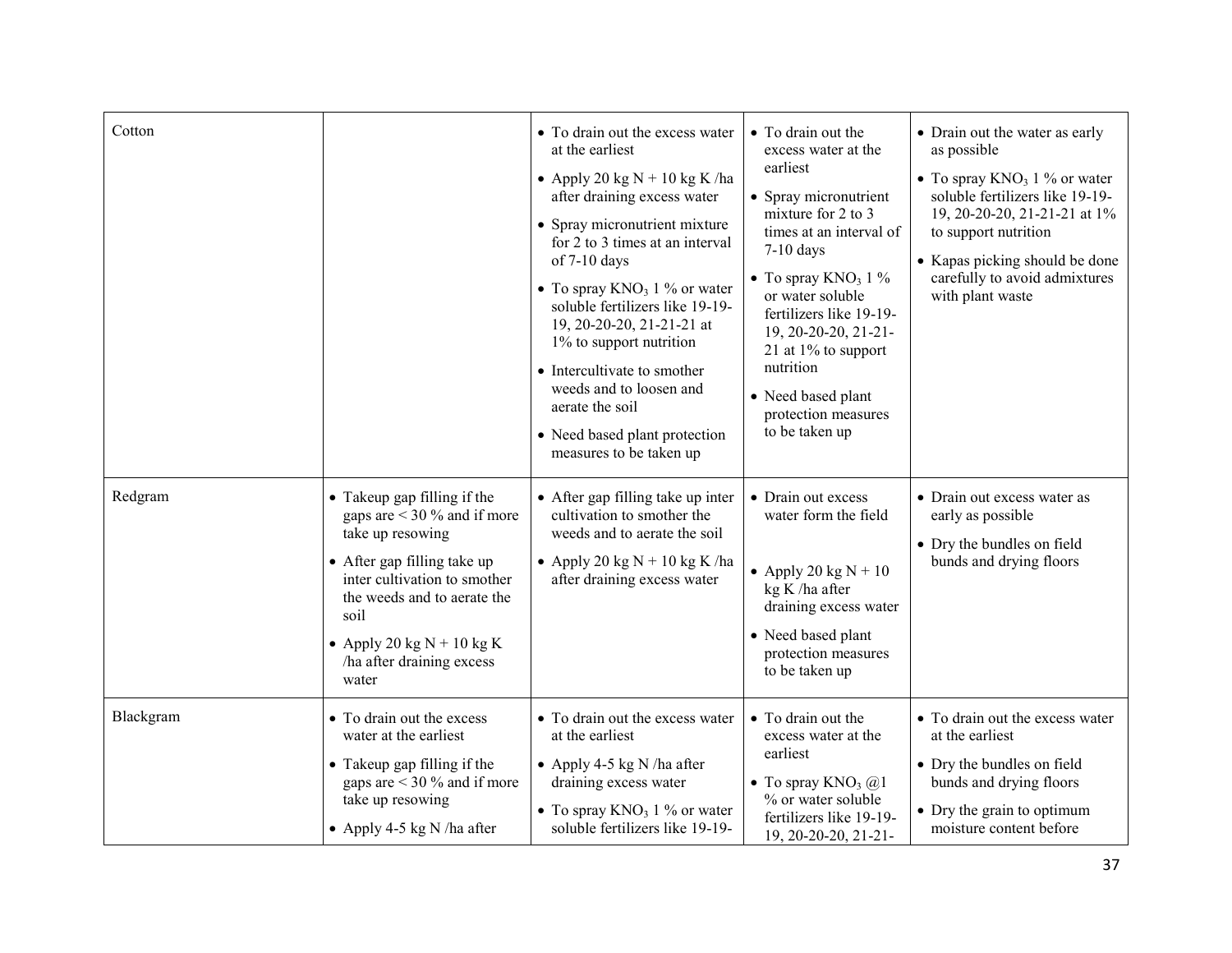| | | | | |
|---|---|---|---|---|
| Cotton | | • To drain out the excess water at the earliest<br>• Apply 20 kg N + 10 kg K /ha after draining excess water<br>• Spray micronutrient mixture for 2 to 3 times at an interval of 7-10 days<br>• To spray $KNO_3$ 1 % or water soluble fertilizers like 19-19-19, 20-20-20, 21-21-21 at 1% to support nutrition<br>• Intercultivate to smother weeds and to loosen and aerate the soil<br>• Need based plant protection measures to be taken up | • To drain out the excess water at the earliest<br>• Spray micronutrient mixture for 2 to 3 times at an interval of 7-10 days<br>• To spray $KNO_3$ 1 % or water soluble fertilizers like 19-19-19, 20-20-20, 21-21-21 at 1% to support nutrition<br>• Need based plant protection measures to be taken up | • Drain out the water as early as possible<br>• To spray $KNO_3$ 1 % or water soluble fertilizers like 19-19-19, 20-20-20, 21-21-21 at 1% to support nutrition<br>• Kapas picking should be done carefully to avoid admixtures with plant waste |
| Redgram | • Takeup gap filling if the gaps are < 30 % and if more take up resowing<br>• After gap filling take up inter cultivation to smother the weeds and to aerate the soil<br>• Apply 20 kg N + 10 kg K /ha after draining excess water | • After gap filling take up inter cultivation to smother the weeds and to aerate the soil<br>• Apply 20 kg N + 10 kg K /ha after draining excess water | • Drain out excess water form the field<br>• Apply 20 kg N + 10 kg K /ha after draining excess water<br>• Need based plant protection measures to be taken up | • Drain out excess water as early as possible<br>• Dry the bundles on field bunds and drying floors |
| Blackgram | • To drain out the excess water at the earliest<br>• Takeup gap filling if the gaps are < 30 % and if more take up resowing<br>• Apply 4-5 kg N /ha after | • To drain out the excess water at the earliest<br>• Apply 4-5 kg N /ha after draining excess water<br>• To spray $KNO_3$ 1 % or water soluble fertilizers like 19-19- | • To drain out the excess water at the earliest<br>• To spray $KNO_3$ @1 % or water soluble fertilizers like 19-19-19, 20-20-20, 21-21- | • To drain out the excess water at the earliest<br>• Dry the bundles on field bunds and drying floors<br>• Dry the grain to optimum moisture content before |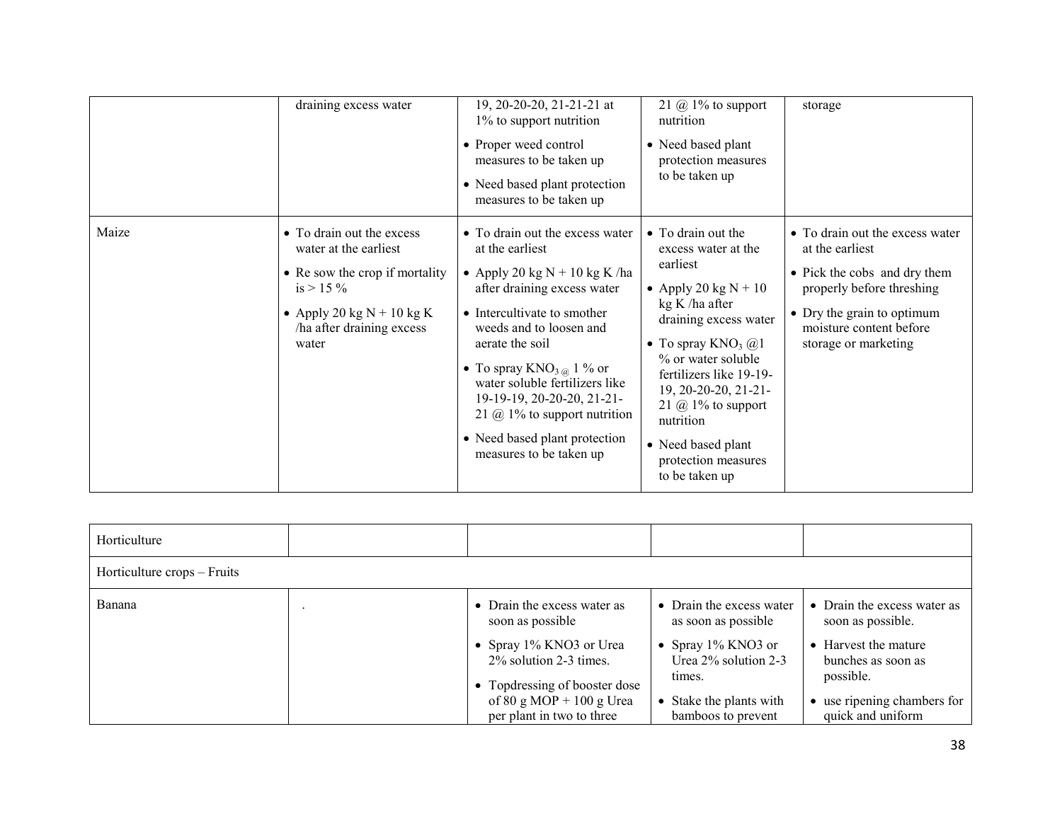| | | | | |
|---|---|---|---|---|
| | draining excess water | 19, 20-20-20, 21-21-21 at 1% to support nutrition<br>• Proper weed control measures to be taken up<br>• Need based plant protection measures to be taken up | 21 @ 1% to support nutrition<br>• Need based plant protection measures to be taken up | storage |
| Maize | • To drain out the excess water at the earliest<br>• Re sow the crop if mortality is > 15 %<br>• Apply 20 kg N + 10 kg K /ha after draining excess water | • To drain out the excess water at the earliest<br>• Apply 20 kg N + 10 kg K /ha after draining excess water<br>• Intercultivate to smother weeds and to loosen and aerate the soil<br>• To spray $KNO_3$ @ 1 % or water soluble fertilizers like 19-19-19, 20-20-20, 21-21-21 @ 1% to support nutrition<br>• Need based plant protection measures to be taken up | • To drain out the excess water at the earliest<br>• Apply 20 kg N + 10 kg K /ha after draining excess water<br>• To spray $KNO_3$ @1 % or water soluble fertilizers like 19-19-19, 20-20-20, 21-21-21 @ 1% to support nutrition<br>• Need based plant protection measures to be taken up | • To drain out the excess water at the earliest<br>• Pick the cobs and dry them properly before threshing<br>• Dry the grain to optimum moisture content before storage or marketing |

| | | | | |
|---|---|---|---|---|
| Horticulture | | | | |
| Horticulture crops – Fruits | | | | |
| Banana | . | • Drain the excess water as soon as possible<br>• Spray 1% KNO3 or Urea 2% solution 2-3 times.<br>• Topdressing of booster dose of 80 g MOP + 100 g Urea per plant in two to three | • Drain the excess water as soon as possible<br>• Spray 1% KNO3 or Urea 2% solution 2-3 times.<br>• Stake the plants with bamboos to prevent | • Drain the excess water as soon as possible.<br>• Harvest the mature bunches as soon as possible.<br>• use ripening chambers for quick and uniform |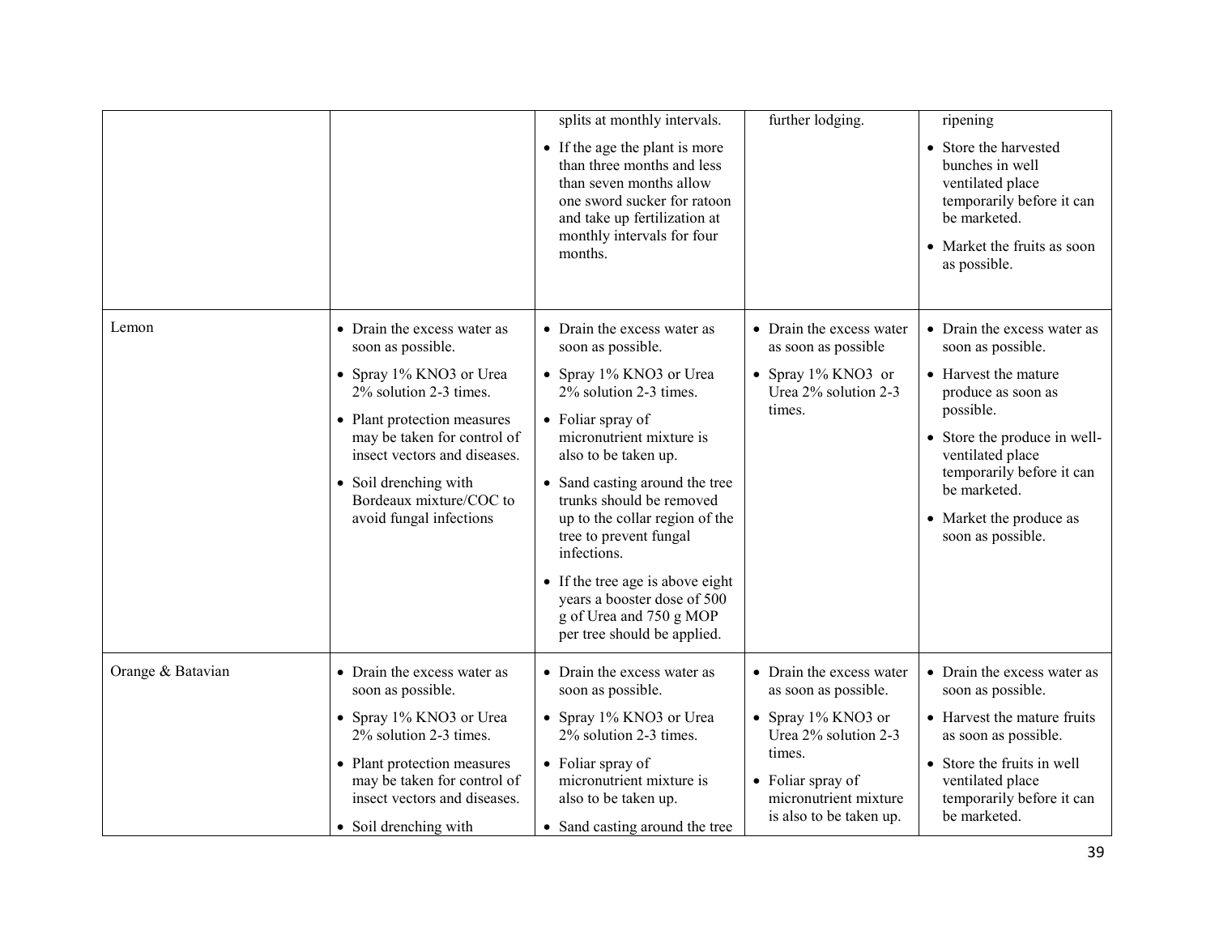|  |  |  |  |  |
|---|---|---|---|---|
|  |  | splits at monthly intervals.<br>• If the age the plant is more than three months and less than seven months allow one sword sucker for ratoon and take up fertilization at monthly intervals for four months. | further lodging. | ripening<br>• Store the harvested bunches in well ventilated place temporarily before it can be marketed.<br>• Market the fruits as soon as possible. |
| Lemon | • Drain the excess water as soon as possible.<br>• Spray 1% $KNO_3$ or Urea 2% solution 2-3 times.<br>• Plant protection measures may be taken for control of insect vectors and diseases.<br>• Soil drenching with Bordeaux mixture/COC to avoid fungal infections | • Drain the excess water as soon as possible.<br>• Spray 1% $KNO_3$ or Urea 2% solution 2-3 times.<br>• Foliar spray of micronutrient mixture is also to be taken up.<br>• Sand casting around the tree trunks should be removed up to the collar region of the tree to prevent fungal infections.<br>• If the tree age is above eight years a booster dose of 500 g of Urea and 750 g MOP per tree should be applied. | • Drain the excess water as soon as possible<br>• Spray 1% $KNO_3$ or Urea 2% solution 2-3 times. | • Drain the excess water as soon as possible.<br>• Harvest the mature produce as soon as possible.<br>• Store the produce in well-ventilated place temporarily before it can be marketed.<br>• Market the produce as soon as possible. |
| Orange & Batavian | • Drain the excess water as soon as possible.<br>• Spray 1% $KNO_3$ or Urea 2% solution 2-3 times.<br>• Plant protection measures may be taken for control of insect vectors and diseases.<br>• Soil drenching with | • Drain the excess water as soon as possible.<br>• Spray 1% $KNO_3$ or Urea 2% solution 2-3 times.<br>• Foliar spray of micronutrient mixture is also to be taken up.<br>• Sand casting around the tree | • Drain the excess water as soon as possible.<br>• Spray 1% $KNO_3$ or Urea 2% solution 2-3 times.<br>• Foliar spray of micronutrient mixture is also to be taken up. | • Drain the excess water as soon as possible.<br>• Harvest the mature fruits as soon as possible.<br>• Store the fruits in well ventilated place temporarily before it can be marketed. |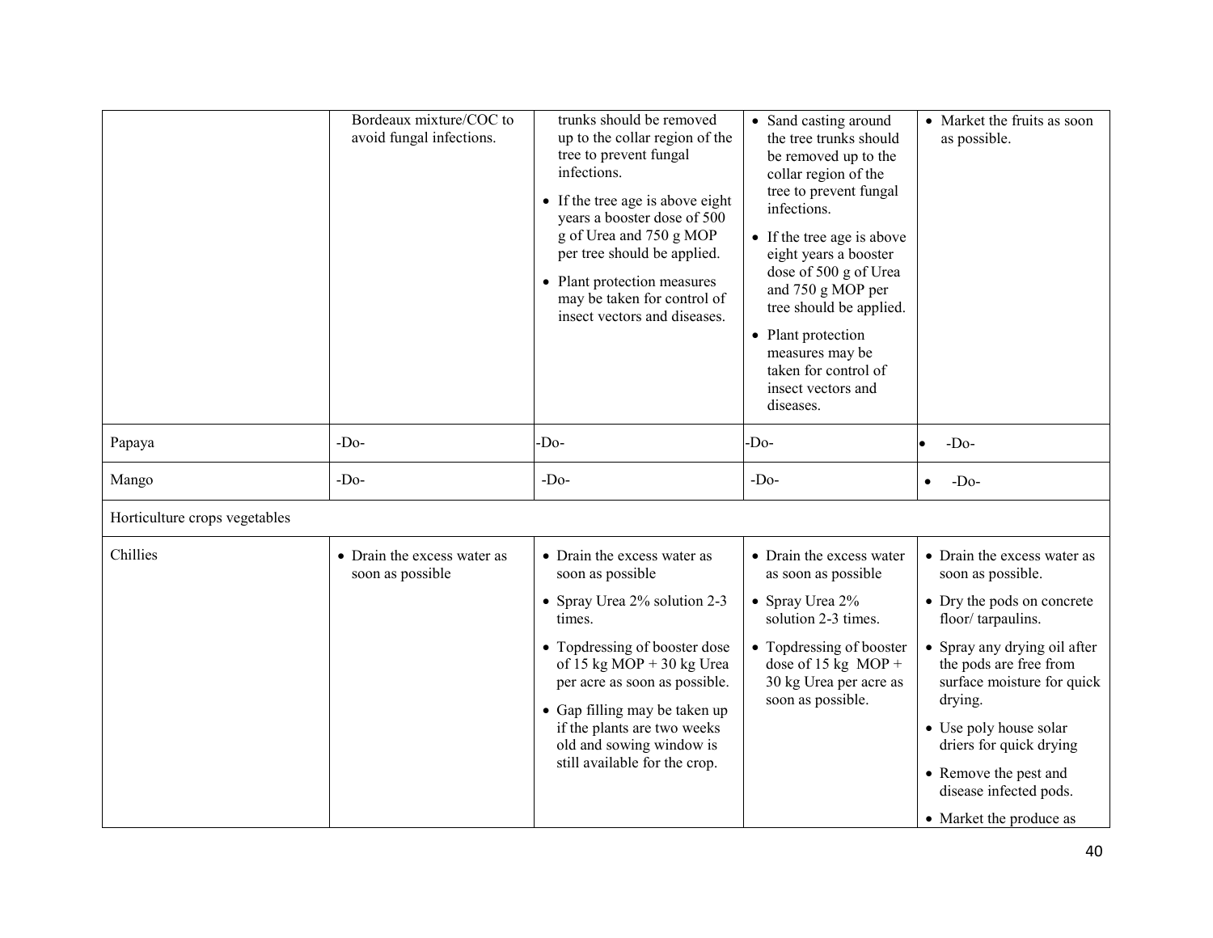| | | | | |
|---|---|---|---|---|
| | Bordeaux mixture/COC to avoid fungal infections. | trunks should be removed up to the collar region of the tree to prevent fungal infections.<br>• If the tree age is above eight years a booster dose of 500 g of Urea and 750 g MOP per tree should be applied.<br>• Plant protection measures may be taken for control of insect vectors and diseases. | • Sand casting around the tree trunks should be removed up to the collar region of the tree to prevent fungal infections.<br>• If the tree age is above eight years a booster dose of 500 g of Urea and 750 g MOP per tree should be applied.<br>• Plant protection measures may be taken for control of insect vectors and diseases. | • Market the fruits as soon as possible. |
| Papaya | -Do- | -Do- | -Do- | • -Do- |
| Mango | -Do- | -Do- | -Do- | • -Do- |
| Horticulture crops vegetables | | | | |
| Chillies | • Drain the excess water as soon as possible | • Drain the excess water as soon as possible<br>• Spray Urea 2% solution 2-3 times.<br>• Topdressing of booster dose of 15 kg MOP + 30 kg Urea per acre as soon as possible.<br>• Gap filling may be taken up if the plants are two weeks old and sowing window is still available for the crop. | • Drain the excess water as soon as possible<br>• Spray Urea 2% solution 2-3 times.<br>• Topdressing of booster dose of 15 kg MOP + 30 kg Urea per acre as soon as possible. | • Drain the excess water as soon as possible.<br>• Dry the pods on concrete floor/ tarpaulins.<br>• Spray any drying oil after the pods are free from surface moisture for quick drying.<br>• Use poly house solar driers for quick drying<br>• Remove the pest and disease infected pods.<br>• Market the produce as |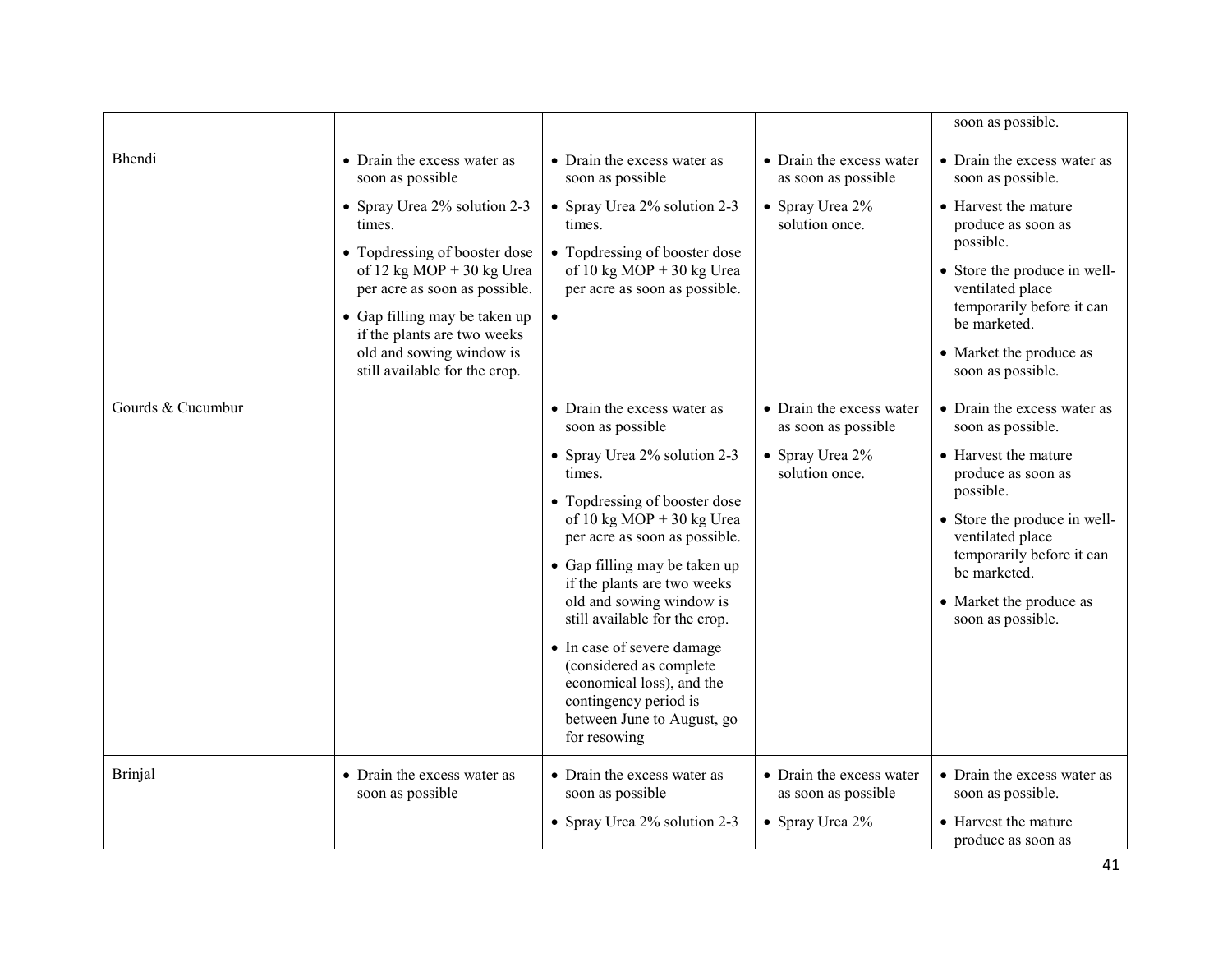| | | | | |
|---|---|---|---|---|
| | | | | soon as possible. |
| Bhendi | • Drain the excess water as soon as possible<br>• Spray Urea 2% solution 2-3 times.<br>• Topdressing of booster dose of 12 kg MOP + 30 kg Urea per acre as soon as possible.<br>• Gap filling may be taken up if the plants are two weeks old and sowing window is still available for the crop. | • Drain the excess water as soon as possible<br>• Spray Urea 2% solution 2-3 times.<br>• Topdressing of booster dose of 10 kg MOP + 30 kg Urea per acre as soon as possible.<br>• | • Drain the excess water as soon as possible<br>• Spray Urea 2% solution once. | • Drain the excess water as soon as possible.<br>• Harvest the mature produce as soon as possible.<br>• Store the produce in well-ventilated place temporarily before it can be marketed.<br>• Market the produce as soon as possible. |
| Gourds & Cucumbur | | • Drain the excess water as soon as possible<br>• Spray Urea 2% solution 2-3 times.<br>• Topdressing of booster dose of 10 kg MOP + 30 kg Urea per acre as soon as possible.<br>• Gap filling may be taken up if the plants are two weeks old and sowing window is still available for the crop.<br>• In case of severe damage (considered as complete economical loss), and the contingency period is between June to August, go for resowing | • Drain the excess water as soon as possible<br>• Spray Urea 2% solution once. | • Drain the excess water as soon as possible.<br>• Harvest the mature produce as soon as possible.<br>• Store the produce in well-ventilated place temporarily before it can be marketed.<br>• Market the produce as soon as possible. |
| Brinjal | • Drain the excess water as soon as possible | • Drain the excess water as soon as possible<br>• Spray Urea 2% solution 2-3 | • Drain the excess water as soon as possible<br>• Spray Urea 2% | • Drain the excess water as soon as possible.<br>• Harvest the mature produce as soon as |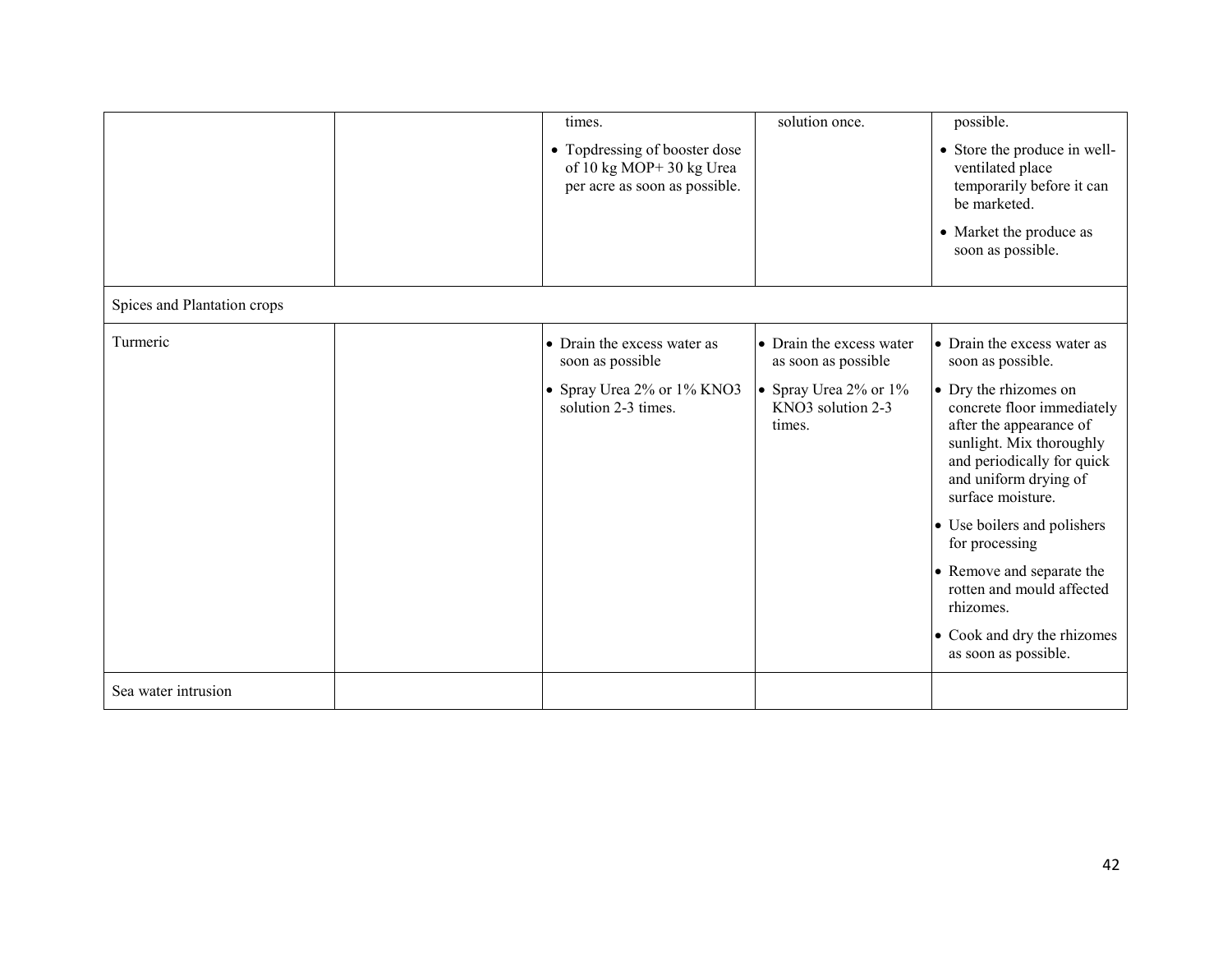| | | | | |
|---|---|---|---|---|
| | | times.<br>• Topdressing of booster dose of 10 kg MOP+ 30 kg Urea per acre as soon as possible. | solution once. | possible.<br>• Store the produce in well-ventilated place temporarily before it can be marketed.<br>• Market the produce as soon as possible. |
| Spices and Plantation crops | | | | |
| Turmeric | | • Drain the excess water as soon as possible<br>• Spray Urea 2% or 1% $KNO_3$ solution 2-3 times. | • Drain the excess water as soon as possible<br>• Spray Urea 2% or 1% $KNO_3$ solution 2-3 times. | • Drain the excess water as soon as possible.<br>• Dry the rhizomes on concrete floor immediately after the appearance of sunlight. Mix thoroughly and periodically for quick and uniform drying of surface moisture.<br>• Use boilers and polishers for processing<br>• Remove and separate the rotten and mould affected rhizomes.<br>• Cook and dry the rhizomes as soon as possible. |
| Sea water intrusion | | | | |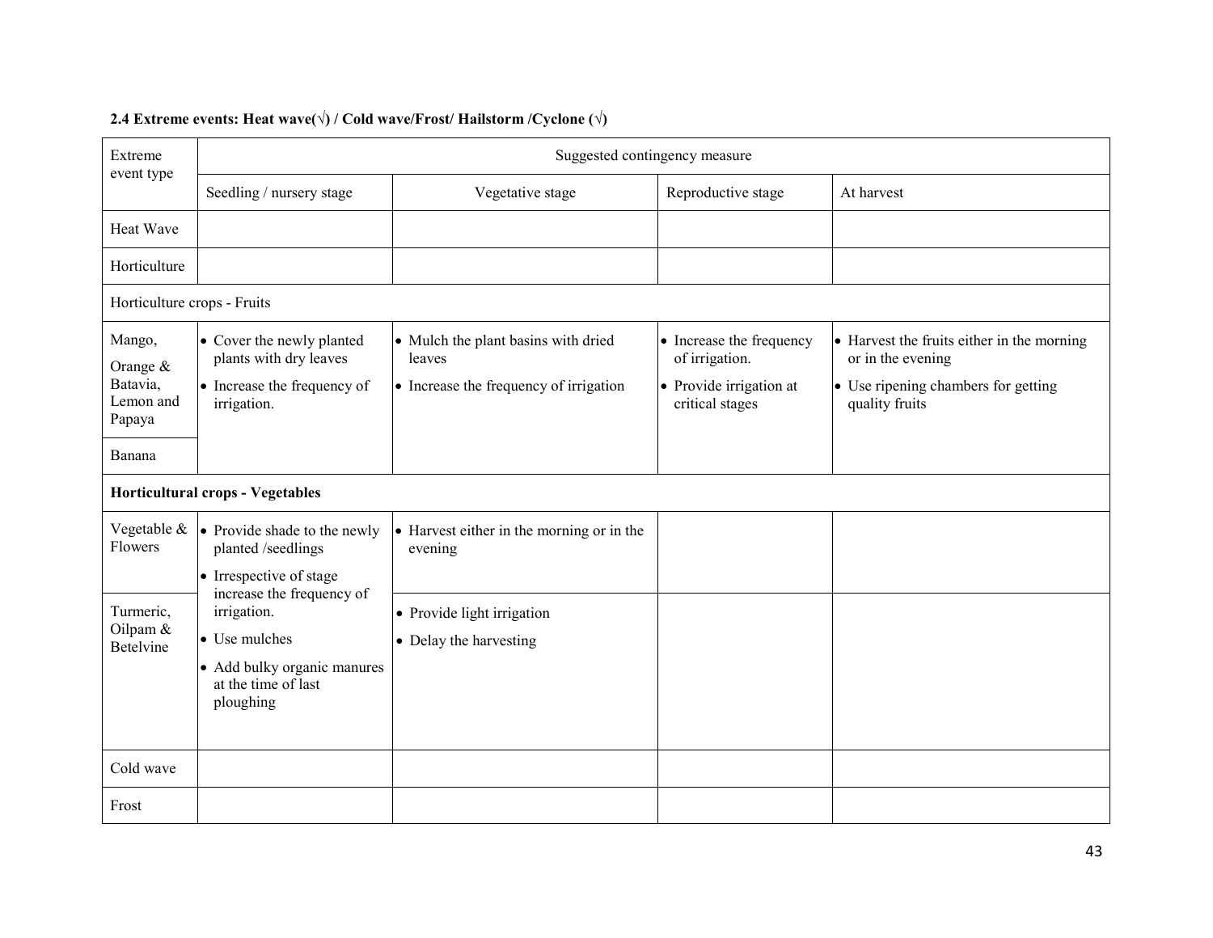**2.4 Extreme events: Heat wave(√) / Cold wave/Frost/ Hailstorm /Cyclone (√)**

| Extreme event type | Suggested contingency measure | | | |
|---|---|---|---|---|
| | Seedling / nursery stage | Vegetative stage | Reproductive stage | At harvest |
| Heat Wave | | | | |
| Horticulture | | | | |
| Horticulture crops - Fruits | | | | |
| Mango, Orange & Batavia, Lemon and Papaya | • Cover the newly planted plants with dry leaves<br>• Increase the frequency of irrigation. | • Mulch the plant basins with dried leaves<br>• Increase the frequency of irrigation | • Increase the frequency of irrigation.<br>• Provide irrigation at critical stages | • Harvest the fruits either in the morning or in the evening<br>• Use ripening chambers for getting quality fruits |
| Banana | | | | |
| **Horticultural crops - Vegetables** | | | | |
| Vegetable & Flowers | • Provide shade to the newly planted /seedlings<br>• Irrespective of stage increase the frequency of irrigation.<br>• Use mulches<br>• Add bulky organic manures at the time of last ploughing | • Harvest either in the morning or in the evening | | |
| Turmeric, Oilpam & Betelvine | | • Provide light irrigation<br>• Delay the harvesting | | |
| Cold wave | | | | |
| Frost | | | | |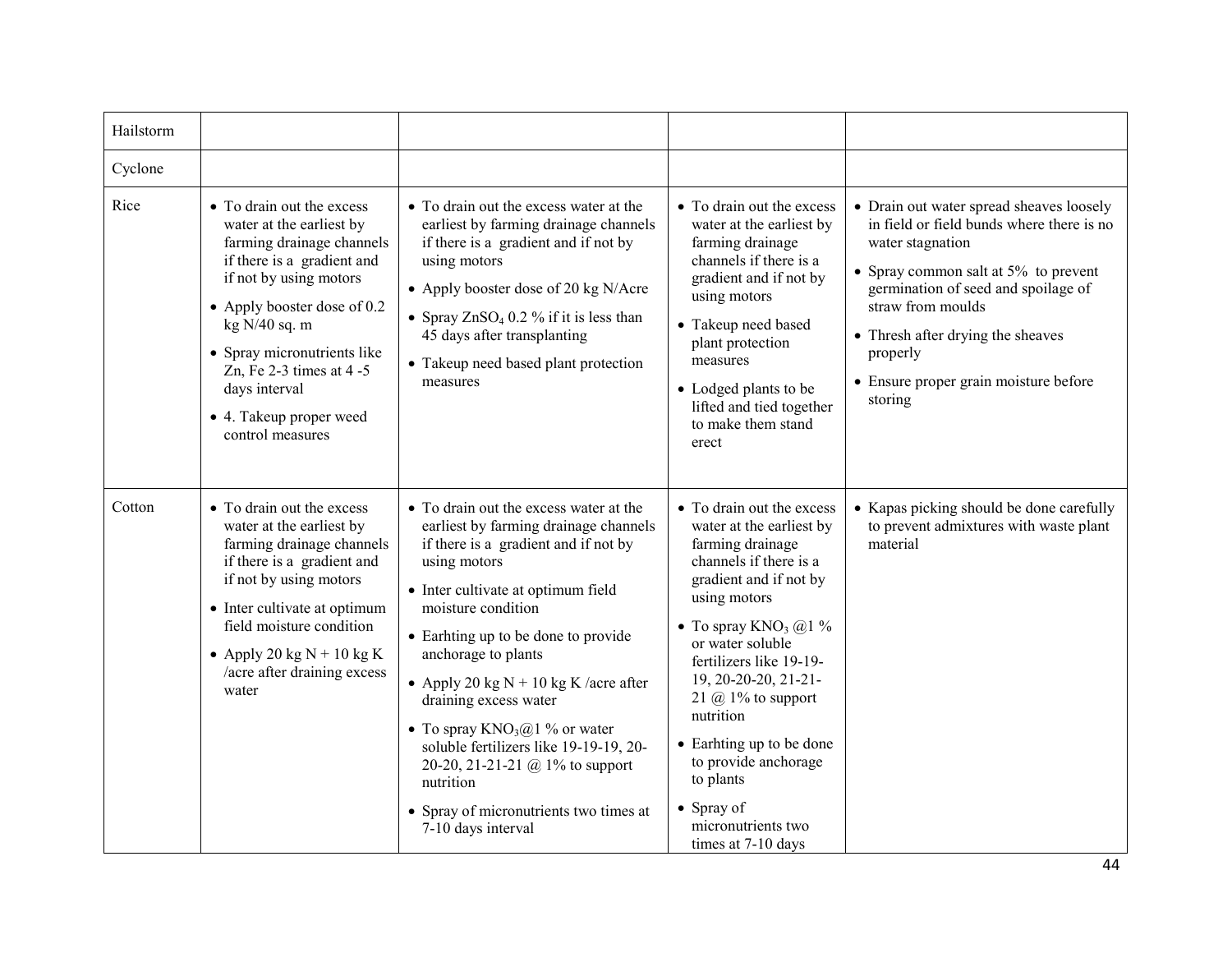| | | | | |
|---|---|---|---|---|
| Hailstorm | | | | |
| Cyclone | | | | |
| Rice | • To drain out the excess water at the earliest by farming drainage channels if there is a gradient and if not by using motors<br>• Apply booster dose of 0.2 kg N/40 sq. m<br>• Spray micronutrients like Zn, Fe 2-3 times at 4 -5 days interval<br>• 4. Takeup proper weed control measures | • To drain out the excess water at the earliest by farming drainage channels if there is a gradient and if not by using motors<br>• Apply booster dose of 20 kg N/Acre<br>• Spray $ZnSO_4$ 0.2 % if it is less than 45 days after transplanting<br>• Takeup need based plant protection measures | • To drain out the excess water at the earliest by farming drainage channels if there is a gradient and if not by using motors<br>• Takeup need based plant protection measures<br>• Lodged plants to be lifted and tied together to make them stand erect | • Drain out water spread sheaves loosely in field or field bunds where there is no water stagnation<br>• Spray common salt at 5% to prevent germination of seed and spoilage of straw from moulds<br>• Thresh after drying the sheaves properly<br>• Ensure proper grain moisture before storing |
| Cotton | • To drain out the excess water at the earliest by farming drainage channels if there is a gradient and if not by using motors<br>• Inter cultivate at optimum field moisture condition<br>• Apply 20 kg N + 10 kg K /acre after draining excess water | • To drain out the excess water at the earliest by farming drainage channels if there is a gradient and if not by using motors<br>• Inter cultivate at optimum field moisture condition<br>• Earhting up to be done to provide anchorage to plants<br>• Apply 20 kg N + 10 kg K /acre after draining excess water<br>• To spray $KNO_3$@1 % or water soluble fertilizers like 19-19-19, 20-20-20, 21-21-21 @ 1% to support nutrition<br>• Spray of micronutrients two times at 7-10 days interval | • To drain out the excess water at the earliest by farming drainage channels if there is a gradient and if not by using motors<br>• To spray $KNO_3$ @1 % or water soluble fertilizers like 19-19-19, 20-20-20, 21-21-21 @ 1% to support nutrition<br>• Earhting up to be done to provide anchorage to plants<br>• Spray of micronutrients two times at 7-10 days | • Kapas picking should be done carefully to prevent admixtures with waste plant material |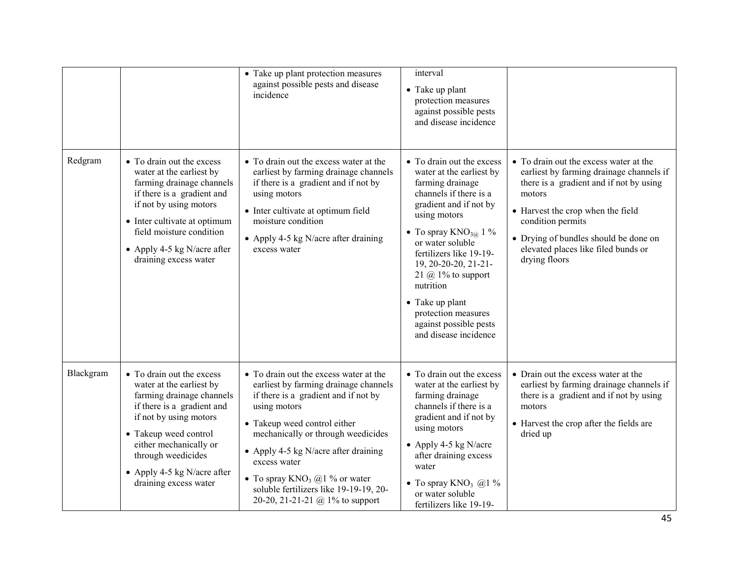| | | | | |
|---|---|---|---|---|
| | | • Take up plant protection measures against possible pests and disease incidence | interval<br>• Take up plant protection measures against possible pests and disease incidence | |
| Redgram | • To drain out the excess water at the earliest by farming drainage channels if there is a gradient and if not by using motors<br>• Inter cultivate at optimum field moisture condition<br>• Apply 4-5 kg N/acre after draining excess water | • To drain out the excess water at the earliest by farming drainage channels if there is a gradient and if not by using motors<br>• Inter cultivate at optimum field moisture condition<br>• Apply 4-5 kg N/acre after draining excess water | • To drain out the excess water at the earliest by farming drainage channels if there is a gradient and if not by using motors<br>• To spray $KNO_3$ @ 1 % or water soluble fertilizers like 19-19-19, 20-20-20, 21-21-21 @ 1% to support nutrition<br>• Take up plant protection measures against possible pests and disease incidence | • To drain out the excess water at the earliest by farming drainage channels if there is a gradient and if not by using motors<br>• Harvest the crop when the field condition permits<br>• Drying of bundles should be done on elevated places like filed bunds or drying floors |
| Blackgram | • To drain out the excess water at the earliest by farming drainage channels if there is a gradient and if not by using motors<br>• Takeup weed control either mechanically or through weedicides<br>• Apply 4-5 kg N/acre after draining excess water | • To drain out the excess water at the earliest by farming drainage channels if there is a gradient and if not by using motors<br>• Takeup weed control either mechanically or through weedicides<br>• Apply 4-5 kg N/acre after draining excess water<br>• To spray $KNO_3$ @1 % or water soluble fertilizers like 19-19-19, 20-20-20, 21-21-21 @ 1% to support | • To drain out the excess water at the earliest by farming drainage channels if there is a gradient and if not by using motors<br>• Apply 4-5 kg N/acre after draining excess water<br>• To spray $KNO_3$ @1 % or water soluble fertilizers like 19-19- | • Drain out the excess water at the earliest by farming drainage channels if there is a gradient and if not by using motors<br>• Harvest the crop after the fields are dried up |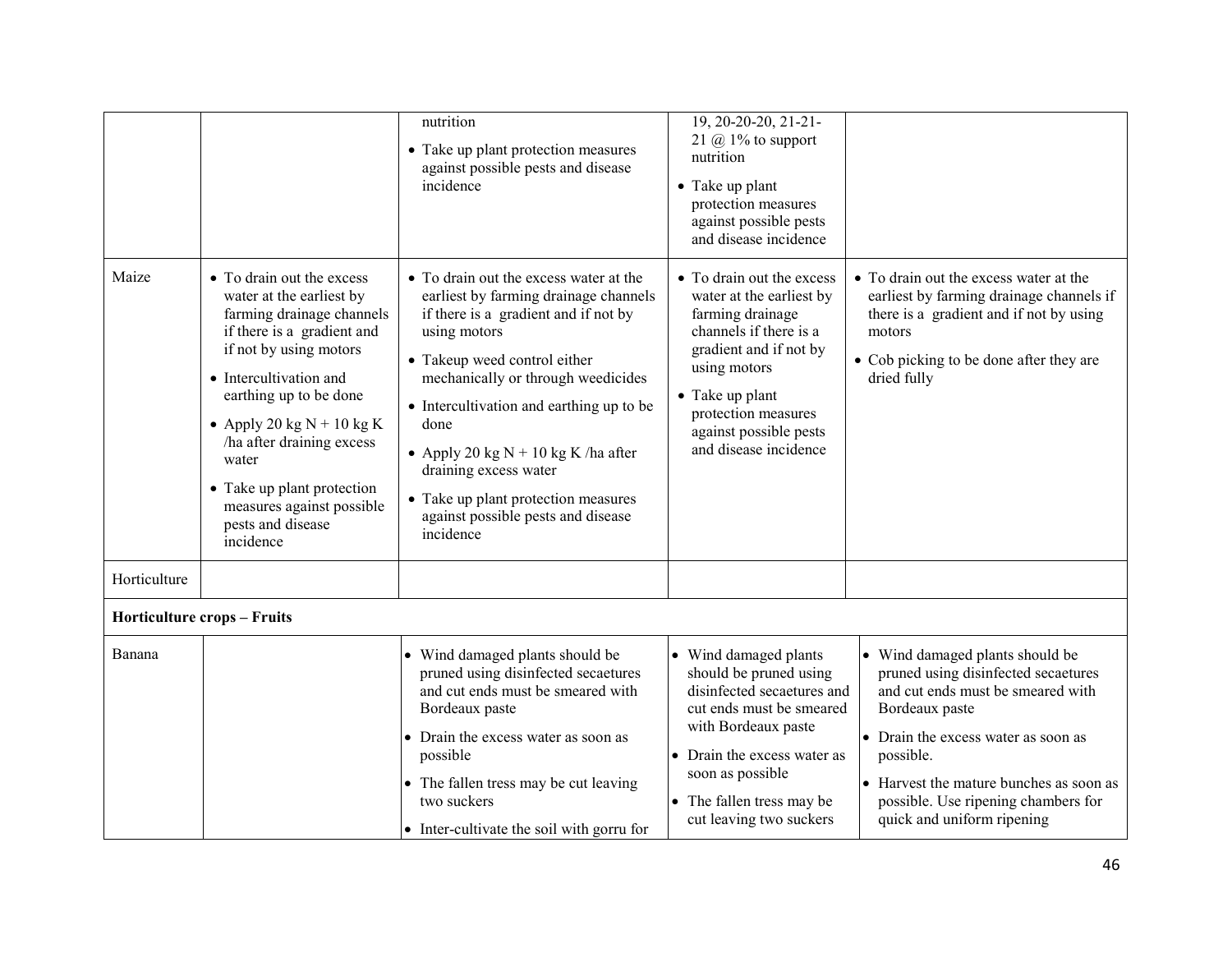| | | | | |
|---|---|---|---|---|
| | | nutrition<br>• Take up plant protection measures against possible pests and disease incidence | 19, 20-20-20, 21-21-21 @ 1% to support nutrition<br>• Take up plant protection measures against possible pests and disease incidence | |
| Maize | • To drain out the excess water at the earliest by farming drainage channels if there is a gradient and if not by using motors<br>• Intercultivation and earthing up to be done<br>• Apply 20 kg N + 10 kg K /ha after draining excess water<br>• Take up plant protection measures against possible pests and disease incidence | • To drain out the excess water at the earliest by farming drainage channels if there is a gradient and if not by using motors<br>• Takeup weed control either mechanically or through weedicides<br>• Intercultivation and earthing up to be done<br>• Apply 20 kg N + 10 kg K /ha after draining excess water<br>• Take up plant protection measures against possible pests and disease incidence | • To drain out the excess water at the earliest by farming drainage channels if there is a gradient and if not by using motors<br>• Take up plant protection measures against possible pests and disease incidence | • To drain out the excess water at the earliest by farming drainage channels if there is a gradient and if not by using motors<br>• Cob picking to be done after they are dried fully |
| Horticulture | | | | |
| **Horticulture crops – Fruits** | | | | |
| Banana | | • Wind damaged plants should be pruned using disinfected secaetures and cut ends must be smeared with Bordeaux paste<br>• Drain the excess water as soon as possible<br>• The fallen tress may be cut leaving two suckers<br>• Inter-cultivate the soil with gorru for | • Wind damaged plants should be pruned using disinfected secaetures and cut ends must be smeared with Bordeaux paste<br>• Drain the excess water as soon as possible<br>• The fallen tress may be cut leaving two suckers | • Wind damaged plants should be pruned using disinfected secaetures and cut ends must be smeared with Bordeaux paste<br>• Drain the excess water as soon as possible.<br>• Harvest the mature bunches as soon as possible. Use ripening chambers for quick and uniform ripening |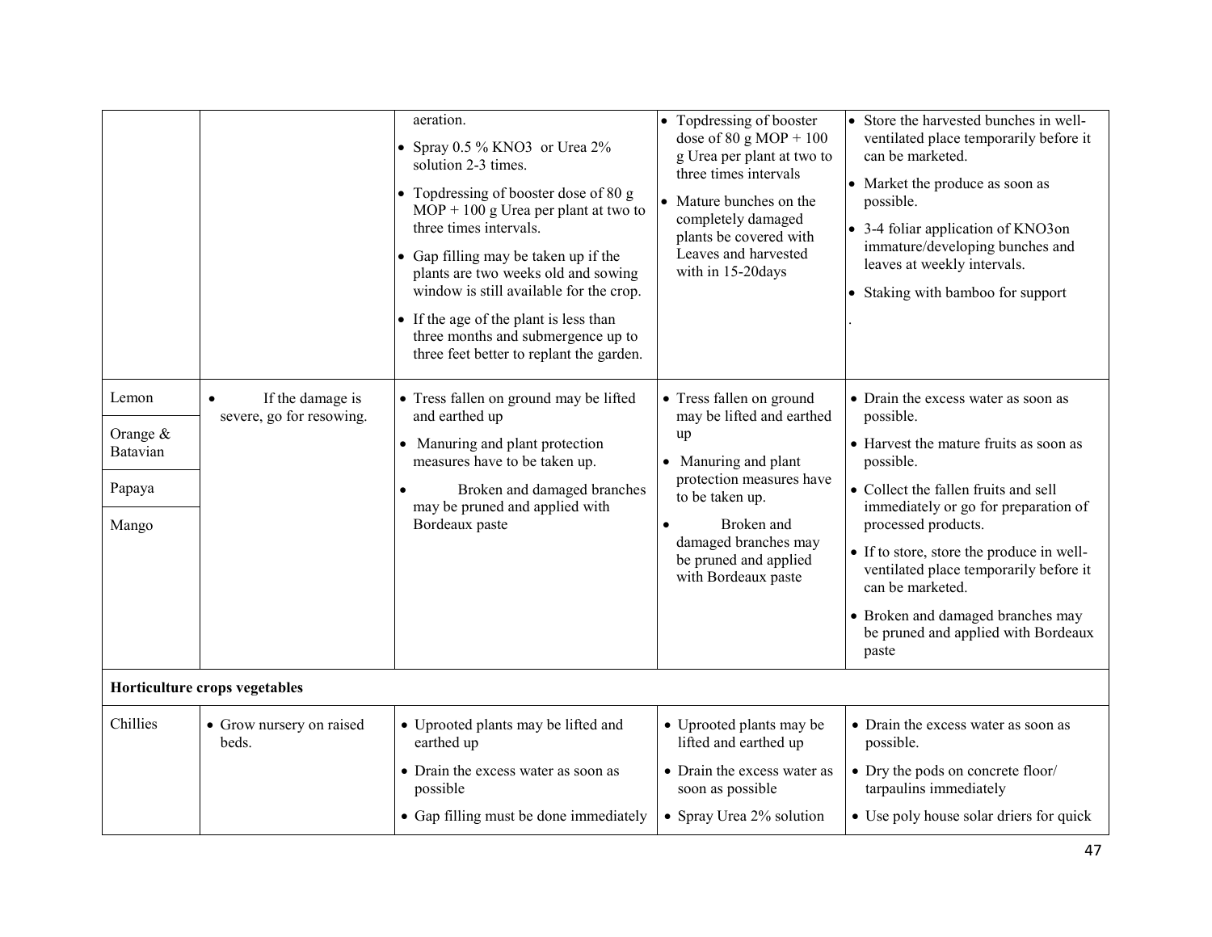| | | | | |
|---|---|---|---|---|
| | | aeration.<br>• Spray 0.5 % KNO3 or Urea 2% solution 2-3 times.<br>• Topdressing of booster dose of 80 g MOP + 100 g Urea per plant at two to three times intervals.<br>• Gap filling may be taken up if the plants are two weeks old and sowing window is still available for the crop.<br>• If the age of the plant is less than three months and submergence up to three feet better to replant the garden. | • Topdressing of booster dose of 80 g MOP + 100 g Urea per plant at two to three times intervals<br>• Mature bunches on the completely damaged plants be covered with Leaves and harvested with in 15-20days | • Store the harvested bunches in well-ventilated place temporarily before it can be marketed.<br>• Market the produce as soon as possible.<br>• 3-4 foliar application of KNO3on immature/developing bunches and leaves at weekly intervals.<br>• Staking with bamboo for support<br>. |
| Lemon<br>Orange & Batavian<br>Papaya<br>Mango | • If the damage is severe, go for resowing. | • Tress fallen on ground may be lifted and earthed up<br>• Manuring and plant protection measures have to be taken up.<br>• Broken and damaged branches may be pruned and applied with Bordeaux paste | • Tress fallen on ground may be lifted and earthed up<br>• Manuring and plant protection measures have to be taken up.<br>• Broken and damaged branches may be pruned and applied with Bordeaux paste | • Drain the excess water as soon as possible.<br>• Harvest the mature fruits as soon as possible.<br>• Collect the fallen fruits and sell immediately or go for preparation of processed products.<br>• If to store, store the produce in well-ventilated place temporarily before it can be marketed.<br>• Broken and damaged branches may be pruned and applied with Bordeaux paste |
| **Horticulture crops vegetables** | | | | |
| Chillies | • Grow nursery on raised beds. | • Uprooted plants may be lifted and earthed up<br>• Drain the excess water as soon as possible<br>• Gap filling must be done immediately | • Uprooted plants may be lifted and earthed up<br>• Drain the excess water as soon as possible<br>• Spray Urea 2% solution | • Drain the excess water as soon as possible.<br>• Dry the pods on concrete floor/ tarpaulins immediately<br>• Use poly house solar driers for quick |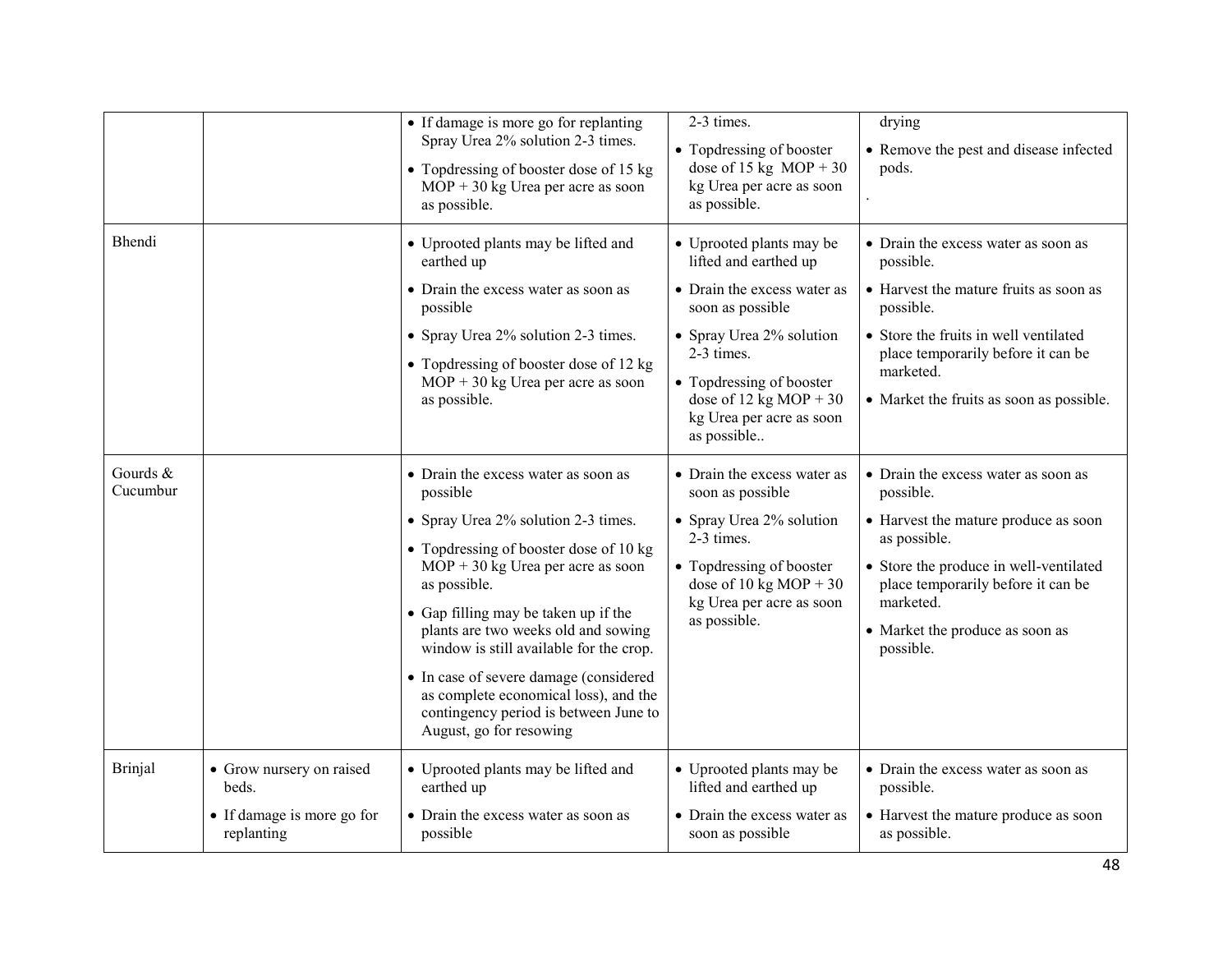| | | | | |
|---|---|---|---|---|
| | | • If damage is more go for replanting Spray Urea 2% solution 2-3 times.<br>• Topdressing of booster dose of 15 kg MOP + 30 kg Urea per acre as soon as possible. | 2-3 times.<br>• Topdressing of booster dose of 15 kg MOP + 30 kg Urea per acre as soon as possible. | drying<br>• Remove the pest and disease infected pods.<br>. |
| Bhendi | | • Uprooted plants may be lifted and earthed up<br>• Drain the excess water as soon as possible<br>• Spray Urea 2% solution 2-3 times.<br>• Topdressing of booster dose of 12 kg MOP + 30 kg Urea per acre as soon as possible. | • Uprooted plants may be lifted and earthed up<br>• Drain the excess water as soon as possible<br>• Spray Urea 2% solution 2-3 times.<br>• Topdressing of booster dose of 12 kg MOP + 30 kg Urea per acre as soon as possible.. | • Drain the excess water as soon as possible.<br>• Harvest the mature fruits as soon as possible.<br>• Store the fruits in well ventilated place temporarily before it can be marketed.<br>• Market the fruits as soon as possible. |
| Gourds & Cucumbur | | • Drain the excess water as soon as possible<br>• Spray Urea 2% solution 2-3 times.<br>• Topdressing of booster dose of 10 kg MOP + 30 kg Urea per acre as soon as possible.<br>• Gap filling may be taken up if the plants are two weeks old and sowing window is still available for the crop.<br>• In case of severe damage (considered as complete economical loss), and the contingency period is between June to August, go for resowing | • Drain the excess water as soon as possible<br>• Spray Urea 2% solution 2-3 times.<br>• Topdressing of booster dose of 10 kg MOP + 30 kg Urea per acre as soon as possible. | • Drain the excess water as soon as possible.<br>• Harvest the mature produce as soon as possible.<br>• Store the produce in well-ventilated place temporarily before it can be marketed.<br>• Market the produce as soon as possible. |
| Brinjal | • Grow nursery on raised beds.<br>• If damage is more go for replanting | • Uprooted plants may be lifted and earthed up<br>• Drain the excess water as soon as possible | • Uprooted plants may be lifted and earthed up<br>• Drain the excess water as soon as possible | • Drain the excess water as soon as possible.<br>• Harvest the mature produce as soon as possible. |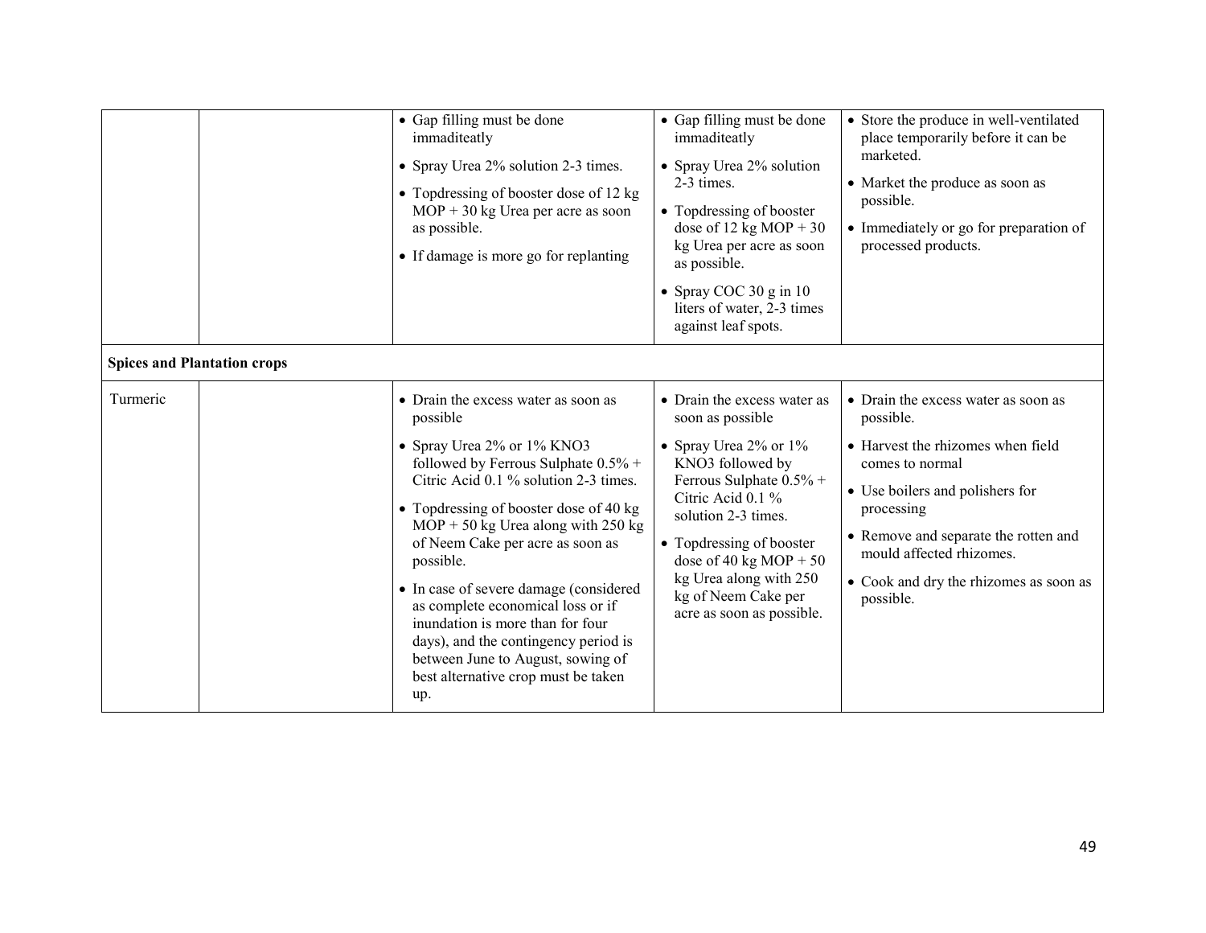| | | | | |
|---|---|---|---|---|
| | | • Gap filling must be done immaditeatly<br>• Spray Urea 2% solution 2-3 times.<br>• Topdressing of booster dose of 12 kg MOP + 30 kg Urea per acre as soon as possible.<br>• If damage is more go for replanting | • Gap filling must be done immaditeatly<br>• Spray Urea 2% solution 2-3 times.<br>• Topdressing of booster dose of 12 kg MOP + 30 kg Urea per acre as soon as possible.<br>• Spray COC 30 g in 10 liters of water, 2-3 times against leaf spots. | • Store the produce in well-ventilated place temporarily before it can be marketed.<br>• Market the produce as soon as possible.<br>• Immediately or go for preparation of processed products. |
| **Spices and Plantation crops** | | | | |
| Turmeric | | • Drain the excess water as soon as possible<br>• Spray Urea 2% or 1% KNO3 followed by Ferrous Sulphate 0.5% + Citric Acid 0.1 % solution 2-3 times.<br>• Topdressing of booster dose of 40 kg MOP + 50 kg Urea along with 250 kg of Neem Cake per acre as soon as possible.<br>• In case of severe damage (considered as complete economical loss or if inundation is more than for four days), and the contingency period is between June to August, sowing of best alternative crop must be taken up. | • Drain the excess water as soon as possible<br>• Spray Urea 2% or 1% KNO3 followed by Ferrous Sulphate 0.5% + Citric Acid 0.1 % solution 2-3 times.<br>• Topdressing of booster dose of 40 kg MOP + 50 kg Urea along with 250 kg of Neem Cake per acre as soon as possible. | • Drain the excess water as soon as possible.<br>• Harvest the rhizomes when field comes to normal<br>• Use boilers and polishers for processing<br>• Remove and separate the rotten and mould affected rhizomes.<br>• Cook and dry the rhizomes as soon as possible. |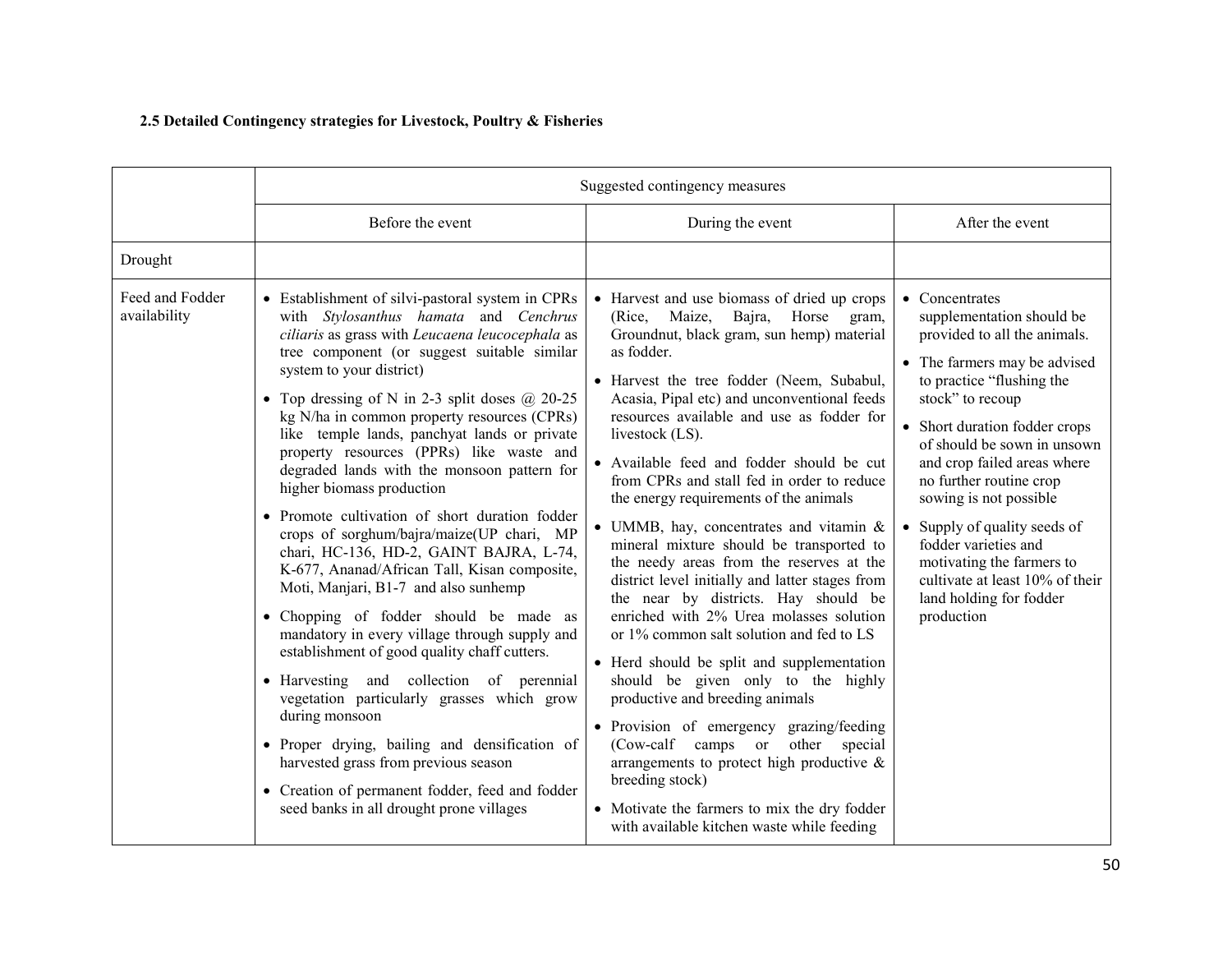**2.5 Detailed Contingency strategies for Livestock, Poultry & Fisheries**

| | Suggested contingency measures | | |
|---|---|---|---|
| | Before the event | During the event | After the event |
| Drought | | | |
| Feed and Fodder availability | • Establishment of silvi-pastoral system in CPRs with *Stylosanthus hamata* and *Cenchrus ciliaris* as grass with *Leucaena leucocephala* as tree component (or suggest suitable similar system to your district)<br>• Top dressing of N in 2-3 split doses @ 20-25 kg N/ha in common property resources (CPRs) like temple lands, panchyat lands or private property resources (PPRs) like waste and degraded lands with the monsoon pattern for higher biomass production<br>• Promote cultivation of short duration fodder crops of sorghum/bajra/maize(UP chari, MP chari, HC-136, HD-2, GAINT BAJRA, L-74, K-677, Ananad/African Tall, Kisan composite, Moti, Manjari, B1-7 and also sunhemp<br>• Chopping of fodder should be made as mandatory in every village through supply and establishment of good quality chaff cutters.<br>• Harvesting and collection of perennial vegetation particularly grasses which grow during monsoon<br>• Proper drying, bailing and densification of harvested grass from previous season<br>• Creation of permanent fodder, feed and fodder seed banks in all drought prone villages | • Harvest and use biomass of dried up crops (Rice, Maize, Bajra, Horse gram, Groundnut, black gram, sun hemp) material as fodder.<br>• Harvest the tree fodder (Neem, Subabul, Acasia, Pipal etc) and unconventional feeds resources available and use as fodder for livestock (LS).<br>• Available feed and fodder should be cut from CPRs and stall fed in order to reduce the energy requirements of the animals<br>• UMMB, hay, concentrates and vitamin & mineral mixture should be transported to the needy areas from the reserves at the district level initially and latter stages from the near by districts. Hay should be enriched with 2% Urea molasses solution or 1% common salt solution and fed to LS<br>• Herd should be split and supplementation should be given only to the highly productive and breeding animals<br>• Provision of emergency grazing/feeding (Cow-calf camps or other special arrangements to protect high productive & breeding stock)<br>• Motivate the farmers to mix the dry fodder with available kitchen waste while feeding | • Concentrates supplementation should be provided to all the animals.<br>• The farmers may be advised to practice "flushing the stock" to recoup<br>• Short duration fodder crops of should be sown in unsown and crop failed areas where no further routine crop sowing is not possible<br>• Supply of quality seeds of fodder varieties and motivating the farmers to cultivate at least 10% of their land holding for fodder production |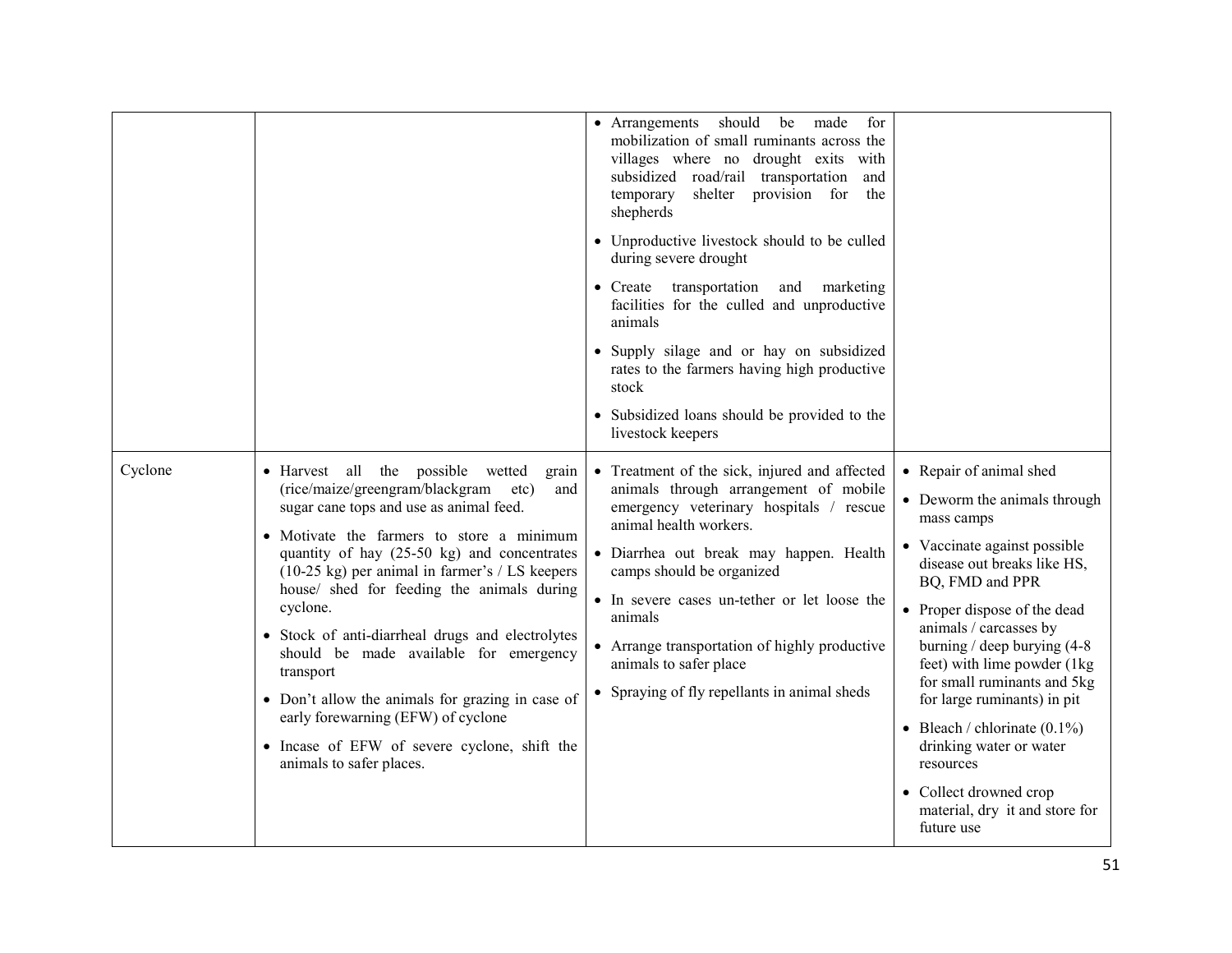| | | | |
|---|---|---|---|
| | | • Arrangements should be made for mobilization of small ruminants across the villages where no drought exits with subsidized road/rail transportation and temporary shelter provision for the shepherds<br>• Unproductive livestock should to be culled during severe drought<br>• Create transportation and marketing facilities for the culled and unproductive animals<br>• Supply silage and or hay on subsidized rates to the farmers having high productive stock<br>• Subsidized loans should be provided to the livestock keepers | |
| Cyclone | • Harvest all the possible wetted grain (rice/maize/greengram/blackgram etc) and sugar cane tops and use as animal feed.<br>• Motivate the farmers to store a minimum quantity of hay (25-50 kg) and concentrates (10-25 kg) per animal in farmer's / LS keepers house/ shed for feeding the animals during cyclone.<br>• Stock of anti-diarrheal drugs and electrolytes should be made available for emergency transport<br>• Don't allow the animals for grazing in case of early forewarning (EFW) of cyclone<br>• Incase of EFW of severe cyclone, shift the animals to safer places. | • Treatment of the sick, injured and affected animals through arrangement of mobile emergency veterinary hospitals / rescue animal health workers.<br>• Diarrhea out break may happen. Health camps should be organized<br>• In severe cases un-tether or let loose the animals<br>• Arrange transportation of highly productive animals to safer place<br>• Spraying of fly repellants in animal sheds | • Repair of animal shed<br>• Deworm the animals through mass camps<br>• Vaccinate against possible disease out breaks like HS, BQ, FMD and PPR<br>• Proper dispose of the dead animals / carcasses by burning / deep burying (4-8 feet) with lime powder (1kg for small ruminants and 5kg for large ruminants) in pit<br>• Bleach / chlorinate (0.1%) drinking water or water resources<br>• Collect drowned crop material, dry it and store for future use |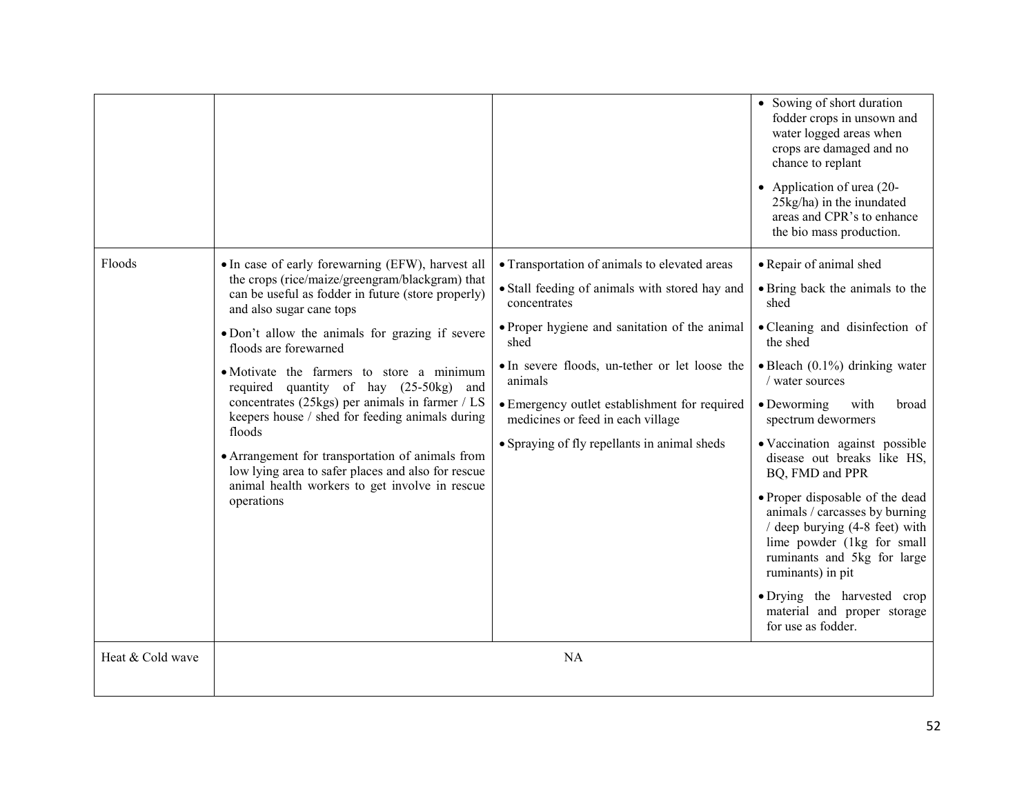| | | | |
|---|---|---|---|
| | | | • Sowing of short duration fodder crops in unsown and water logged areas when crops are damaged and no chance to replant<br>• Application of urea (20-25kg/ha) in the inundated areas and CPR's to enhance the bio mass production. |
| Floods | • In case of early forewarning (EFW), harvest all the crops (rice/maize/greengram/blackgram) that can be useful as fodder in future (store properly) and also sugar cane tops<br>• Don't allow the animals for grazing if severe floods are forewarned<br>• Motivate the farmers to store a minimum required quantity of hay (25-50kg) and concentrates (25kgs) per animals in farmer / LS keepers house / shed for feeding animals during floods<br>• Arrangement for transportation of animals from low lying area to safer places and also for rescue animal health workers to get involve in rescue operations | • Transportation of animals to elevated areas<br>• Stall feeding of animals with stored hay and concentrates<br>• Proper hygiene and sanitation of the animal shed<br>• In severe floods, un-tether or let loose the animals<br>• Emergency outlet establishment for required medicines or feed in each village<br>• Spraying of fly repellants in animal sheds | • Repair of animal shed<br>• Bring back the animals to the shed<br>• Cleaning and disinfection of the shed<br>• Bleach (0.1%) drinking water / water sources<br>• Deworming with broad spectrum dewormers<br>• Vaccination against possible disease out breaks like HS, BQ, FMD and PPR<br>• Proper disposable of the dead animals / carcasses by burning / deep burying (4-8 feet) with lime powder (1kg for small ruminants and 5kg for large ruminants) in pit<br>• Drying the harvested crop material and proper storage for use as fodder. |
| Heat & Cold wave | NA | | |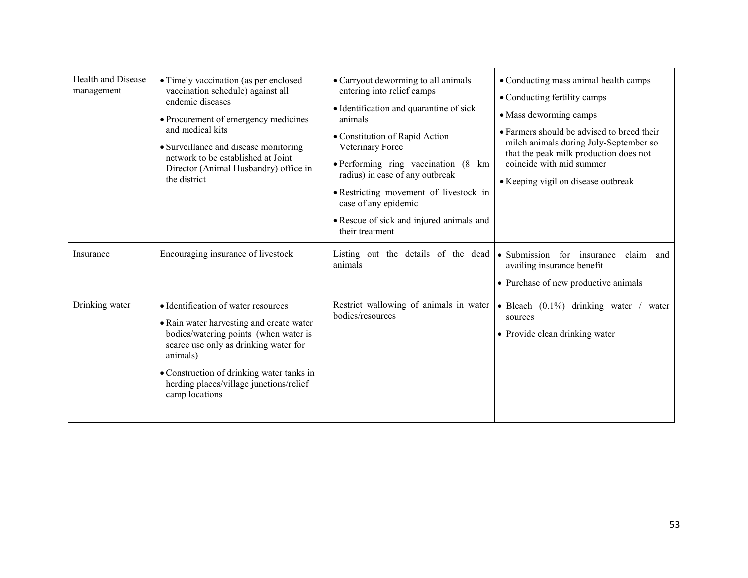| Health and Disease management | • Timely vaccination (as per enclosed vaccination schedule) against all endemic diseases<br>• Procurement of emergency medicines and medical kits<br>• Surveillance and disease monitoring network to be established at Joint Director (Animal Husbandry) office in the district | • Carryout deworming to all animals entering into relief camps<br>• Identification and quarantine of sick animals<br>• Constitution of Rapid Action Veterinary Force<br>• Performing ring vaccination (8 km radius) in case of any outbreak<br>• Restricting movement of livestock in case of any epidemic<br>• Rescue of sick and injured animals and their treatment | • Conducting mass animal health camps<br>• Conducting fertility camps<br>• Mass deworming camps<br>• Farmers should be advised to breed their milch animals during July-September so that the peak milk production does not coincide with mid summer<br>• Keeping vigil on disease outbreak |
|---|---|---|---|
| Insurance | Encouraging insurance of livestock | Listing out the details of the dead animals | • Submission for insurance claim and availing insurance benefit<br>• Purchase of new productive animals |
| Drinking water | • Identification of water resources<br>• Rain water harvesting and create water bodies/watering points (when water is scarce use only as drinking water for animals)<br>• Construction of drinking water tanks in herding places/village junctions/relief camp locations | Restrict wallowing of animals in water bodies/resources | • Bleach (0.1%) drinking water / water sources<br>• Provide clean drinking water |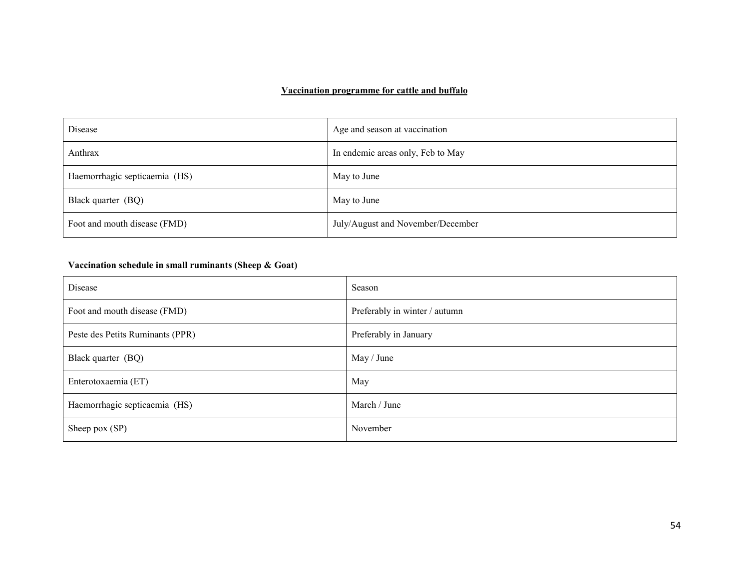## **<u>Vaccination programme for cattle and buffalo</u>**

| Disease | Age and season at vaccination |
|---|---|
| Anthrax | In endemic areas only, Feb to May |
| Haemorrhagic septicaemia (HS) | May to June |
| Black quarter (BQ) | May to June |
| Foot and mouth disease (FMD) | July/August and November/December |

### **Vaccination schedule in small ruminants (Sheep & Goat)**

| Disease | Season |
|---|---|
| Foot and mouth disease (FMD) | Preferably in winter / autumn |
| Peste des Petits Ruminants (PPR) | Preferably in January |
| Black quarter (BQ) | May / June |
| Enterotoxaemia (ET) | May |
| Haemorrhagic septicaemia (HS) | March / June |
| Sheep pox (SP) | November |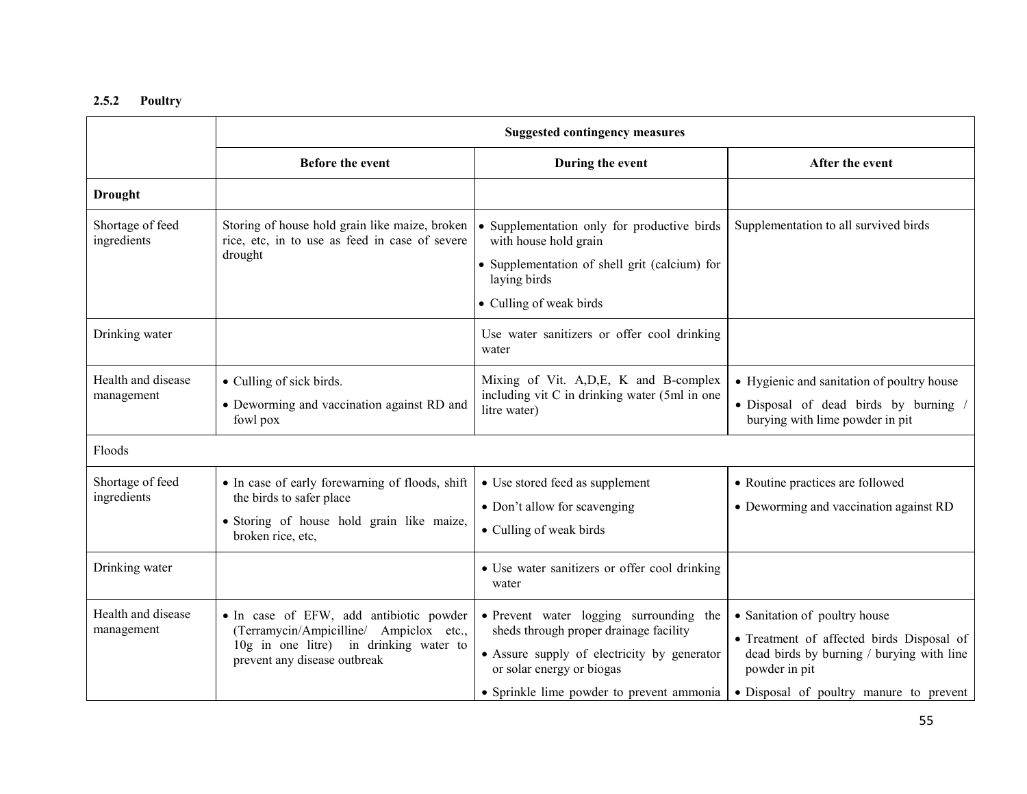### 2.5.2 Poultry

| | Suggested contingency measures | | |
|---|---|---|---|
| | **Before the event** | **During the event** | **After the event** |
| **Drought** | | | |
| Shortage of feed ingredients | Storing of house hold grain like maize, broken rice, etc, in to use as feed in case of severe drought | • Supplementation only for productive birds with house hold grain<br>• Supplementation of shell grit (calcium) for laying birds<br>• Culling of weak birds | Supplementation to all survived birds |
| Drinking water | | Use water sanitizers or offer cool drinking water | |
| Health and disease management | • Culling of sick birds.<br>• Deworming and vaccination against RD and fowl pox | Mixing of Vit. A,D,E, K and B-complex including vit C in drinking water (5ml in one litre water) | • Hygienic and sanitation of poultry house<br>• Disposal of dead birds by burning / burying with lime powder in pit |
| Floods | | | |
| Shortage of feed ingredients | • In case of early forewarning of floods, shift the birds to safer place<br>• Storing of house hold grain like maize, broken rice, etc, | • Use stored feed as supplement<br>• Don't allow for scavenging<br>• Culling of weak birds | • Routine practices are followed<br>• Deworming and vaccination against RD |
| Drinking water | | • Use water sanitizers or offer cool drinking water | |
| Health and disease management | • In case of EFW, add antibiotic powder (Terramycin/Ampicilline/ Ampiclox etc., 10g in one litre) in drinking water to prevent any disease outbreak | • Prevent water logging surrounding the sheds through proper drainage facility<br>• Assure supply of electricity by generator or solar energy or biogas<br>• Sprinkle lime powder to prevent ammonia | • Sanitation of poultry house<br>• Treatment of affected birds Disposal of dead birds by burning / burying with line powder in pit<br>• Disposal of poultry manure to prevent |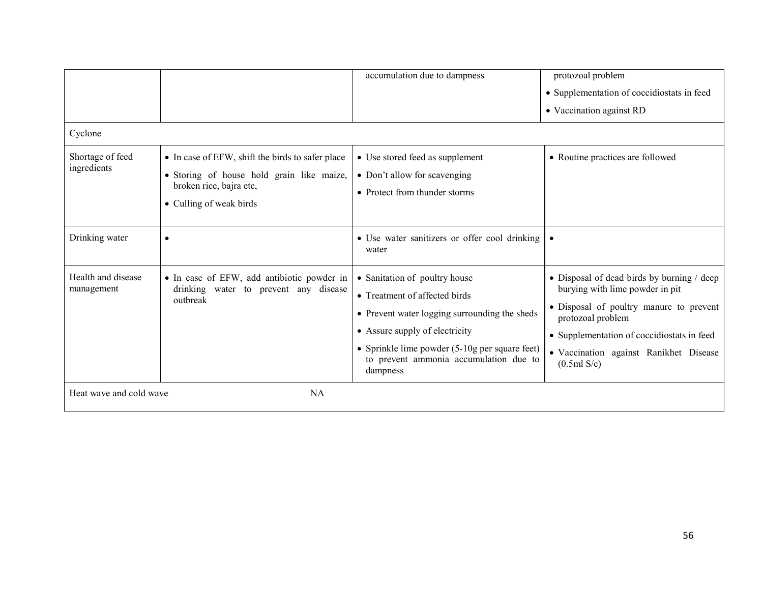|  |  |  |  |
|---|---|---|---|
|  |  | accumulation due to dampness | protozoal problem<br>• Supplementation of coccidiostats in feed<br>• Vaccination against RD |
| Cyclone |  |  |  |
| Shortage of feed ingredients | • In case of EFW, shift the birds to safer place<br>• Storing of house hold grain like maize, broken rice, bajra etc,<br>• Culling of weak birds | • Use stored feed as supplement<br>• Don't allow for scavenging<br>• Protect from thunder storms | • Routine practices are followed |
| Drinking water | • | • Use water sanitizers or offer cool drinking water | • |
| Health and disease management | • In case of EFW, add antibiotic powder in drinking water to prevent any disease outbreak | • Sanitation of poultry house<br>• Treatment of affected birds<br>• Prevent water logging surrounding the sheds<br>• Assure supply of electricity<br>• Sprinkle lime powder (5-10g per square feet) to prevent ammonia accumulation due to dampness | • Disposal of dead birds by burning / deep burying with lime powder in pit<br>• Disposal of poultry manure to prevent protozoal problem<br>• Supplementation of coccidiostats in feed<br>• Vaccination against Ranikhet Disease (0.5ml S/c) |
| Heat wave and cold wave | NA |  |  |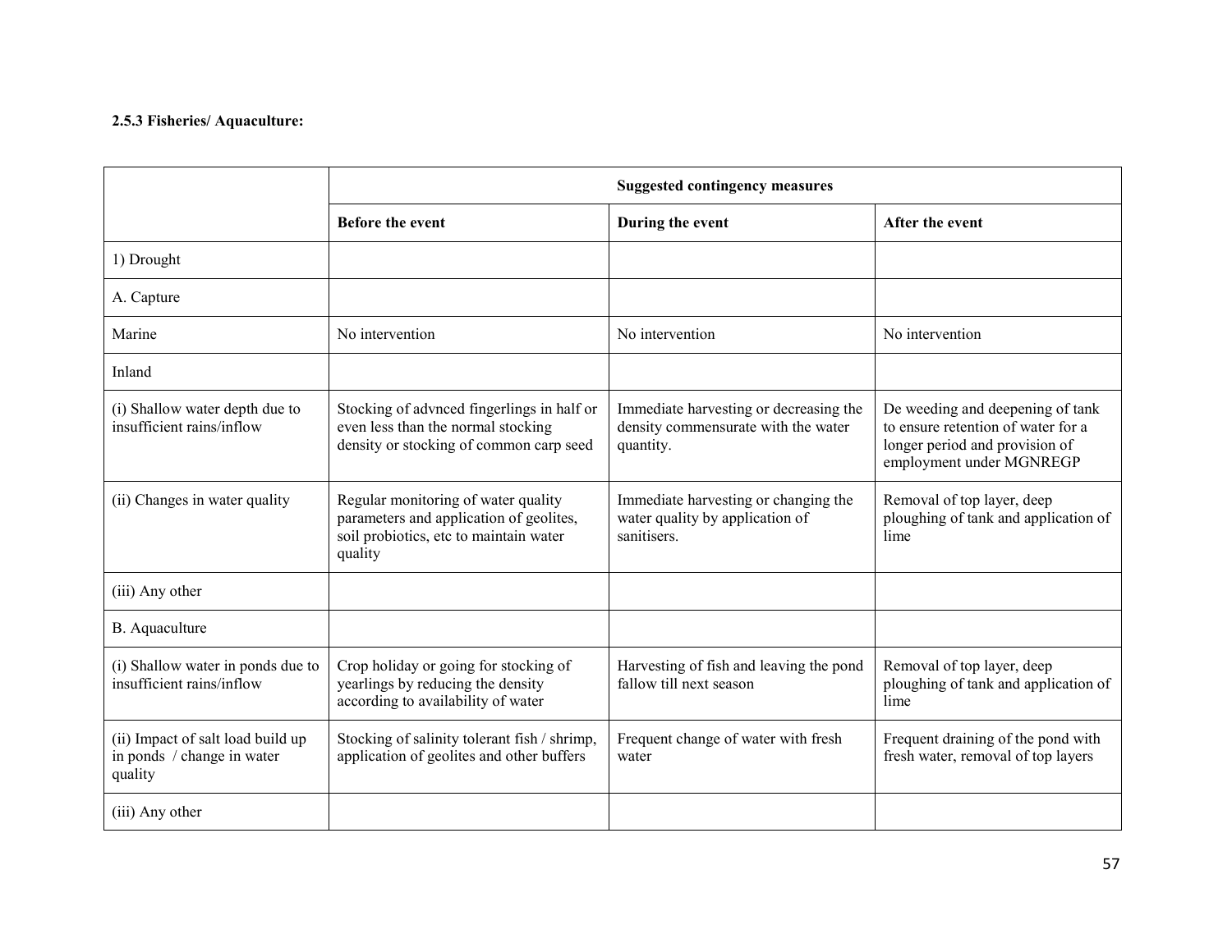**2.5.3 Fisheries/ Aquaculture:**

| | Suggested contingency measures | | |
|---|---|---|---|
| | **Before the event** | **During the event** | **After the event** |
| 1) Drought | | | |
| A. Capture | | | |
| Marine | No intervention | No intervention | No intervention |
| Inland | | | |
| (i) Shallow water depth due to insufficient rains/inflow | Stocking of advnced fingerlings in half or even less than the normal stocking density or stocking of common carp seed | Immediate harvesting or decreasing the density commensurate with the water quantity. | De weeding and deepening of tank to ensure retention of water for a longer period and provision of employment under MGNREGP |
| (ii) Changes in water quality | Regular monitoring of water quality parameters and application of geolites, soil probiotics, etc to maintain water quality | Immediate harvesting or changing the water quality by application of sanitisers. | Removal of top layer, deep ploughing of tank and application of lime |
| (iii) Any other | | | |
| B. Aquaculture | | | |
| (i) Shallow water in ponds due to insufficient rains/inflow | Crop holiday or going for stocking of yearlings by reducing the density according to availability of water | Harvesting of fish and leaving the pond fallow till next season | Removal of top layer, deep ploughing of tank and application of lime |
| (ii) Impact of salt load build up in ponds / change in water quality | Stocking of salinity tolerant fish / shrimp, application of geolites and other buffers | Frequent change of water with fresh water | Frequent draining of the pond with fresh water, removal of top layers |
| (iii) Any other | | | |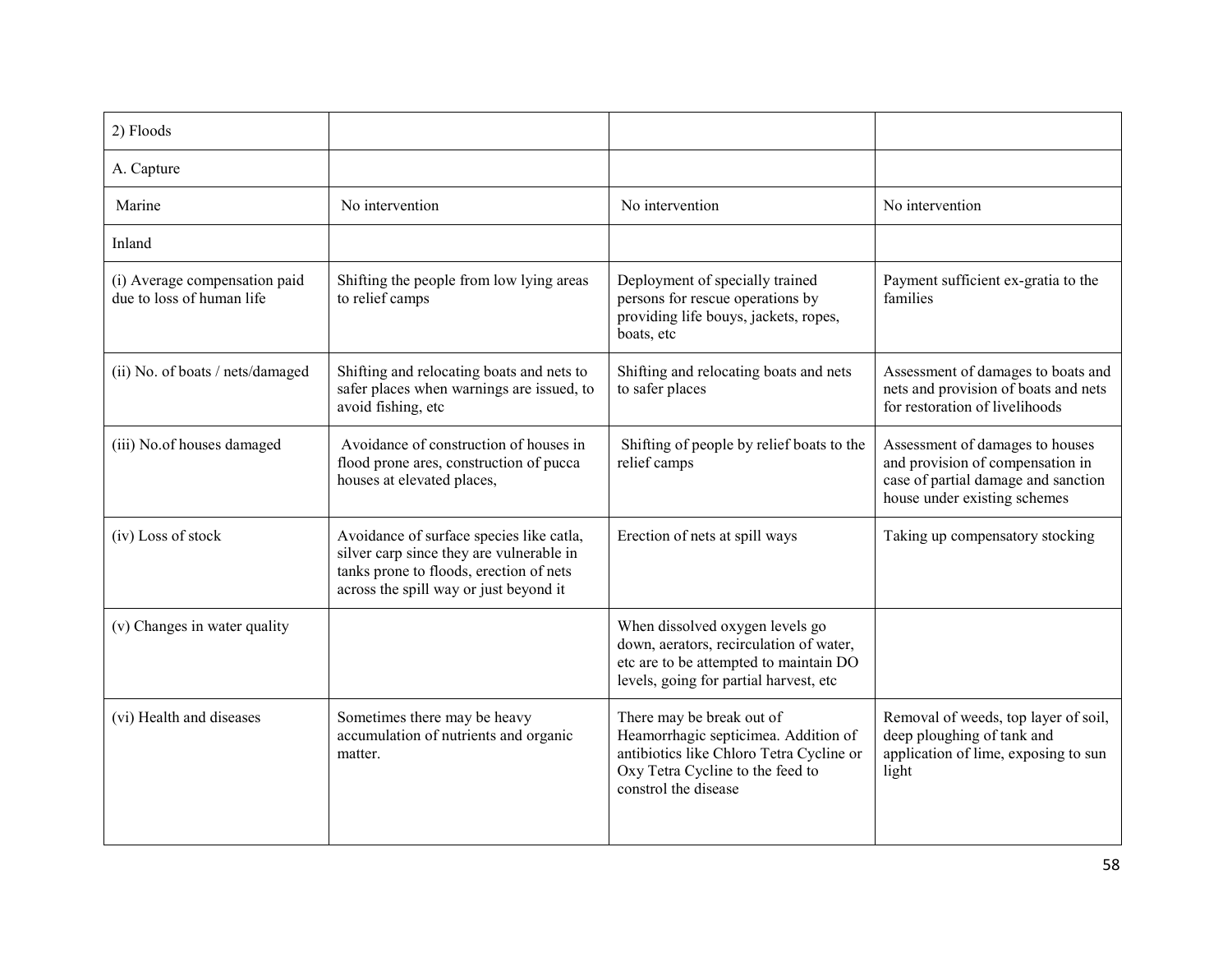| 2) Floods | | | |
|---|---|---|---|
| A. Capture | | | |
| Marine | No intervention | No intervention | No intervention |
| Inland | | | |
| (i) Average compensation paid due to loss of human life | Shifting the people from low lying areas to relief camps | Deployment of specially trained persons for rescue operations by providing life bouys, jackets, ropes, boats, etc | Payment sufficient ex-gratia to the families |
| (ii) No. of boats / nets/damaged | Shifting and relocating boats and nets to safer places when warnings are issued, to avoid fishing, etc | Shifting and relocating boats and nets to safer places | Assessment of damages to boats and nets and provision of boats and nets for restoration of livelihoods |
| (iii) No.of houses damaged | Avoidance of construction of houses in flood prone ares, construction of pucca houses at elevated places, | Shifting of people by relief boats to the relief camps | Assessment of damages to houses and provision of compensation in case of partial damage and sanction house under existing schemes |
| (iv) Loss of stock | Avoidance of surface species like catla, silver carp since they are vulnerable in tanks prone to floods, erection of nets across the spill way or just beyond it | Erection of nets at spill ways | Taking up compensatory stocking |
| (v) Changes in water quality | | When dissolved oxygen levels go down, aerators, recirculation of water, etc are to be attempted to maintain DO levels, going for partial harvest, etc | |
| (vi) Health and diseases | Sometimes there may be heavy accumulation of nutrients and organic matter. | There may be break out of Heamorrhagic septicimea. Addition of antibiotics like Chloro Tetra Cycline or Oxy Tetra Cycline to the feed to constrol the disease | Removal of weeds, top layer of soil, deep ploughing of tank and application of lime, exposing to sun light |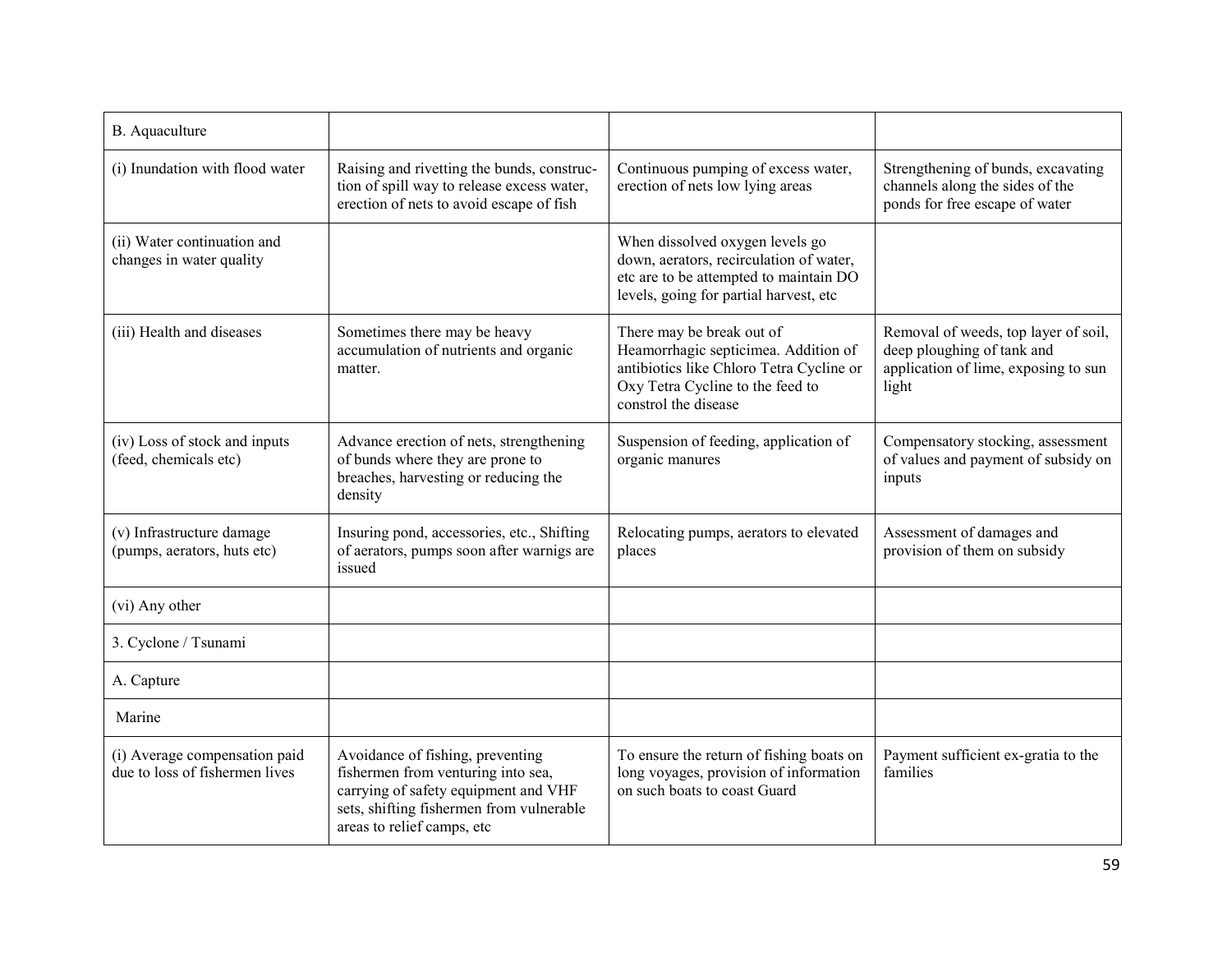| B. Aquaculture | | | |
|---|---|---|---|
| (i) Inundation with flood water | Raising and rivetting the bunds, construction of spill way to release excess water, erection of nets to avoid escape of fish | Continuous pumping of excess water, erection of nets low lying areas | Strengthening of bunds, excavating channels along the sides of the ponds for free escape of water |
| (ii) Water continuation and changes in water quality | | When dissolved oxygen levels go down, aerators, recirculation of water, etc are to be attempted to maintain DO levels, going for partial harvest, etc | |
| (iii) Health and diseases | Sometimes there may be heavy accumulation of nutrients and organic matter. | There may be break out of Heamorrhagic septicimea. Addition of antibiotics like Chloro Tetra Cycline or Oxy Tetra Cycline to the feed to constrol the disease | Removal of weeds, top layer of soil, deep ploughing of tank and application of lime, exposing to sun light |
| (iv) Loss of stock and inputs (feed, chemicals etc) | Advance erection of nets, strengthening of bunds where they are prone to breaches, harvesting or reducing the density | Suspension of feeding, application of organic manures | Compensatory stocking, assessment of values and payment of subsidy on inputs |
| (v) Infrastructure damage (pumps, aerators, huts etc) | Insuring pond, accessories, etc., Shifting of aerators, pumps soon after warnigs are issued | Relocating pumps, aerators to elevated places | Assessment of damages and provision of them on subsidy |
| (vi) Any other | | | |
| 3. Cyclone / Tsunami | | | |
| A. Capture | | | |
| Marine | | | |
| (i) Average compensation paid due to loss of fishermen lives | Avoidance of fishing, preventing fishermen from venturing into sea, carrying of safety equipment and VHF sets, shifting fishermen from vulnerable areas to relief camps, etc | To ensure the return of fishing boats on long voyages, provision of information on such boats to coast Guard | Payment sufficient ex-gratia to the families |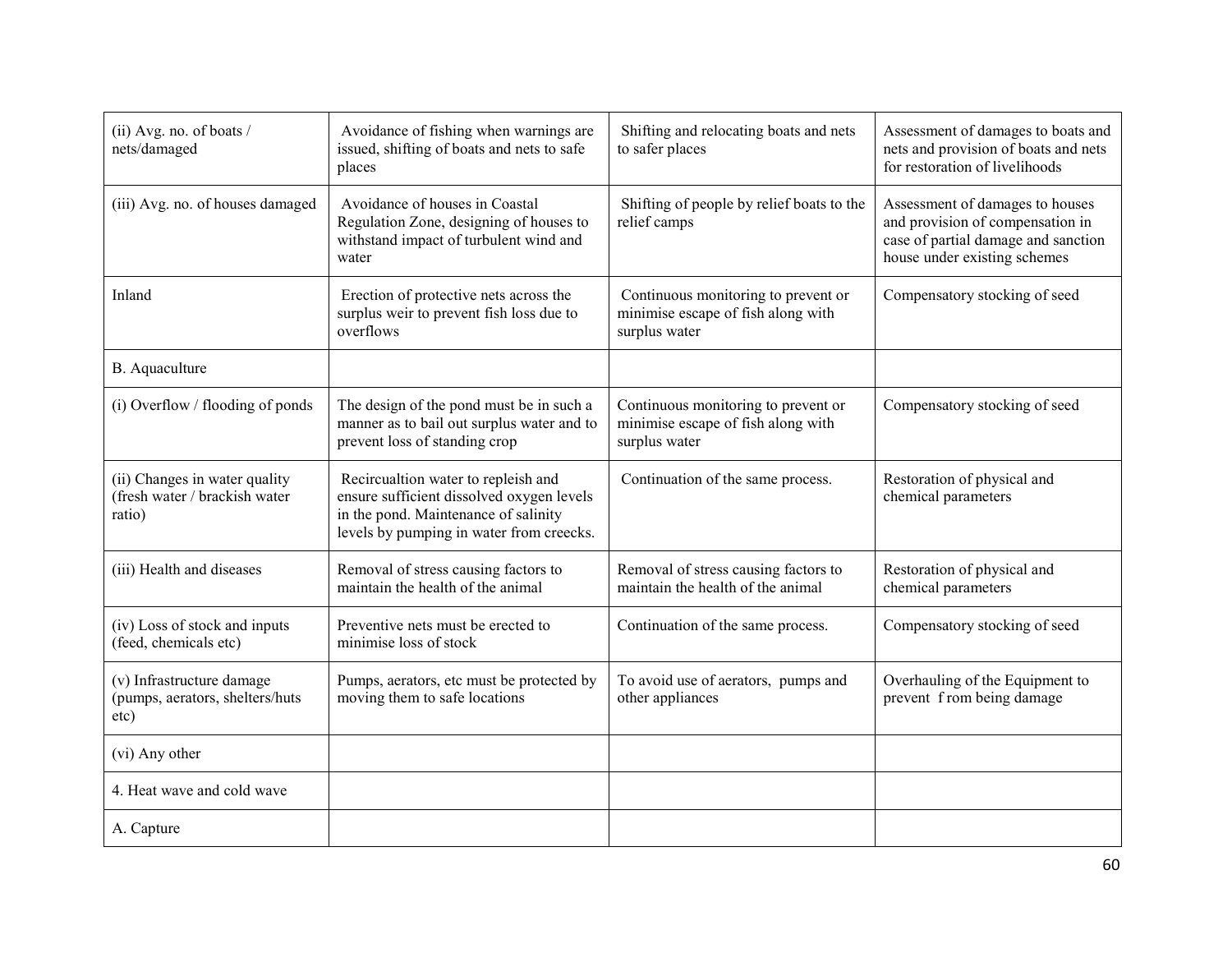| (ii) Avg. no. of boats / nets/damaged | Avoidance of fishing when warnings are issued, shifting of boats and nets to safe places | Shifting and relocating boats and nets to safer places | Assessment of damages to boats and nets and provision of boats and nets for restoration of livelihoods |
|---|---|---|---|
| (iii) Avg. no. of houses damaged | Avoidance of houses in Coastal Regulation Zone, designing of houses to withstand impact of turbulent wind and water | Shifting of people by relief boats to the relief camps | Assessment of damages to houses and provision of compensation in case of partial damage and sanction house under existing schemes |
| Inland | Erection of protective nets across the surplus weir to prevent fish loss due to overflows | Continuous monitoring to prevent or minimise escape of fish along with surplus water | Compensatory stocking of seed |
| B. Aquaculture | | | |
| (i) Overflow / flooding of ponds | The design of the pond must be in such a manner as to bail out surplus water and to prevent loss of standing crop | Continuous monitoring to prevent or minimise escape of fish along with surplus water | Compensatory stocking of seed |
| (ii) Changes in water quality (fresh water / brackish water ratio) | Recircualtion water to repleish and ensure sufficient dissolved oxygen levels in the pond. Maintenance of salinity levels by pumping in water from creecks. | Continuation of the same process. | Restoration of physical and chemical parameters |
| (iii) Health and diseases | Removal of stress causing factors to maintain the health of the animal | Removal of stress causing factors to maintain the health of the animal | Restoration of physical and chemical parameters |
| (iv) Loss of stock and inputs (feed, chemicals etc) | Preventive nets must be erected to minimise loss of stock | Continuation of the same process. | Compensatory stocking of seed |
| (v) Infrastructure damage (pumps, aerators, shelters/huts etc) | Pumps, aerators, etc must be protected by moving them to safe locations | To avoid use of aerators, pumps and other appliances | Overhauling of the Equipment to prevent f rom being damage |
| (vi) Any other | | | |
| 4. Heat wave and cold wave | | | |
| A. Capture | | | |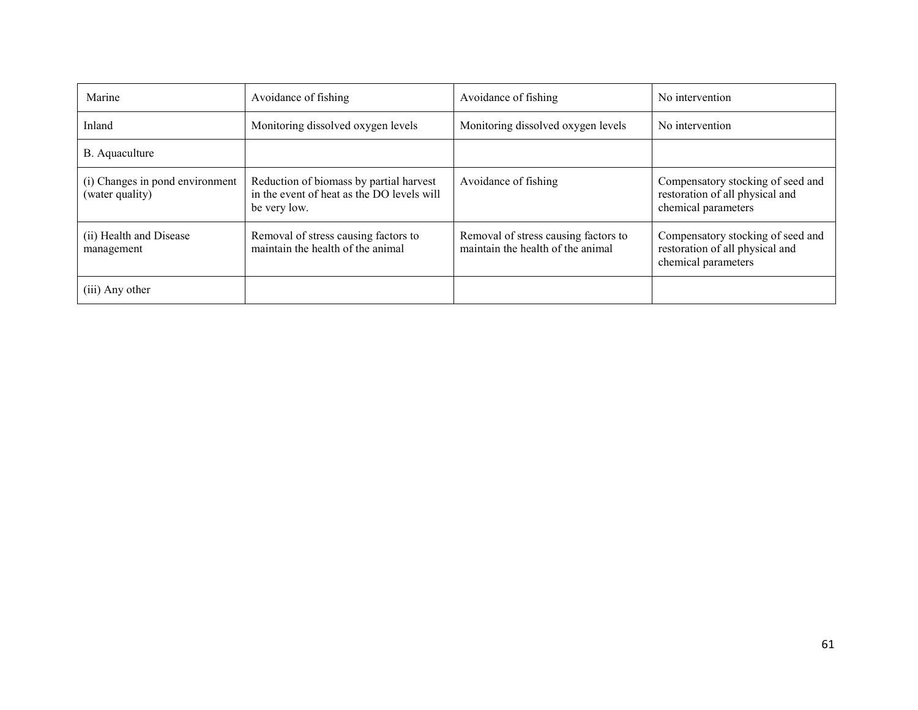| | | | |
|---|---|---|---|
| Marine | Avoidance of fishing | Avoidance of fishing | No intervention |
| Inland | Monitoring dissolved oxygen levels | Monitoring dissolved oxygen levels | No intervention |
| B. Aquaculture | | | |
| (i) Changes in pond environment (water quality) | Reduction of biomass by partial harvest in the event of heat as the DO levels will be very low. | Avoidance of fishing | Compensatory stocking of seed and restoration of all physical and chemical parameters |
| (ii) Health and Disease management | Removal of stress causing factors to maintain the health of the animal | Removal of stress causing factors to maintain the health of the animal | Compensatory stocking of seed and restoration of all physical and chemical parameters |
| (iii) Any other | | | |